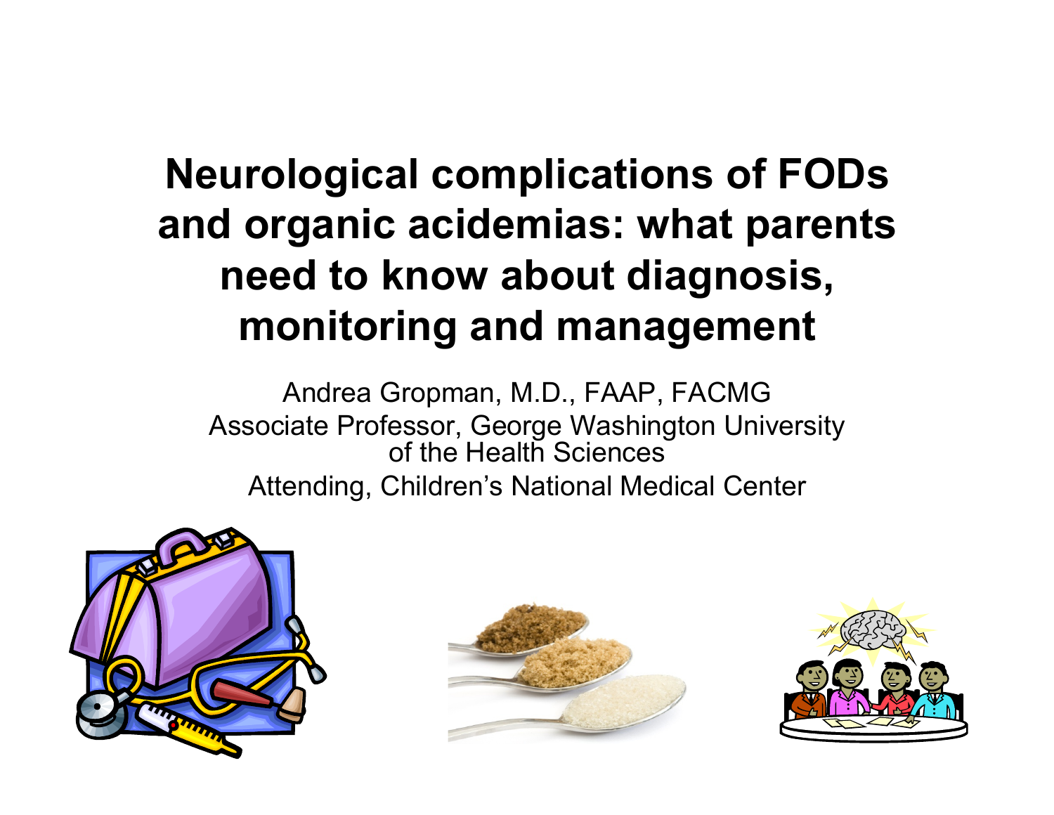# Neurological complications of FODs and organic acidemias: what parents need to know about diagnosis, monitoring and management

Andrea Gropman, M.D., FAAP, FACMG

Associate Professor, George Washington University of the Health Sciences

Attending, Children's National Medical Center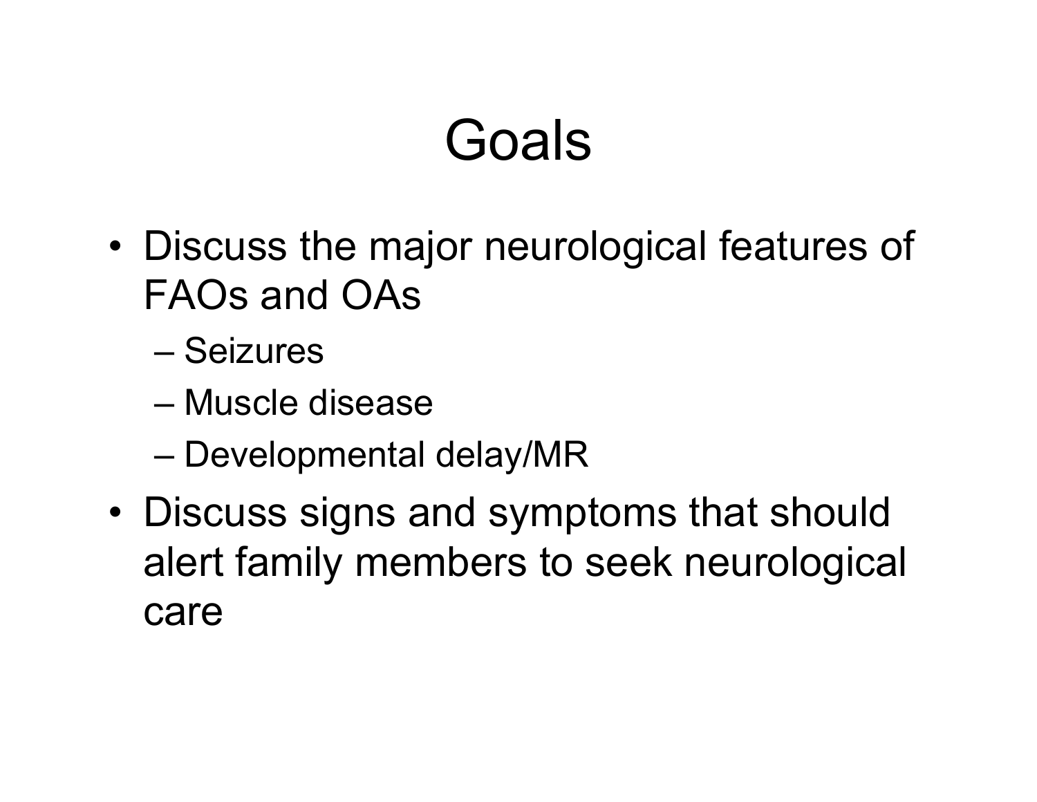# Goals

- Discuss the major neurological features of FAOs and OAs
  - Seizures
  - Muscle disease
  - Developmental delay/MR
- Discuss signs and symptoms that should alert family members to seek neurological care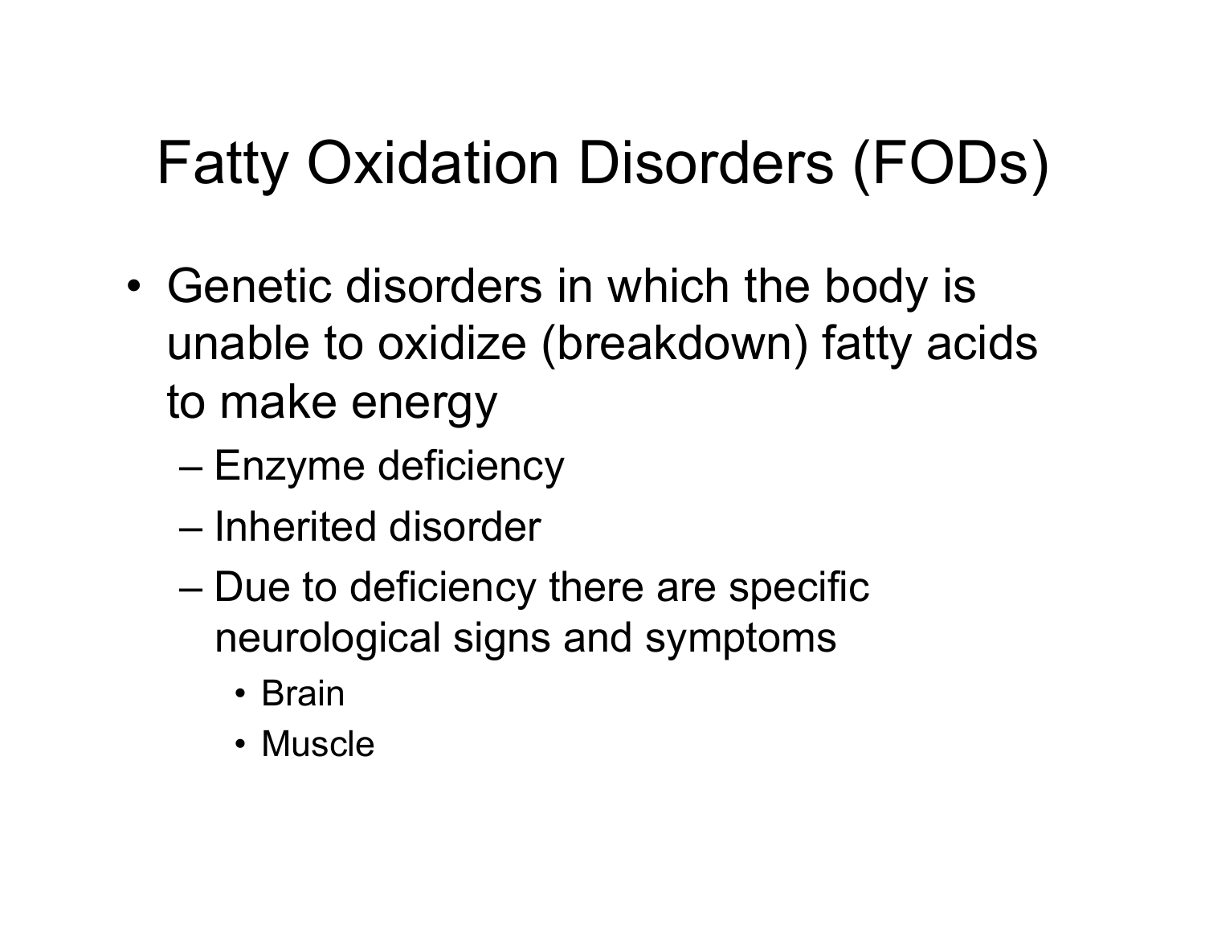# Fatty Oxidation Disorders (FODs)

- Genetic disorders in which the body is unable to oxidize (breakdown) fatty acids to make energy
  - Enzyme deficiency
  - Inherited disorder
  - Due to deficiency there are specific neurological signs and symptoms
    - Brain
    - Muscle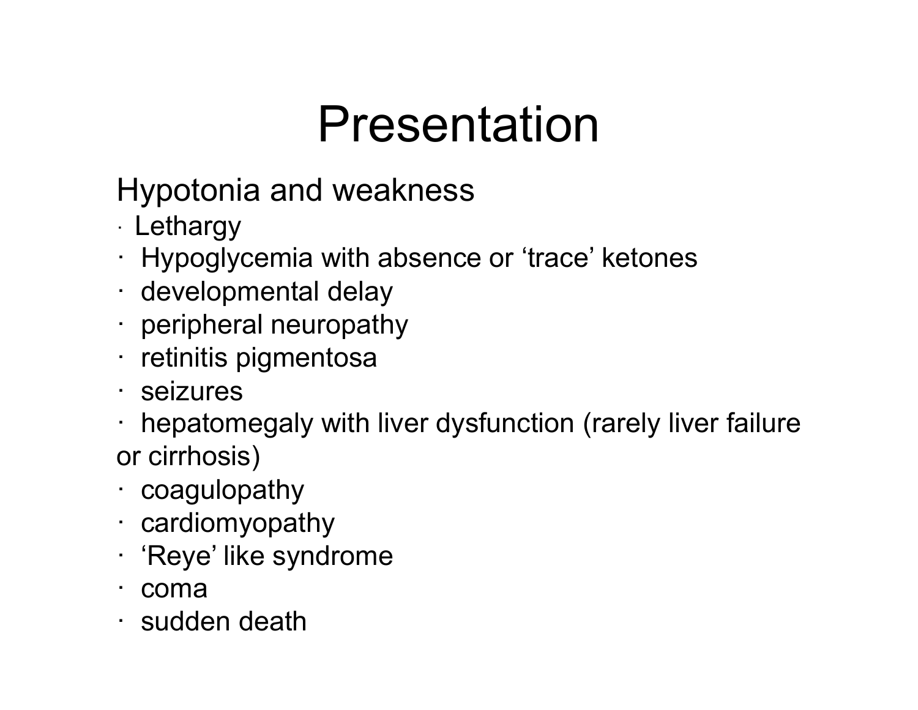# Presentation

Hypotonia and weakness

- Lethargy
- Hypoglycemia with absence or 'trace' ketones
- developmental delay
- peripheral neuropathy
- retinitis pigmentosa
- seizures
- hepatomegaly with liver dysfunction (rarely liver failure or cirrhosis)
- coagulopathy
- cardiomyopathy
- 'Reye' like syndrome
- coma
- sudden death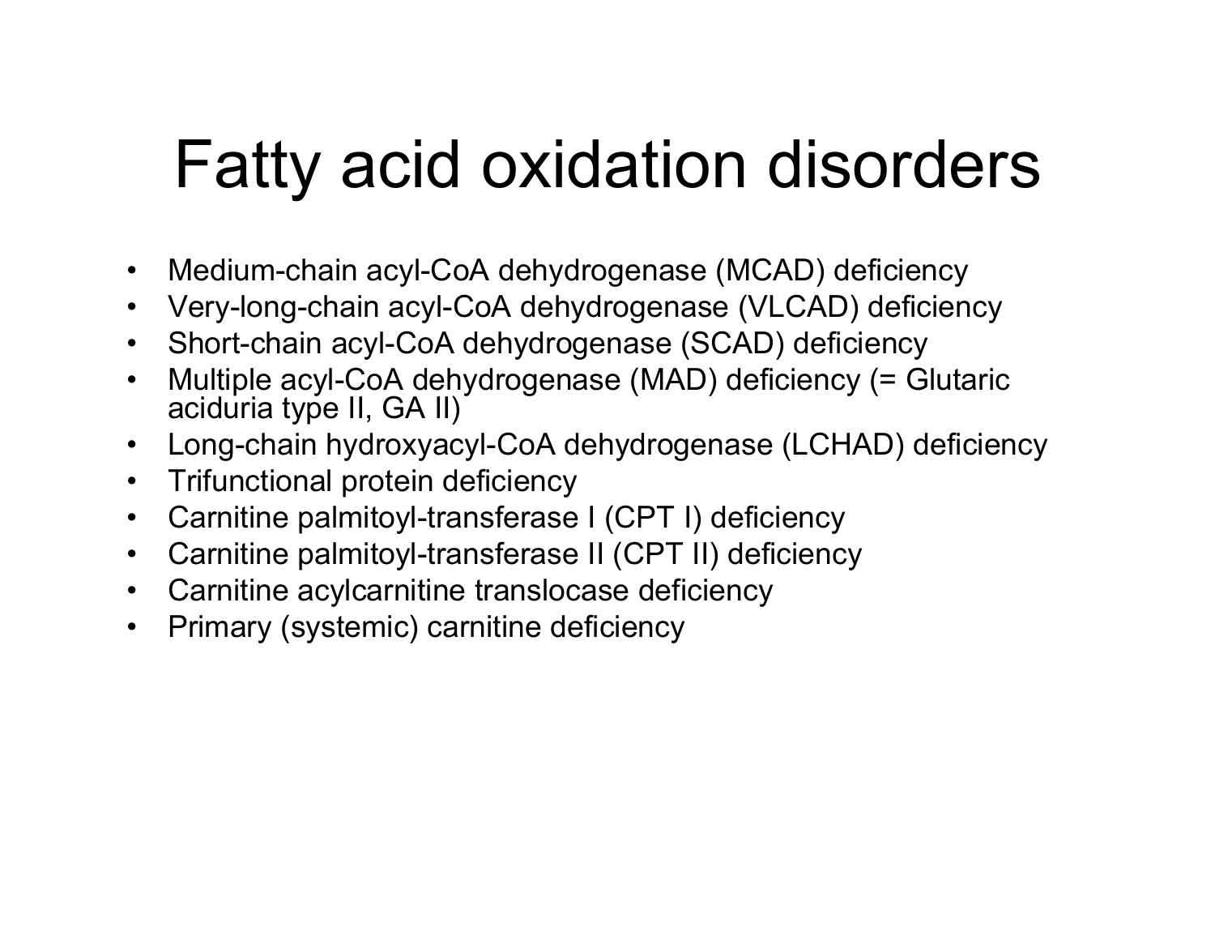# Fatty acid oxidation disorders

- Medium-chain acyl-CoA dehydrogenase (MCAD) deficiency
- Very-long-chain acyl-CoA dehydrogenase (VLCAD) deficiency
- Short-chain acyl-CoA dehydrogenase (SCAD) deficiency
- Multiple acyl-CoA dehydrogenase (MAD) deficiency (= Glutaric aciduria type II, GA II)
- Long-chain hydroxyacyl-CoA dehydrogenase (LCHAD) deficiency
- Trifunctional protein deficiency
- Carnitine palmitoyl-transferase I (CPT I) deficiency
- Carnitine palmitoyl-transferase II (CPT II) deficiency
- Carnitine acylcarnitine translocase deficiency
- Primary (systemic) carnitine deficiency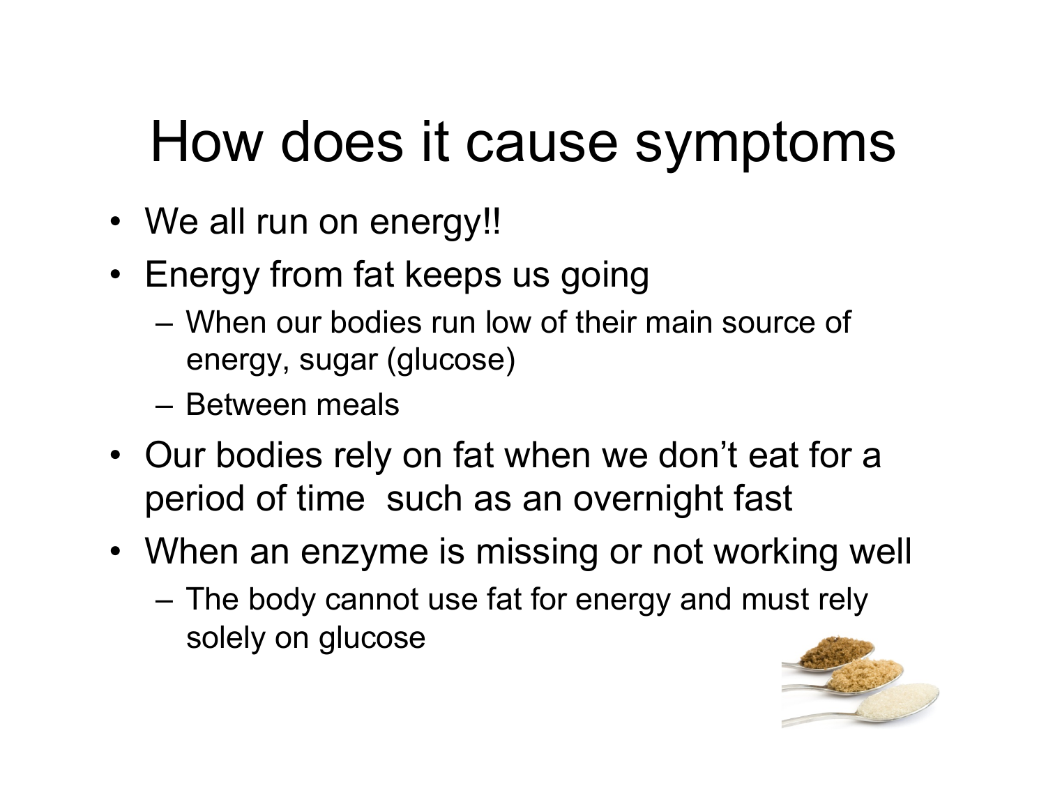# How does it cause symptoms

- We all run on energy!!
- Energy from fat keeps us going
  - When our bodies run low of their main source of energy, sugar (glucose)
  - Between meals
- Our bodies rely on fat when we don't eat for a period of time such as an overnight fast
- When an enzyme is missing or not working well
  - The body cannot use fat for energy and must rely solely on glucose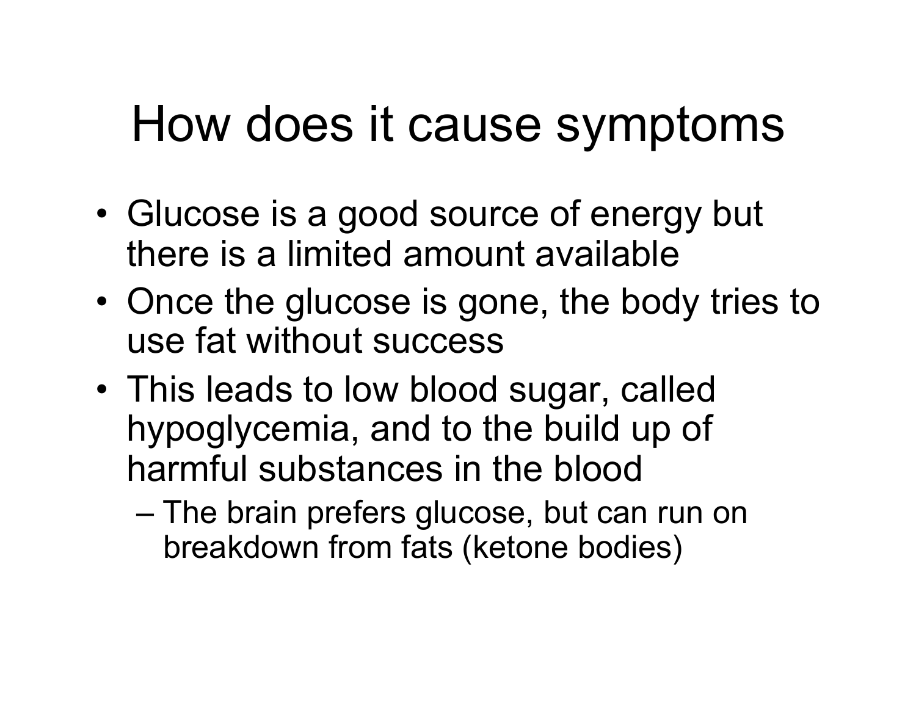# How does it cause symptoms

- Glucose is a good source of energy but there is a limited amount available
- Once the glucose is gone, the body tries to use fat without success
- This leads to low blood sugar, called hypoglycemia, and to the build up of harmful substances in the blood
  - The brain prefers glucose, but can run on breakdown from fats (ketone bodies)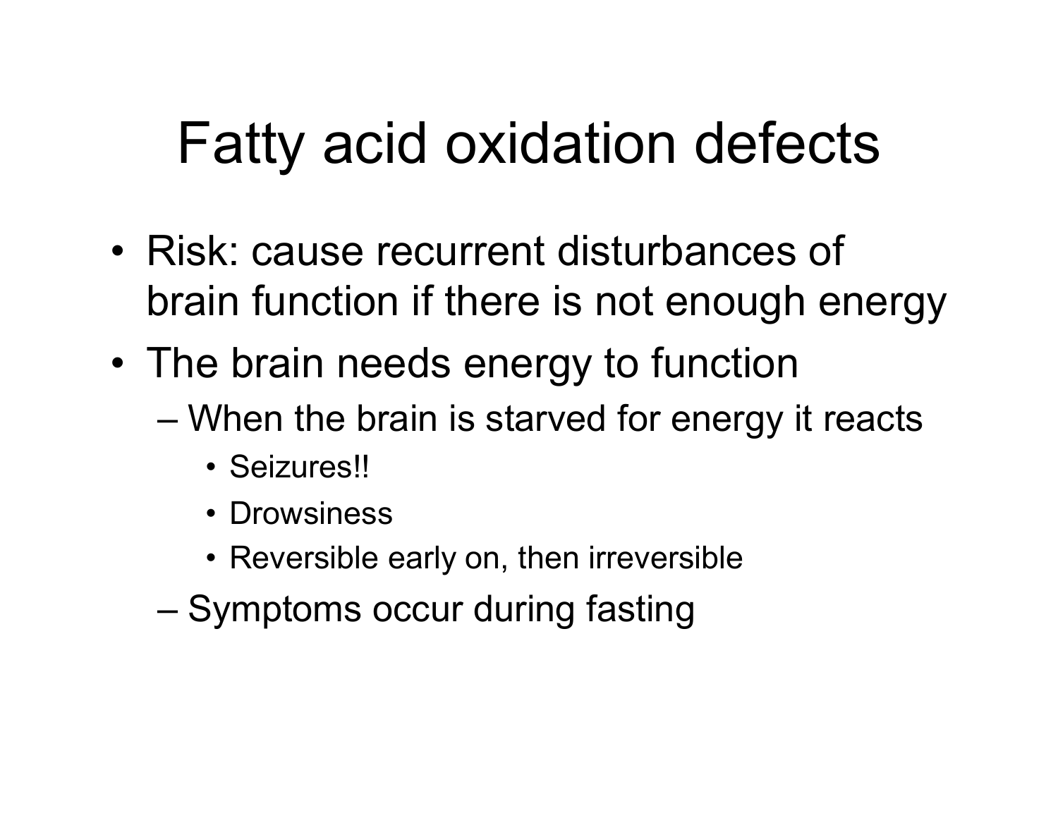# Fatty acid oxidation defects

- Risk: cause recurrent disturbances of brain function if there is not enough energy
- The brain needs energy to function
  - When the brain is starved for energy it reacts
    - Seizures!!
    - Drowsiness
    - Reversible early on, then irreversible
  - Symptoms occur during fasting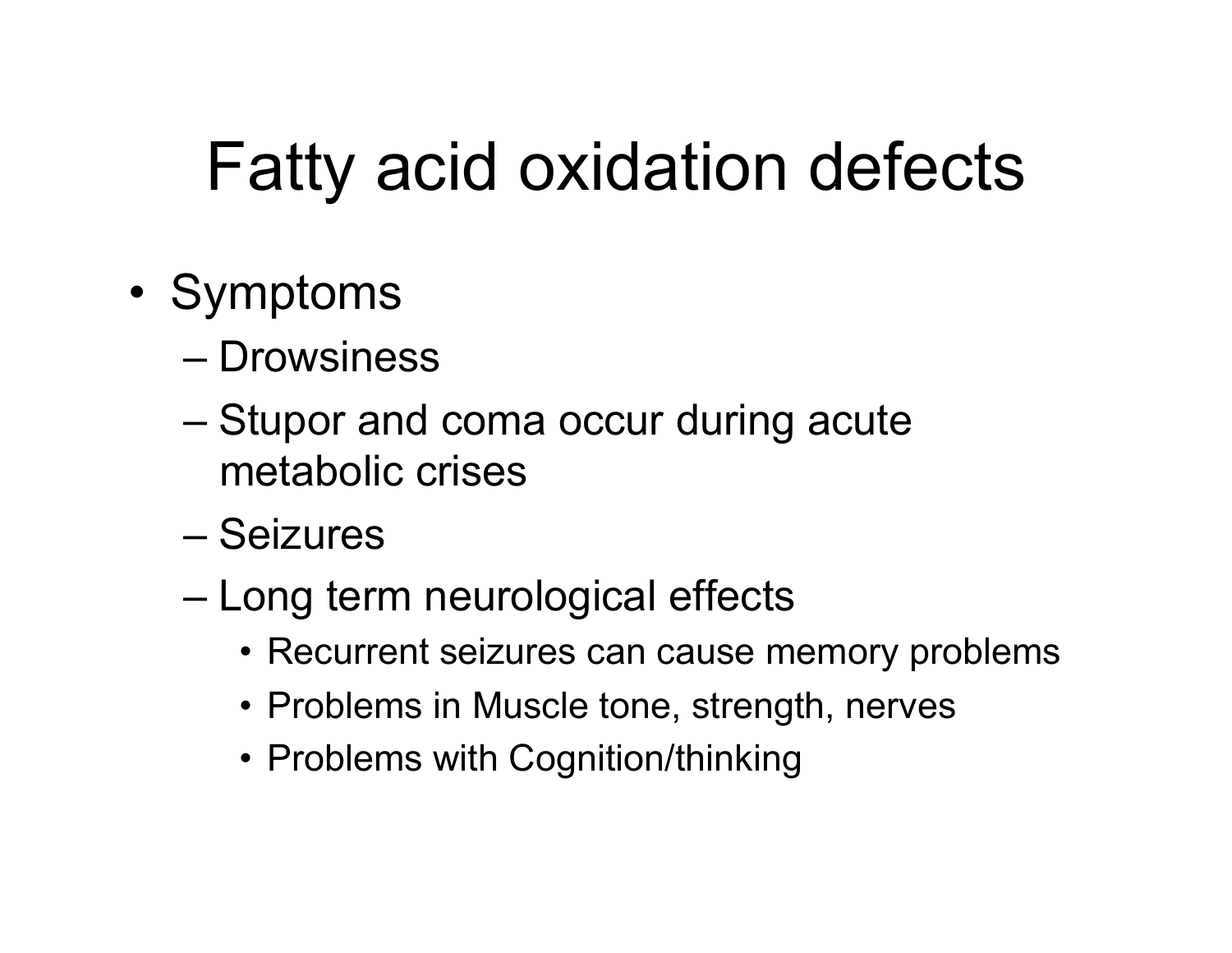# Fatty acid oxidation defects

- Symptoms
  - Drowsiness
  - Stupor and coma occur during acute metabolic crises
  - Seizures
  - Long term neurological effects
    - Recurrent seizures can cause memory problems
    - Problems in Muscle tone, strength, nerves
    - Problems with Cognition/thinking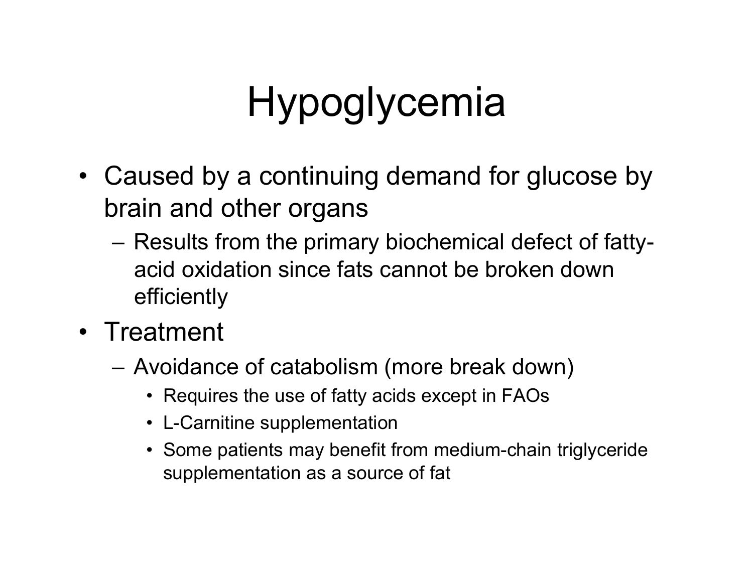# Hypoglycemia

- Caused by a continuing demand for glucose by brain and other organs
  - Results from the primary biochemical defect of fatty-acid oxidation since fats cannot be broken down efficiently
- Treatment
  - Avoidance of catabolism (more break down)
    - Requires the use of fatty acids except in FAOs
    - L-Carnitine supplementation
    - Some patients may benefit from medium-chain triglyceride supplementation as a source of fat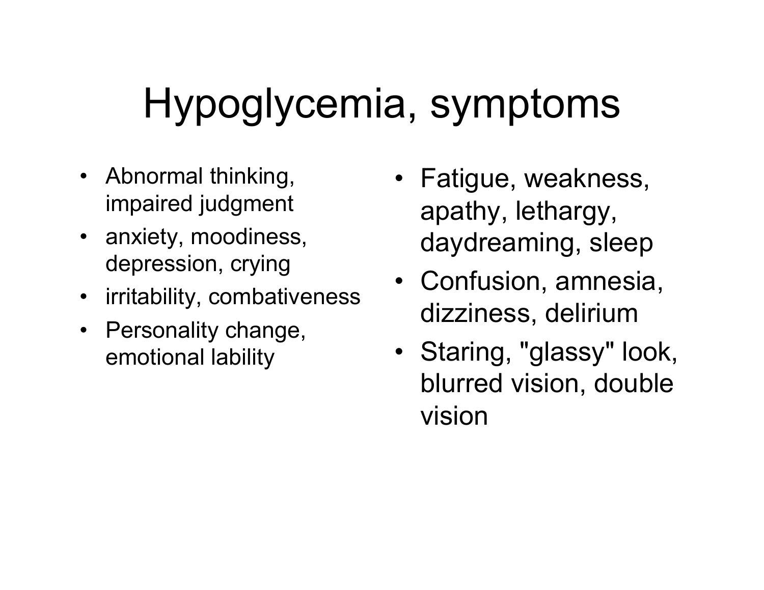# Hypoglycemia, symptoms

- Abnormal thinking, impaired judgment
- anxiety, moodiness, depression, crying
- irritability, combativeness
- Personality change, emotional lability
- Fatigue, weakness, apathy, lethargy, daydreaming, sleep
- Confusion, amnesia, dizziness, delirium
- Staring, "glassy" look, blurred vision, double vision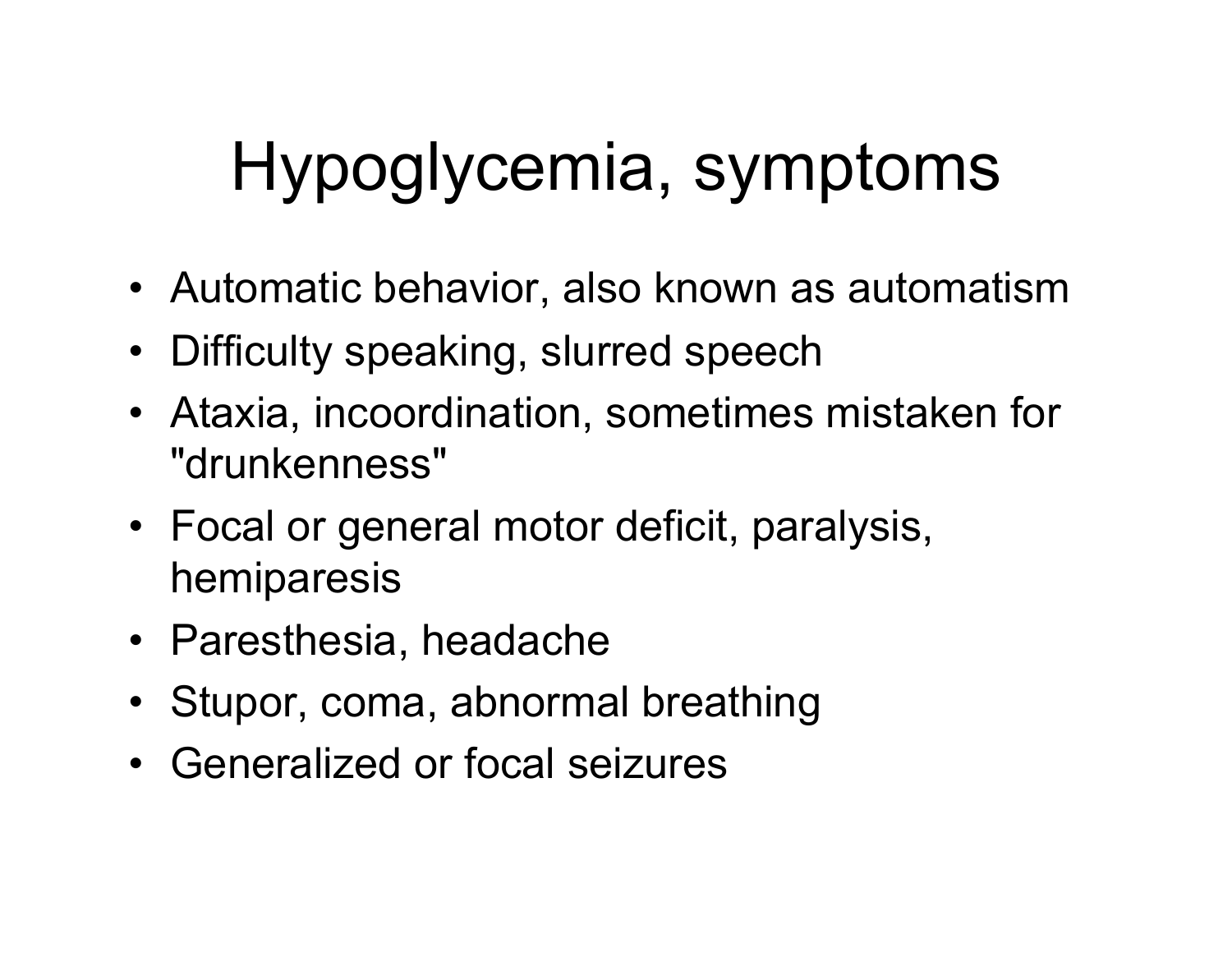# Hypoglycemia, symptoms

- Automatic behavior, also known as automatism
- Difficulty speaking, slurred speech
- Ataxia, incoordination, sometimes mistaken for "drunkenness"
- Focal or general motor deficit, paralysis, hemiparesis
- Paresthesia, headache
- Stupor, coma, abnormal breathing
- Generalized or focal seizures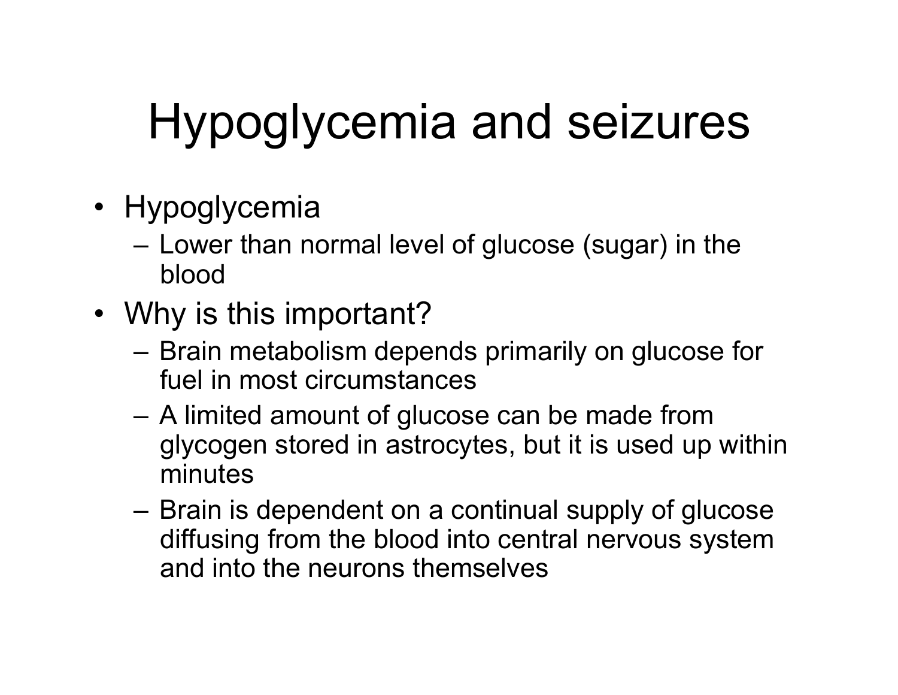# Hypoglycemia and seizures

- Hypoglycemia
  - Lower than normal level of glucose (sugar) in the blood
- Why is this important?
  - Brain metabolism depends primarily on glucose for fuel in most circumstances
  - A limited amount of glucose can be made from glycogen stored in astrocytes, but it is used up within minutes
  - Brain is dependent on a continual supply of glucose diffusing from the blood into central nervous system and into the neurons themselves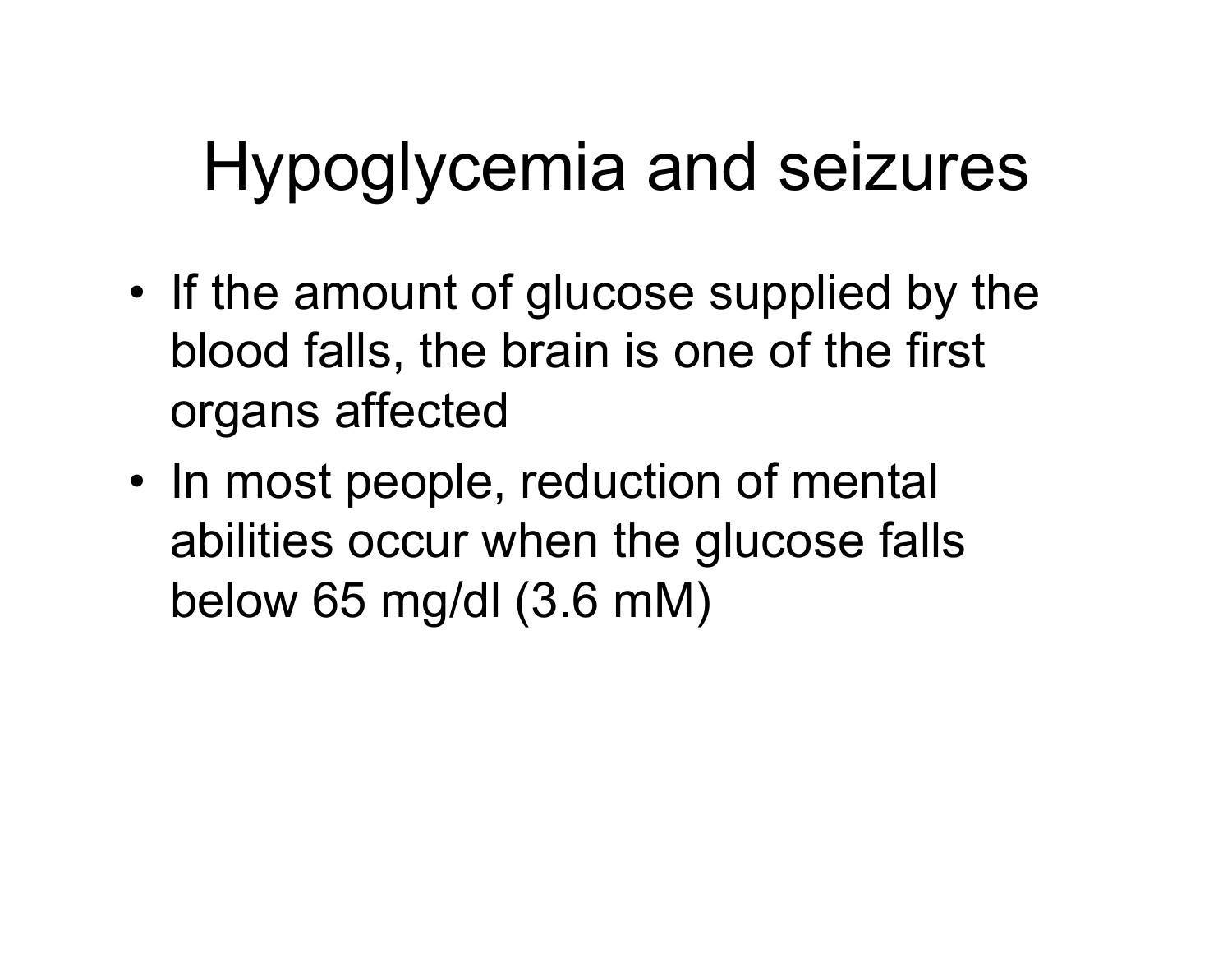# Hypoglycemia and seizures

- If the amount of glucose supplied by the blood falls, the brain is one of the first organs affected
- In most people, reduction of mental abilities occur when the glucose falls below 65 mg/dl (3.6 mM)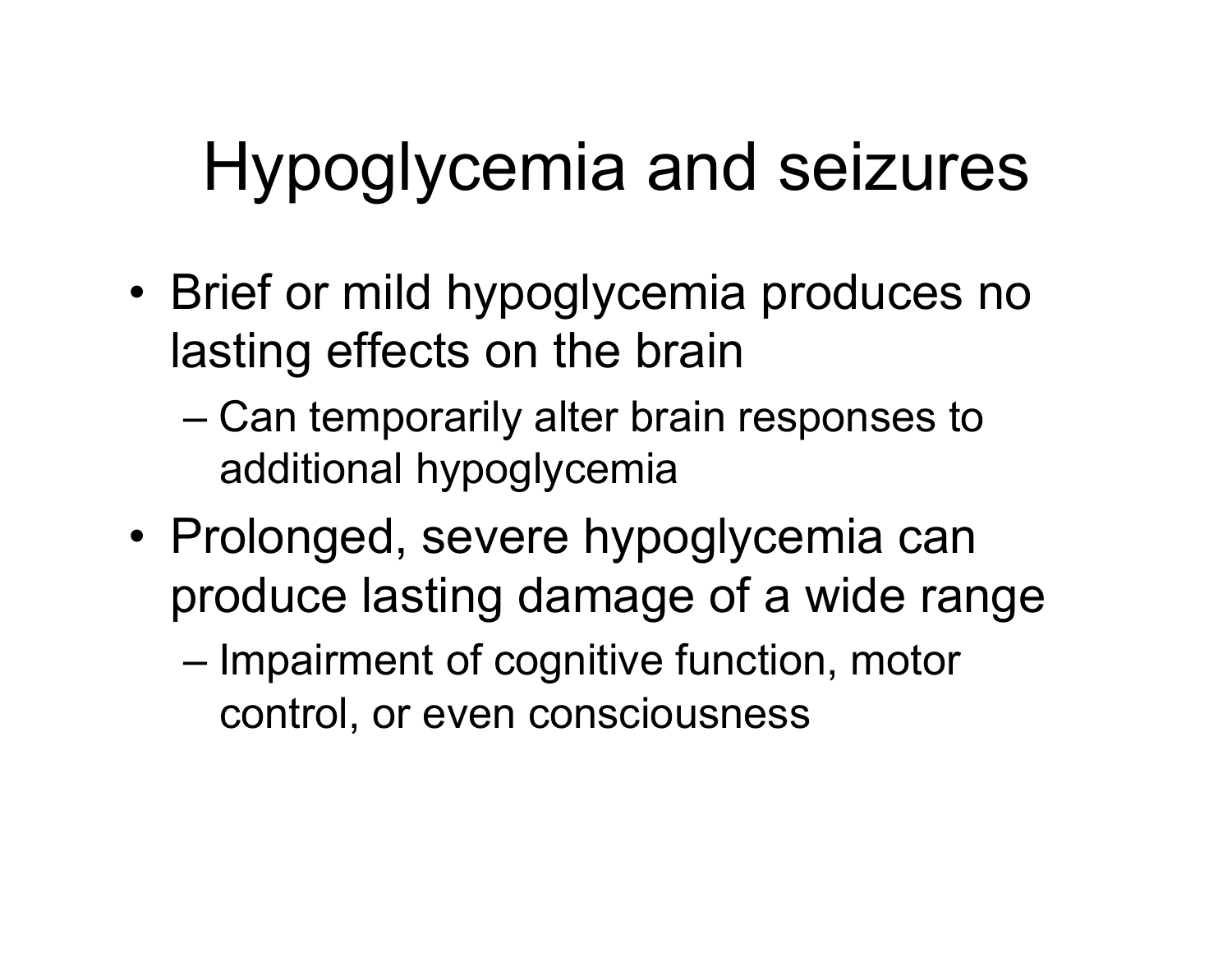# Hypoglycemia and seizures

- Brief or mild hypoglycemia produces no lasting effects on the brain
  - Can temporarily alter brain responses to additional hypoglycemia
- Prolonged, severe hypoglycemia can produce lasting damage of a wide range
  - Impairment of cognitive function, motor control, or even consciousness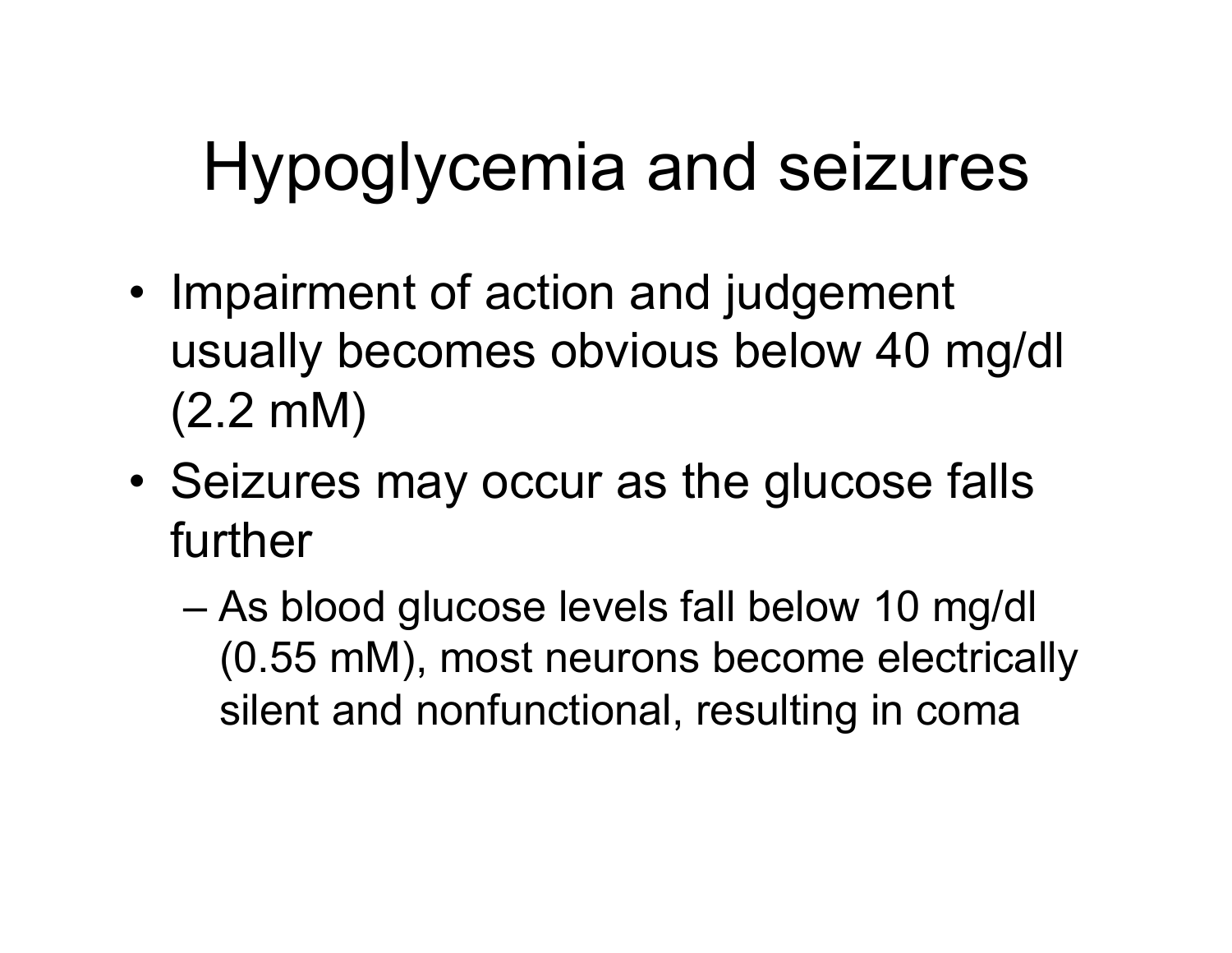# Hypoglycemia and seizures

- Impairment of action and judgement usually becomes obvious below 40 mg/dl (2.2 mM)
- Seizures may occur as the glucose falls further
  - As blood glucose levels fall below 10 mg/dl (0.55 mM), most neurons become electrically silent and nonfunctional, resulting in coma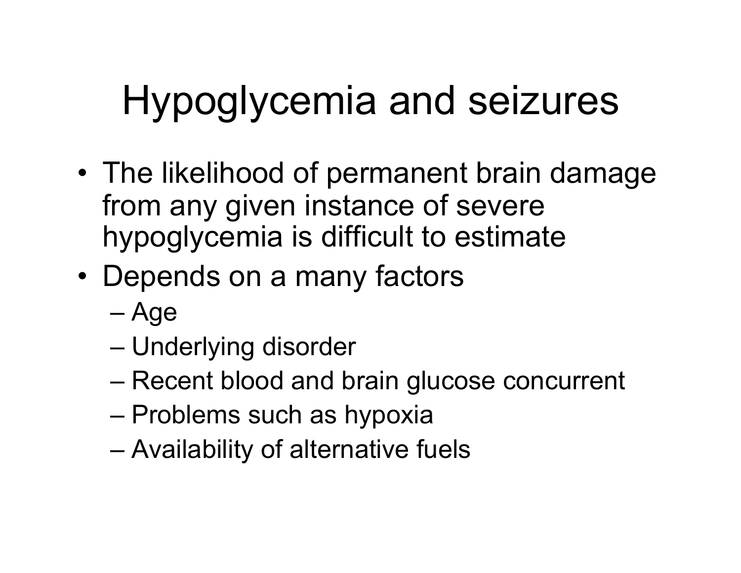# Hypoglycemia and seizures

- The likelihood of permanent brain damage from any given instance of severe hypoglycemia is difficult to estimate
- Depends on a many factors
  - Age
  - Underlying disorder
  - Recent blood and brain glucose concurrent
  - Problems such as hypoxia
  - Availability of alternative fuels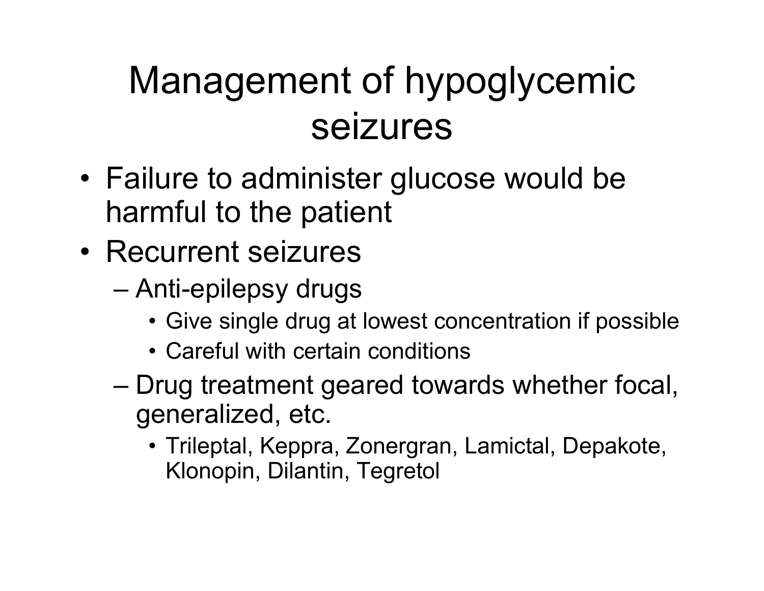# Management of hypoglycemic seizures

- Failure to administer glucose would be harmful to the patient
- Recurrent seizures
  - Anti-epilepsy drugs
    - Give single drug at lowest concentration if possible
    - Careful with certain conditions
  - Drug treatment geared towards whether focal, generalized, etc.
    - Trileptal, Keppra, Zonergran, Lamictal, Depakote, Klonopin, Dilantin, Tegretol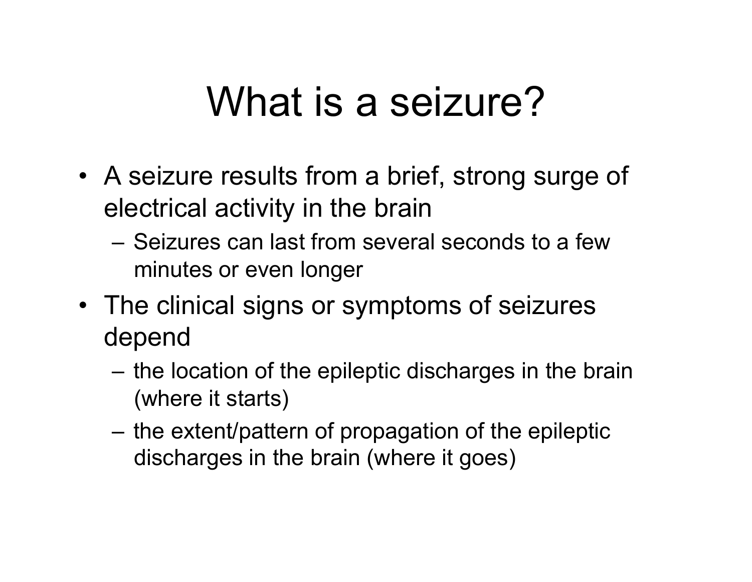# What is a seizure?

- A seizure results from a brief, strong surge of electrical activity in the brain
  - Seizures can last from several seconds to a few minutes or even longer
- The clinical signs or symptoms of seizures depend
  - the location of the epileptic discharges in the brain (where it starts)
  - the extent/pattern of propagation of the epileptic discharges in the brain (where it goes)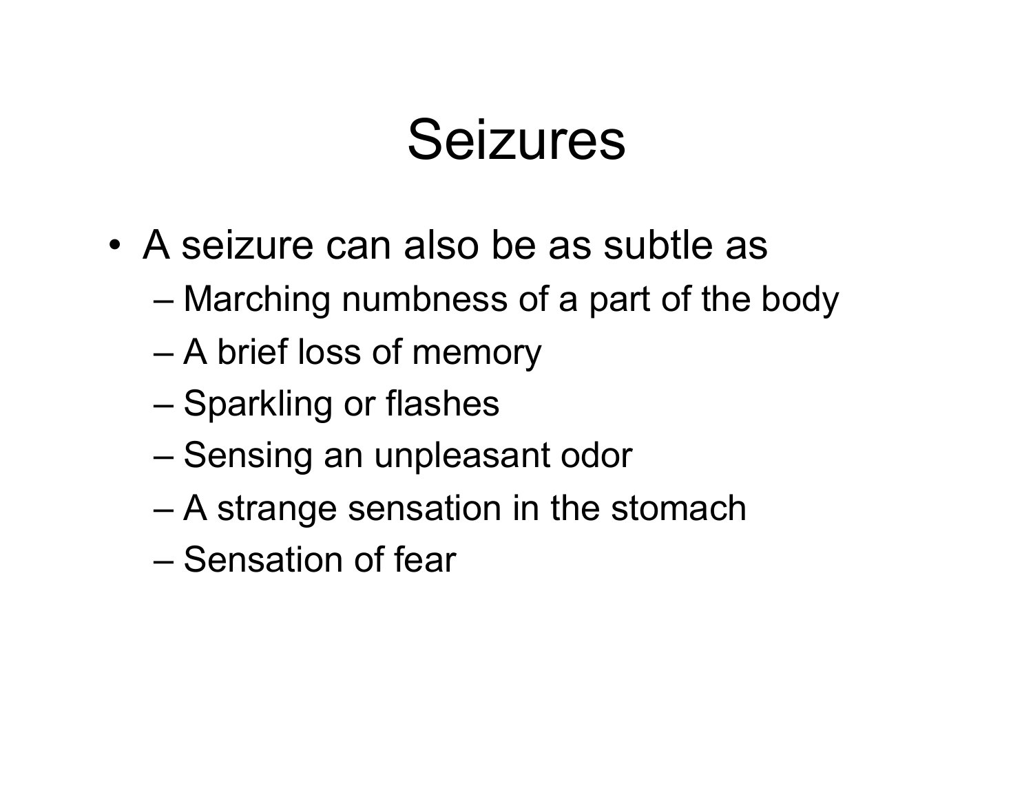# Seizures

- A seizure can also be as subtle as
  - Marching numbness of a part of the body
  - A brief loss of memory
  - Sparkling or flashes
  - Sensing an unpleasant odor
  - A strange sensation in the stomach
  - Sensation of fear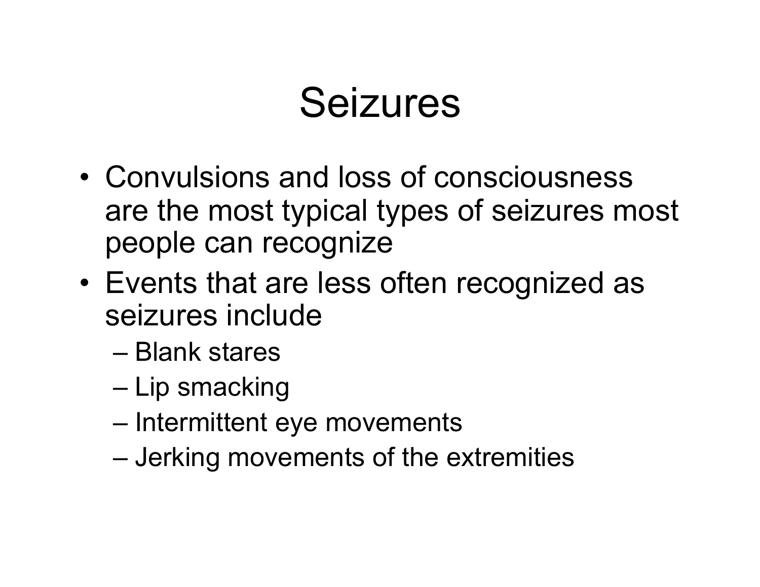# Seizures

- Convulsions and loss of consciousness are the most typical types of seizures most people can recognize
- Events that are less often recognized as seizures include
  - Blank stares
  - Lip smacking
  - Intermittent eye movements
  - Jerking movements of the extremities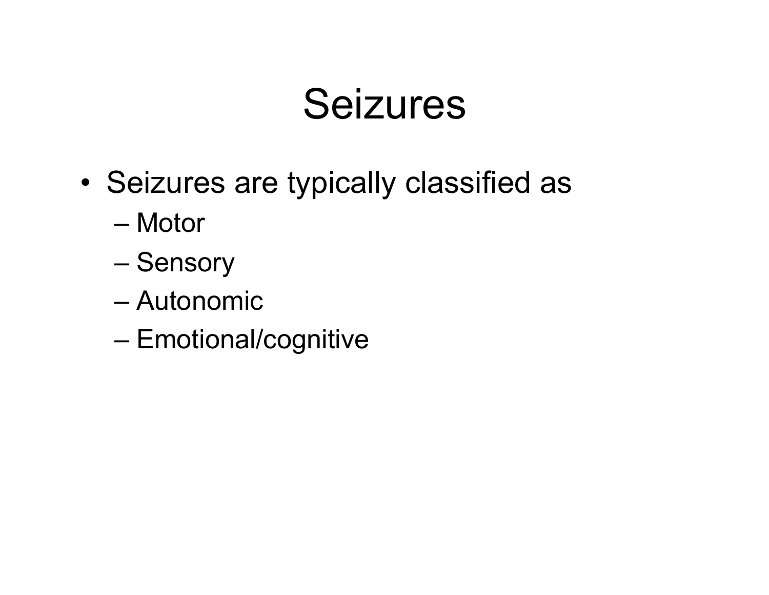# Seizures

- Seizures are typically classified as
  - Motor
  - Sensory
  - Autonomic
  - Emotional/cognitive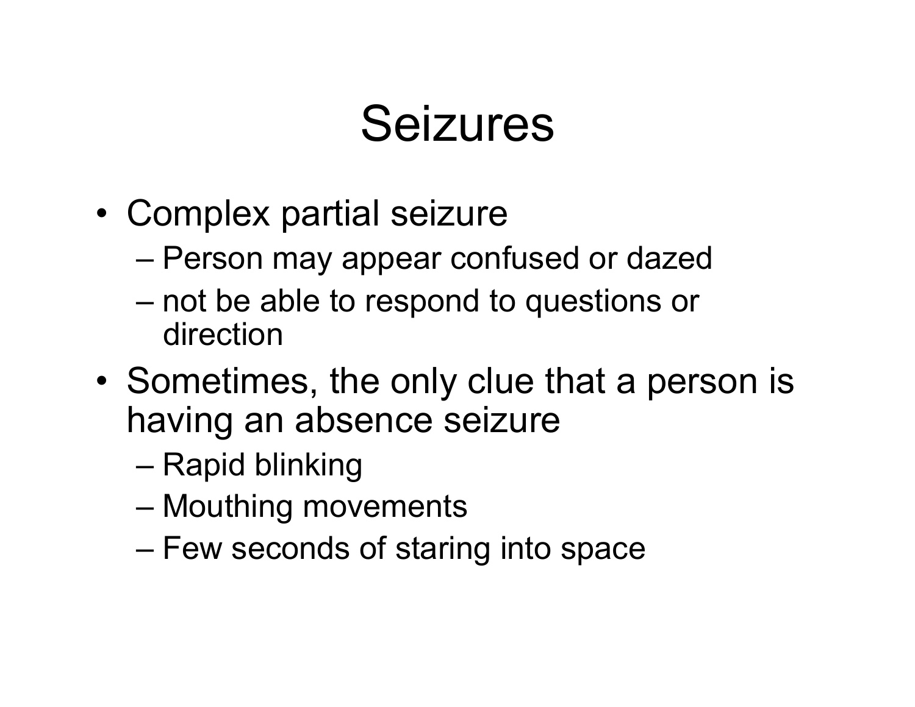# Seizures

- Complex partial seizure
  - Person may appear confused or dazed
  - not be able to respond to questions or direction
- Sometimes, the only clue that a person is having an absence seizure
  - Rapid blinking
  - Mouthing movements
  - Few seconds of staring into space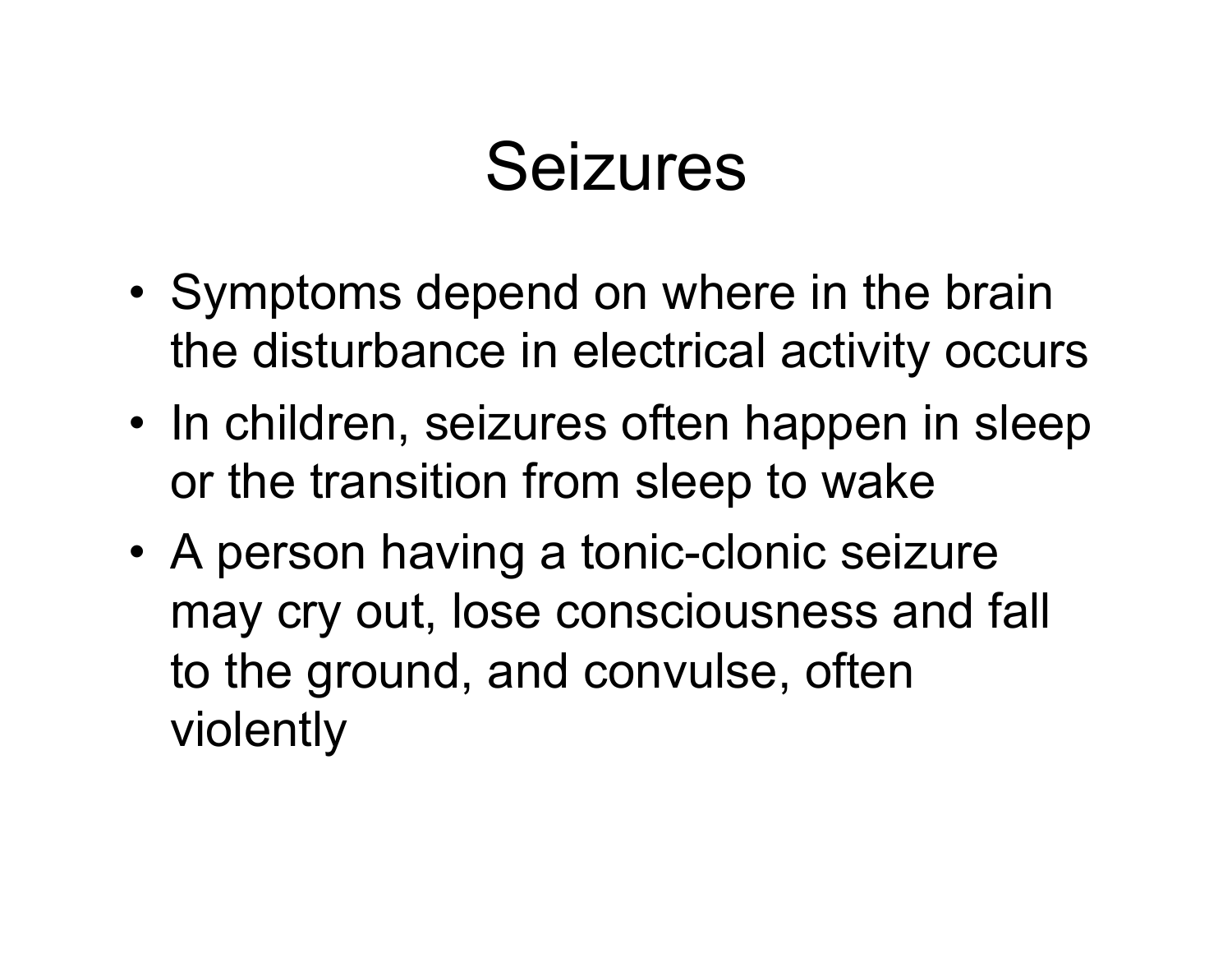# Seizures

- Symptoms depend on where in the brain the disturbance in electrical activity occurs
- In children, seizures often happen in sleep or the transition from sleep to wake
- A person having a tonic-clonic seizure may cry out, lose consciousness and fall to the ground, and convulse, often violently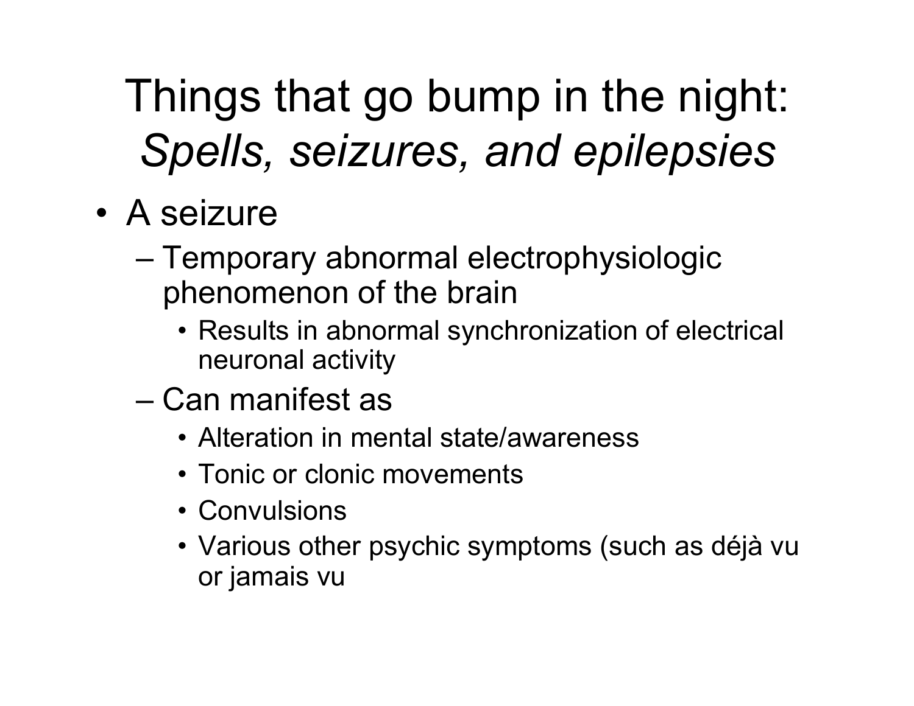# Things that go bump in the night: *Spells, seizures, and epilepsies*

- A seizure
  - Temporary abnormal electrophysiologic phenomenon of the brain
    - Results in abnormal synchronization of electrical neuronal activity
  - Can manifest as
    - Alteration in mental state/awareness
    - Tonic or clonic movements
    - Convulsions
    - Various other psychic symptoms (such as déjà vu or jamais vu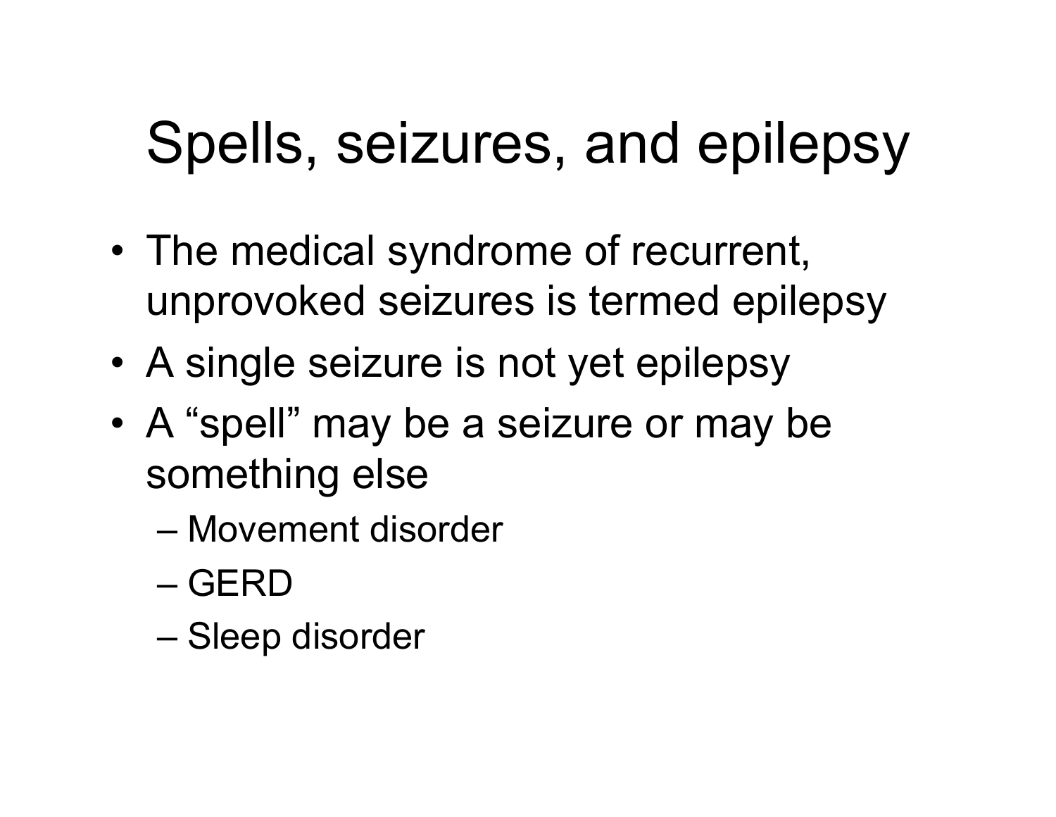# Spells, seizures, and epilepsy

- The medical syndrome of recurrent, unprovoked seizures is termed epilepsy
- A single seizure is not yet epilepsy
- A "spell" may be a seizure or may be something else
  - Movement disorder
  - GERD
  - Sleep disorder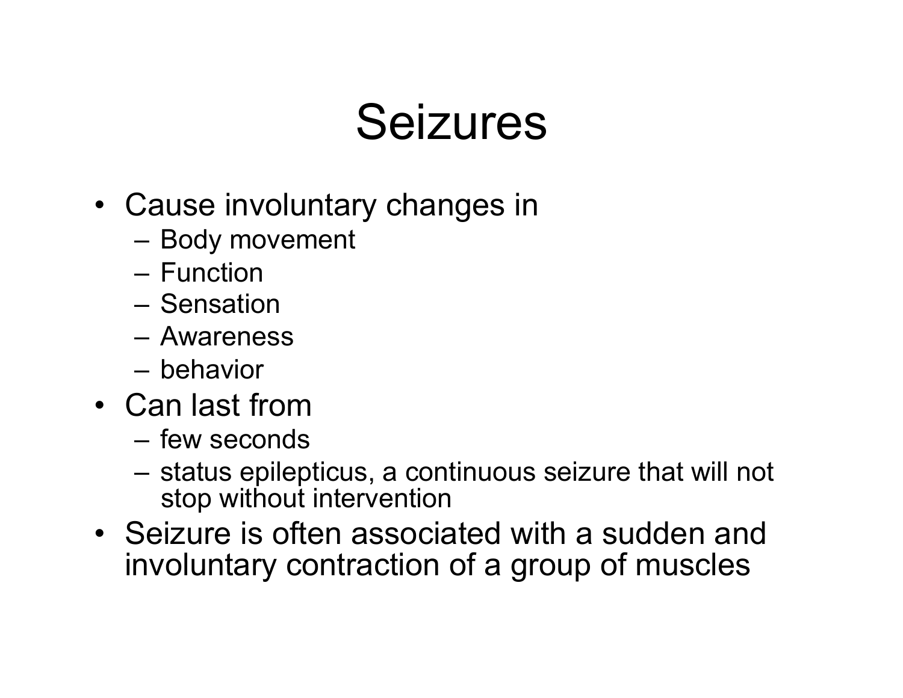# Seizures

- Cause involuntary changes in
  - Body movement
  - Function
  - Sensation
  - Awareness
  - behavior
- Can last from
  - few seconds
  - status epilepticus, a continuous seizure that will not stop without intervention
- Seizure is often associated with a sudden and involuntary contraction of a group of muscles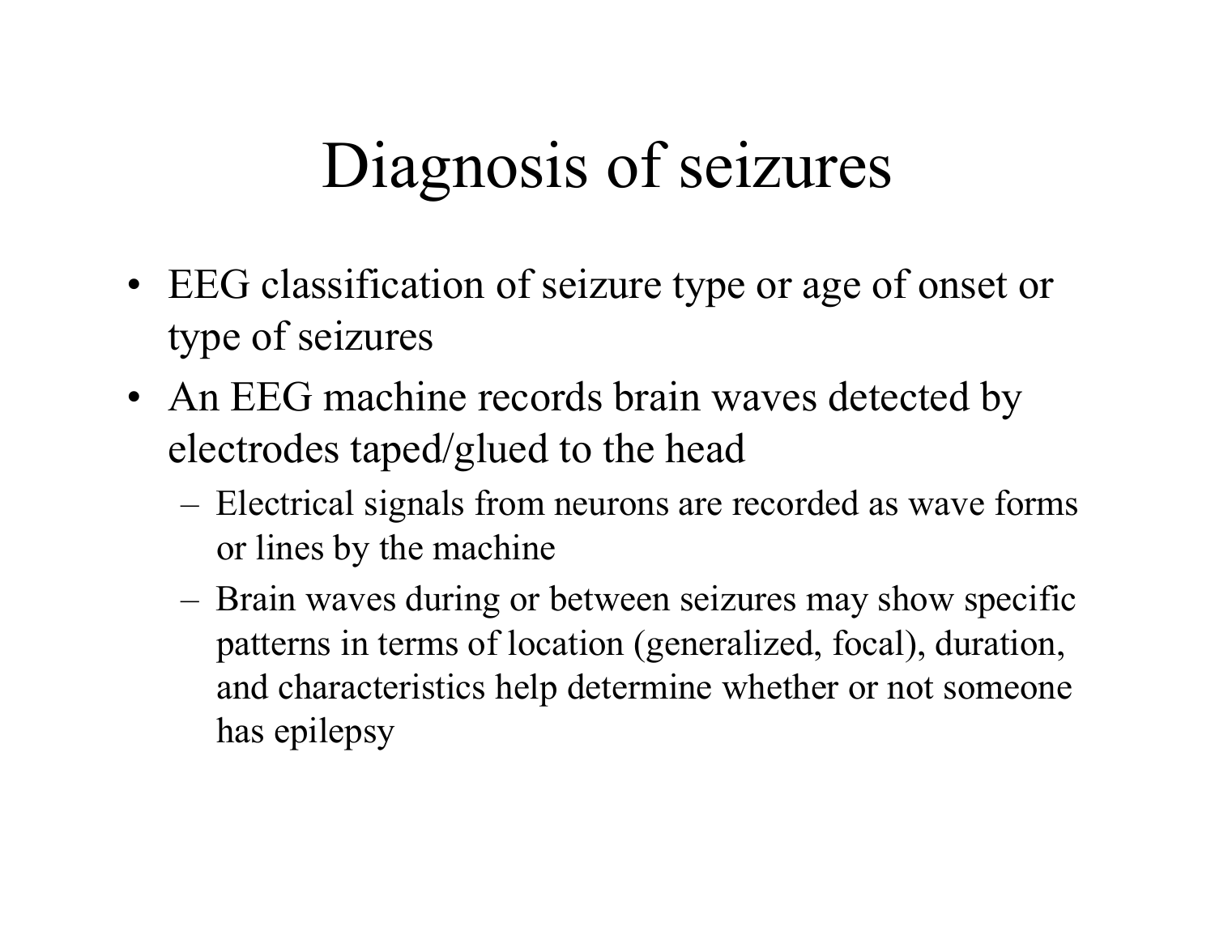# Diagnosis of seizures

- EEG classification of seizure type or age of onset or type of seizures
- An EEG machine records brain waves detected by electrodes taped/glued to the head
  - Electrical signals from neurons are recorded as wave forms or lines by the machine
  - Brain waves during or between seizures may show specific patterns in terms of location (generalized, focal), duration, and characteristics help determine whether or not someone has epilepsy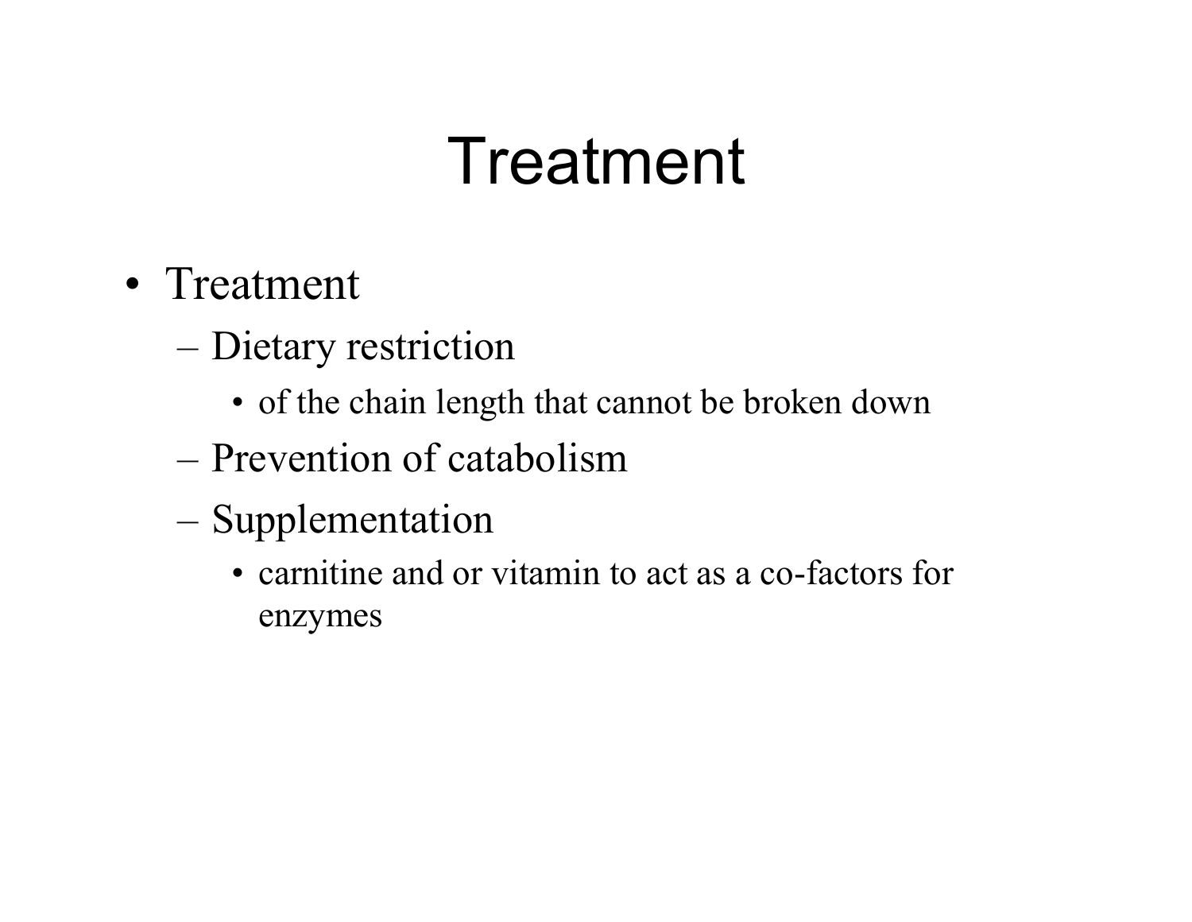# Treatment

- Treatment
  - Dietary restriction
    - of the chain length that cannot be broken down
  - Prevention of catabolism
  - Supplementation
    - carnitine and or vitamin to act as a co-factors for enzymes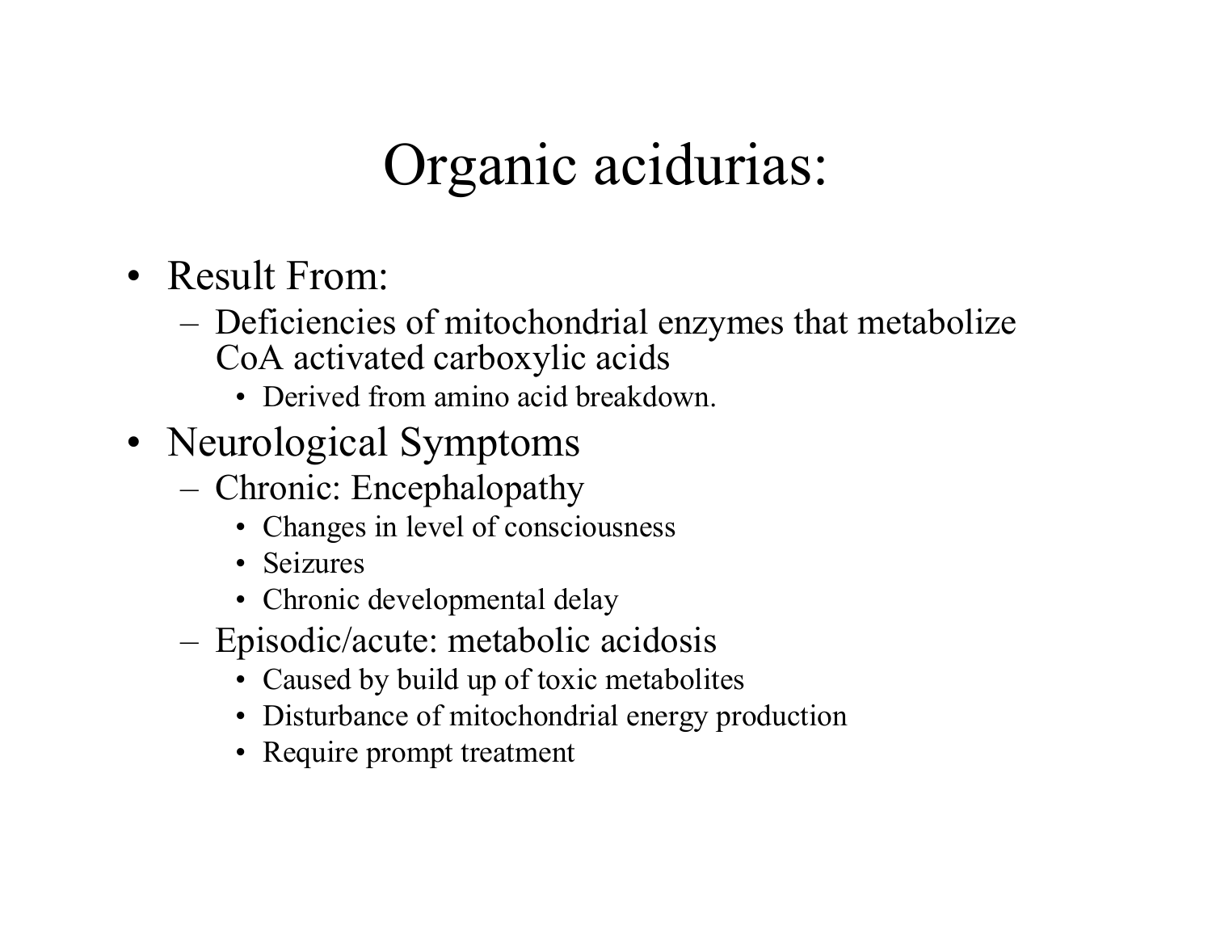# Organic acidurias:

- Result From:
  - Deficiencies of mitochondrial enzymes that metabolize CoA activated carboxylic acids
    - Derived from amino acid breakdown.
- Neurological Symptoms
  - Chronic: Encephalopathy
    - Changes in level of consciousness
    - Seizures
    - Chronic developmental delay
  - Episodic/acute: metabolic acidosis
    - Caused by build up of toxic metabolites
    - Disturbance of mitochondrial energy production
    - Require prompt treatment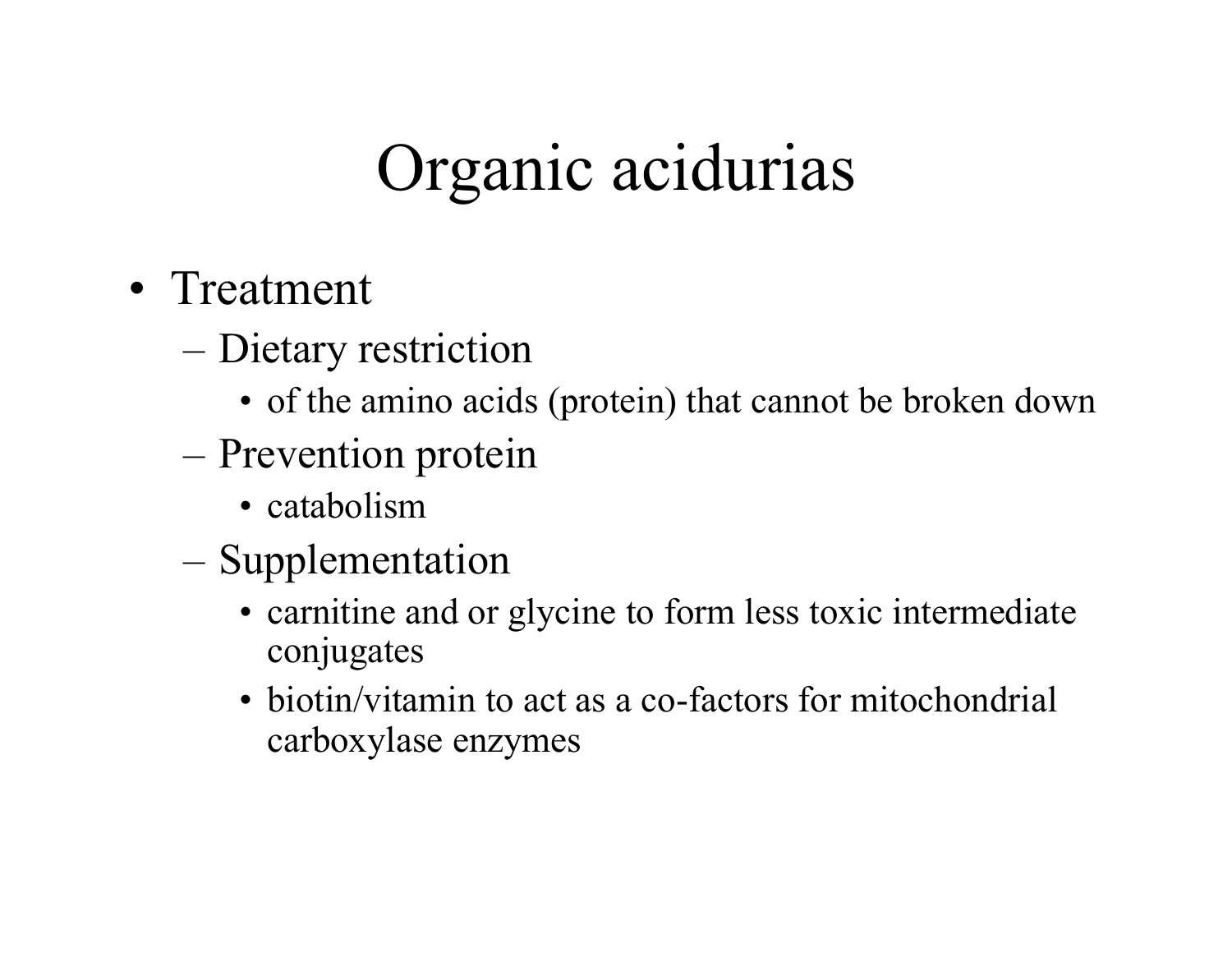# Organic acidurias

- Treatment
  - Dietary restriction
    - of the amino acids (protein) that cannot be broken down
  - Prevention protein
    - catabolism
  - Supplementation
    - carnitine and or glycine to form less toxic intermediate conjugates
    - biotin/vitamin to act as a co-factors for mitochondrial carboxylase enzymes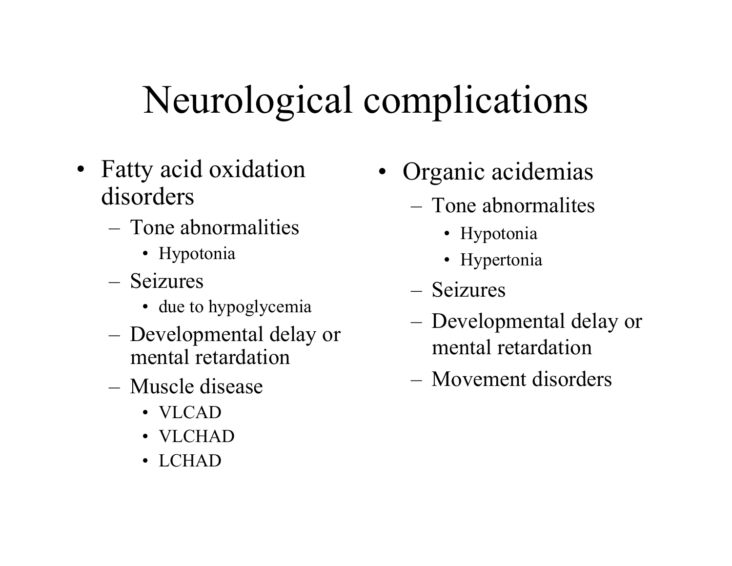# Neurological complications

- Fatty acid oxidation disorders
  - Tone abnormalities
    - Hypotonia
  - Seizures
    - due to hypoglycemia
  - Developmental delay or mental retardation
  - Muscle disease
    - VLCAD
    - VLCHAD
    - LCHAD
- Organic acidemias
  - Tone abnormalites
    - Hypotonia
    - Hypertonia
  - Seizures
  - Developmental delay or mental retardation
  - Movement disorders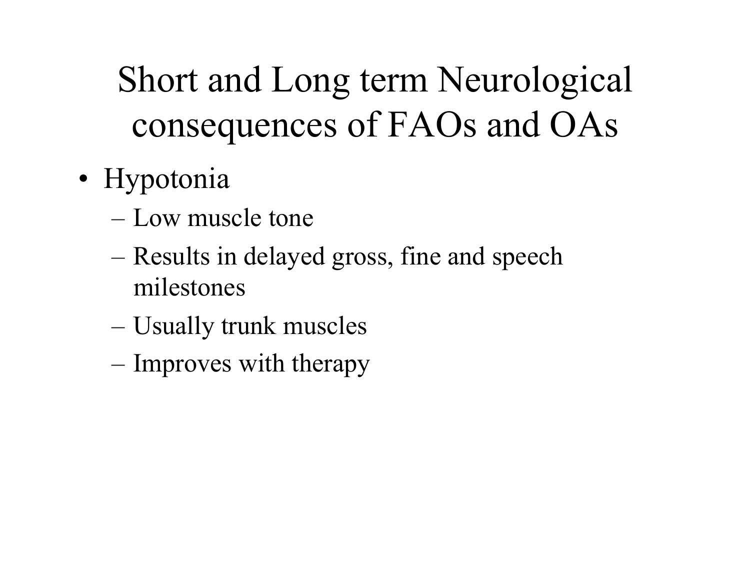# Short and Long term Neurological consequences of FAOs and OAs

- Hypotonia
  - Low muscle tone
  - Results in delayed gross, fine and speech milestones
  - Usually trunk muscles
  - Improves with therapy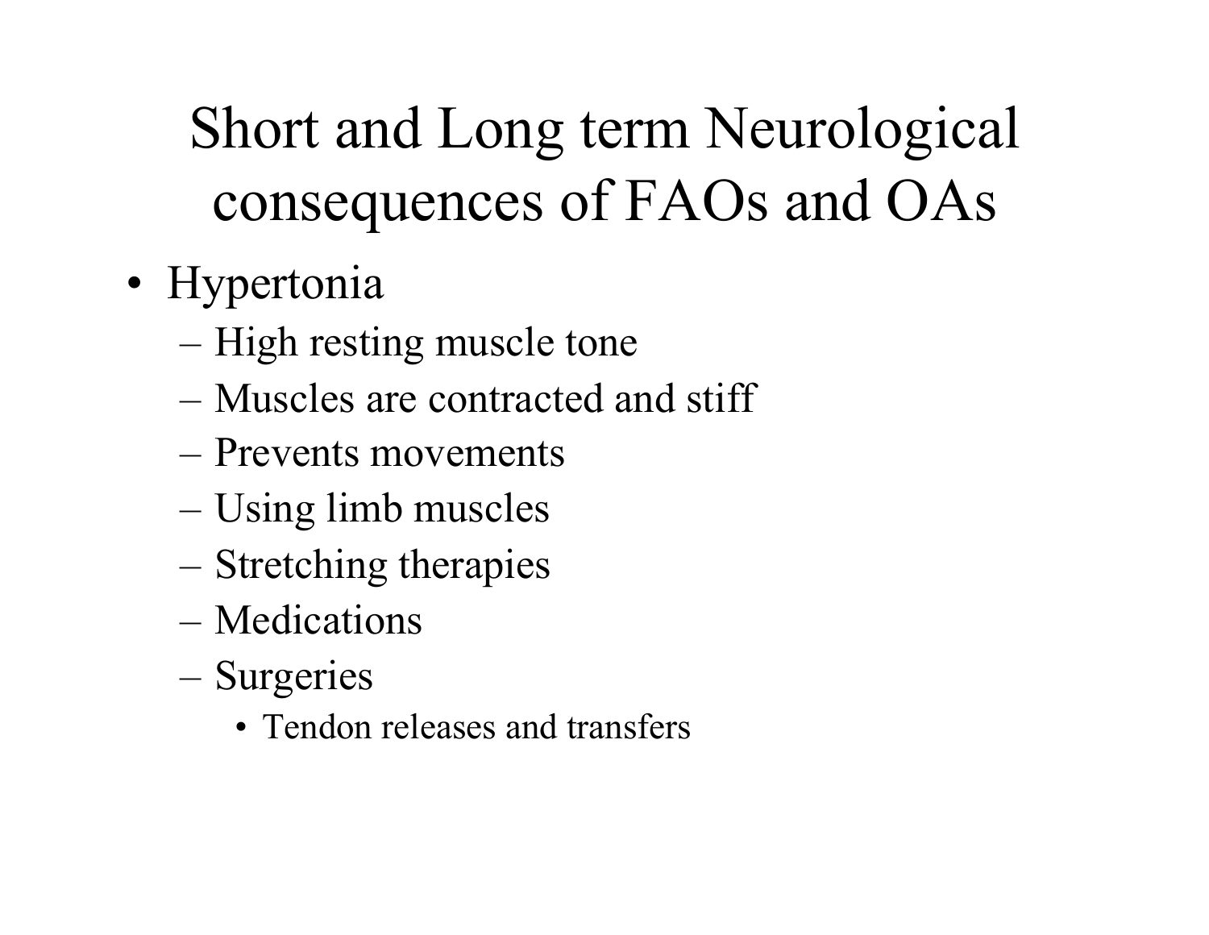# Short and Long term Neurological consequences of FAOs and OAs

- Hypertonia
  - High resting muscle tone
  - Muscles are contracted and stiff
  - Prevents movements
  - Using limb muscles
  - Stretching therapies
  - Medications
  - Surgeries
    - Tendon releases and transfers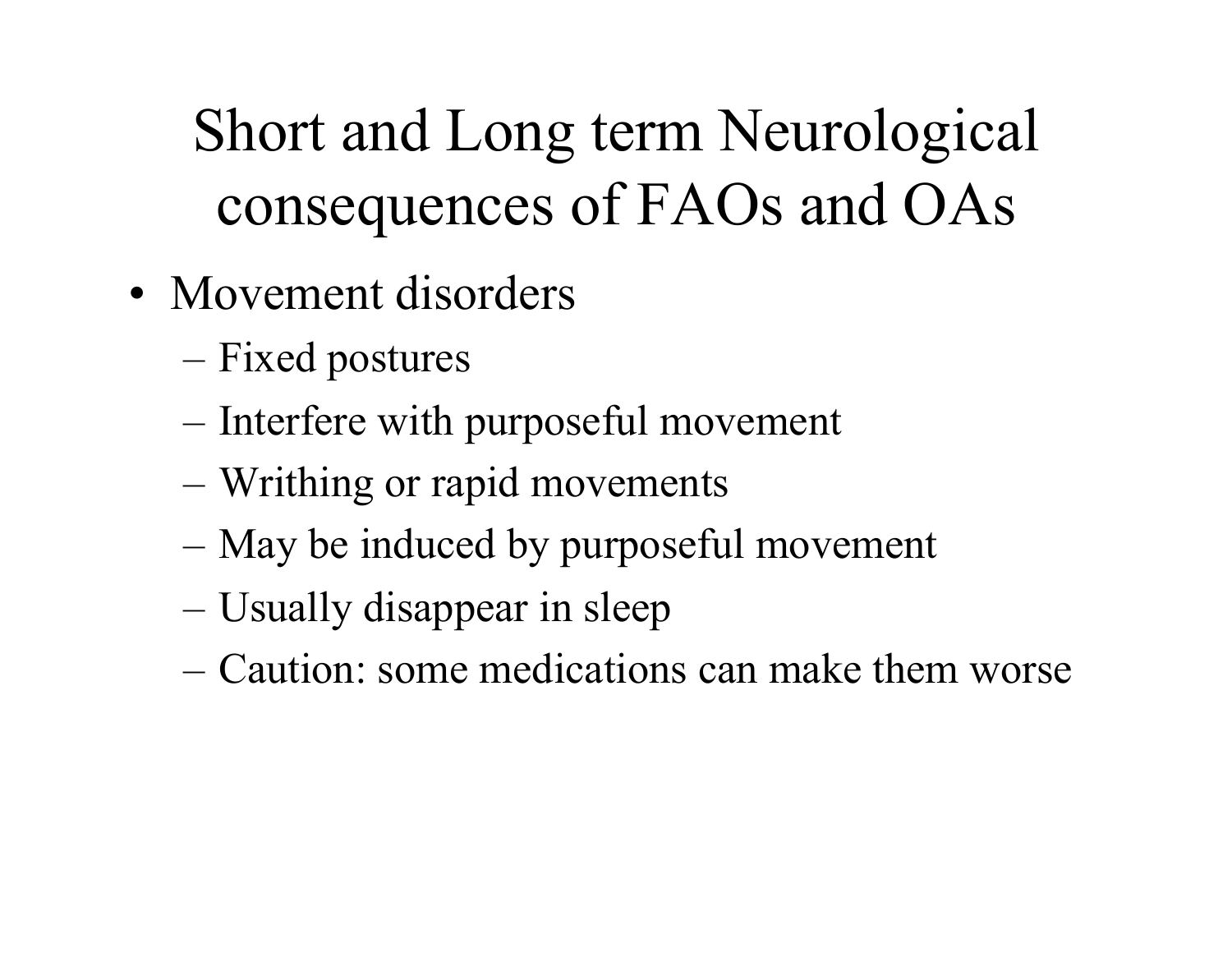# Short and Long term Neurological consequences of FAOs and OAs

- Movement disorders
  - Fixed postures
  - Interfere with purposeful movement
  - Writhing or rapid movements
  - May be induced by purposeful movement
  - Usually disappear in sleep
  - Caution: some medications can make them worse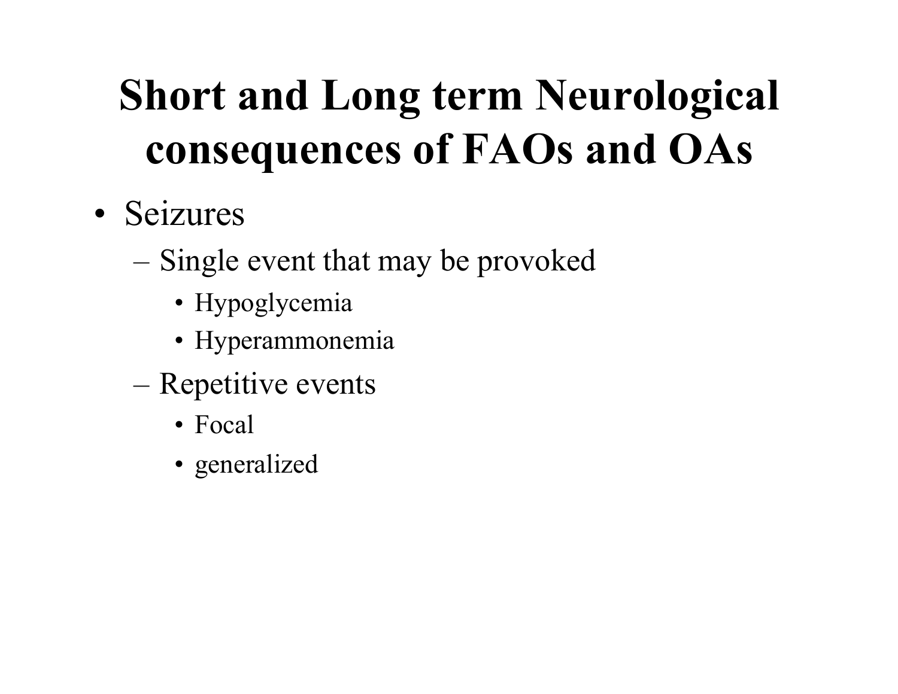# Short and Long term Neurological consequences of FAOs and OAs

- Seizures
  - Single event that may be provoked
    - Hypoglycemia
    - Hyperammonemia
  - Repetitive events
    - Focal
    - generalized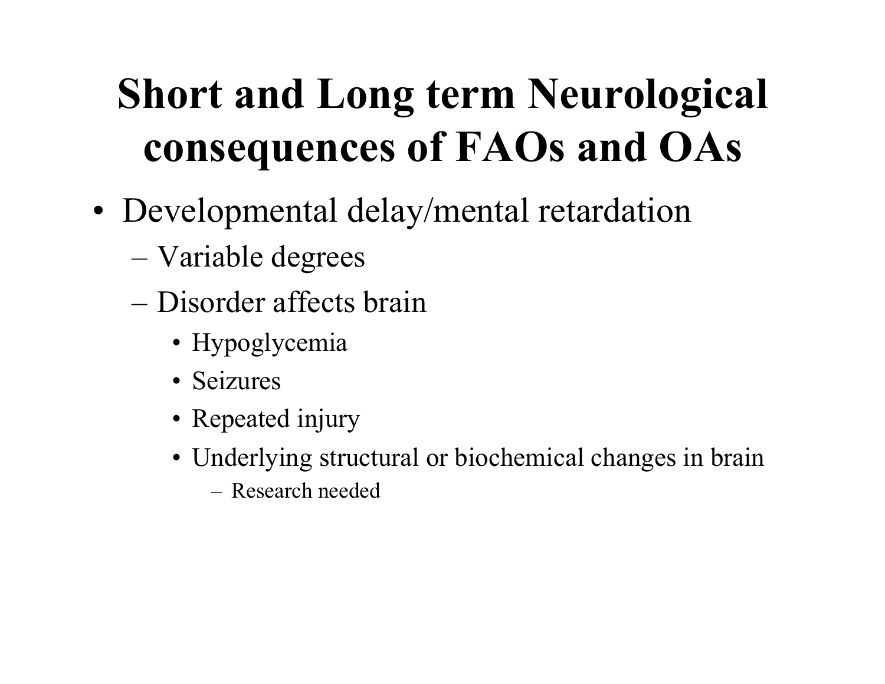# Short and Long term Neurological consequences of FAOs and OAs

- Developmental delay/mental retardation
  - Variable degrees
  - Disorder affects brain
    - Hypoglycemia
    - Seizures
    - Repeated injury
    - Underlying structural or biochemical changes in brain
      - Research needed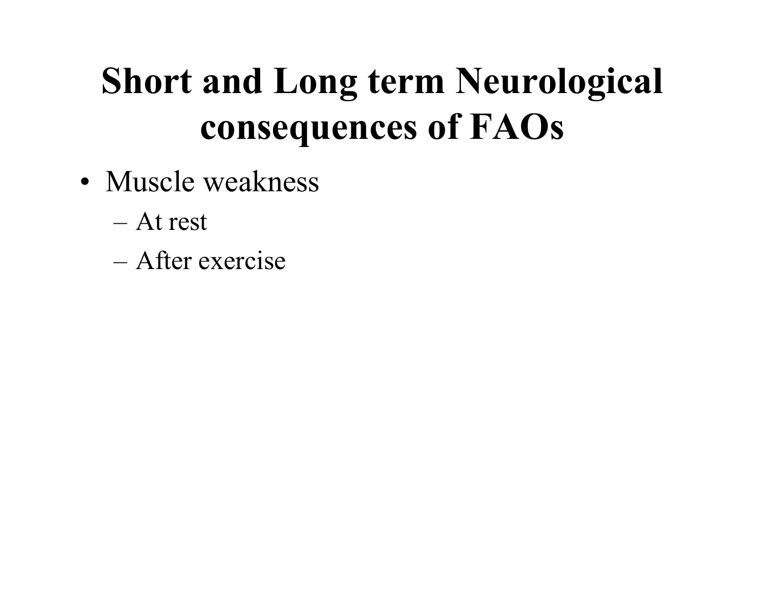# Short and Long term Neurological consequences of FAOs

- Muscle weakness
  - At rest
  - After exercise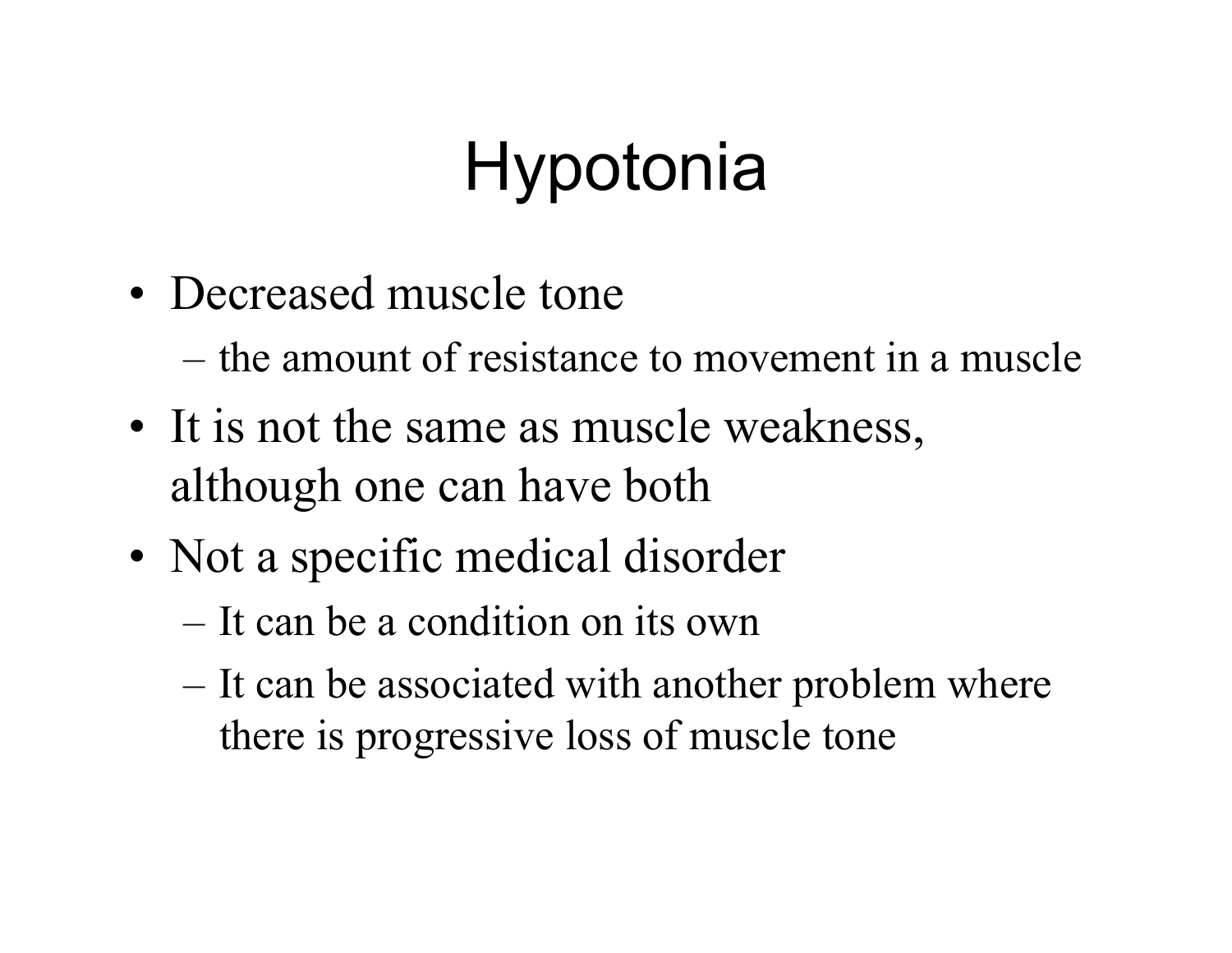# Hypotonia

- Decreased muscle tone
  - the amount of resistance to movement in a muscle
- It is not the same as muscle weakness, although one can have both
- Not a specific medical disorder
  - It can be a condition on its own
  - It can be associated with another problem where there is progressive loss of muscle tone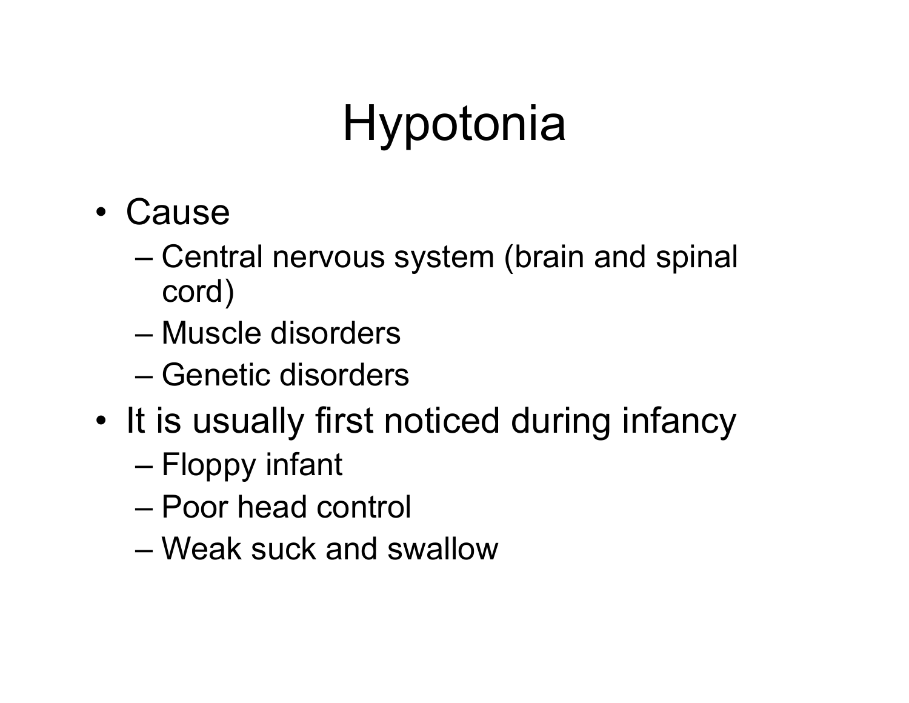# Hypotonia

- Cause
  - Central nervous system (brain and spinal cord)
  - Muscle disorders
  - Genetic disorders
- It is usually first noticed during infancy
  - Floppy infant
  - Poor head control
  - Weak suck and swallow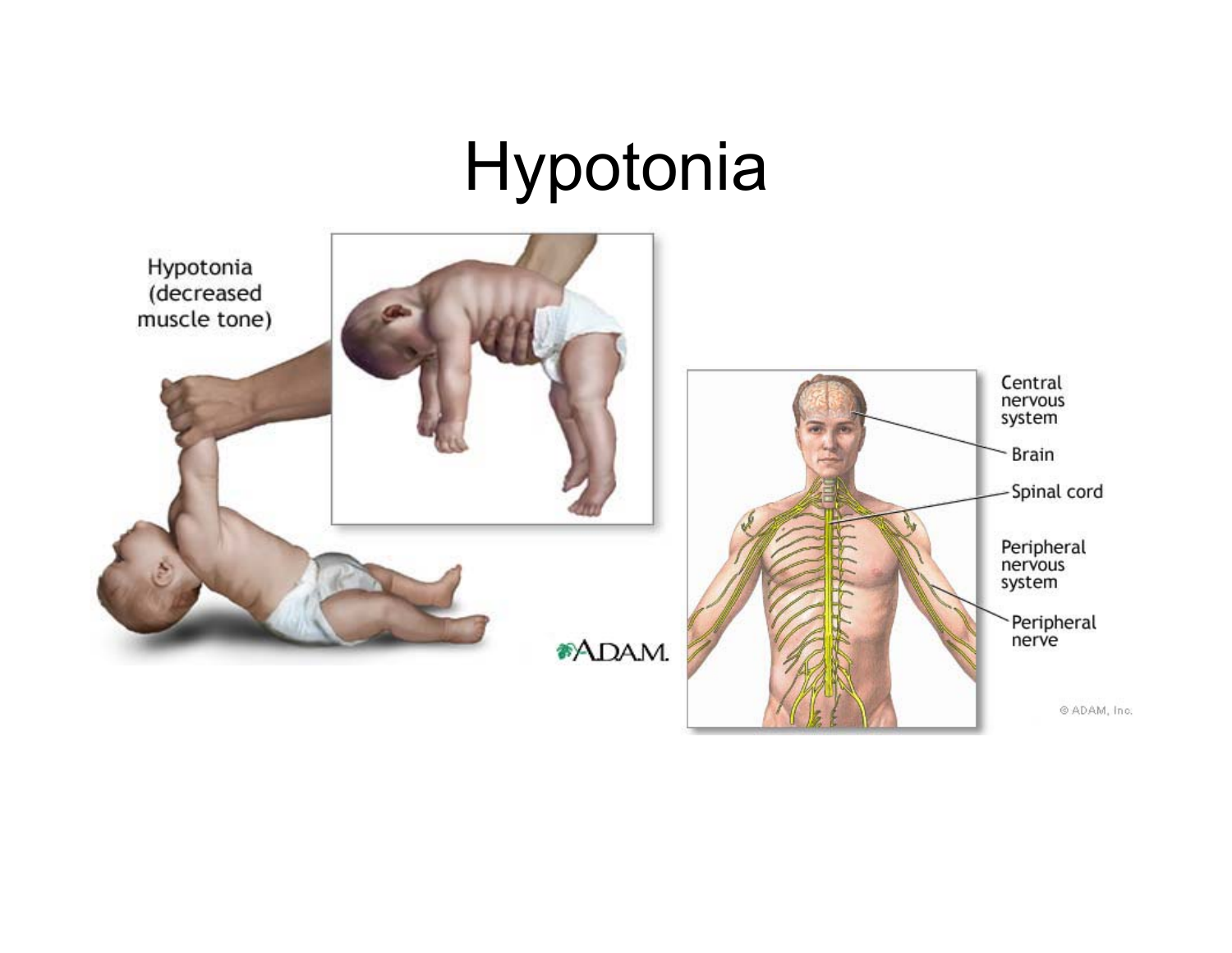# Hypotonia

Hypotonia (decreased muscle tone)

Central nervous system

Brain

Spinal cord

Peripheral nervous system

Peripheral nerve

A.D.A.M.

© ADAM, Inc.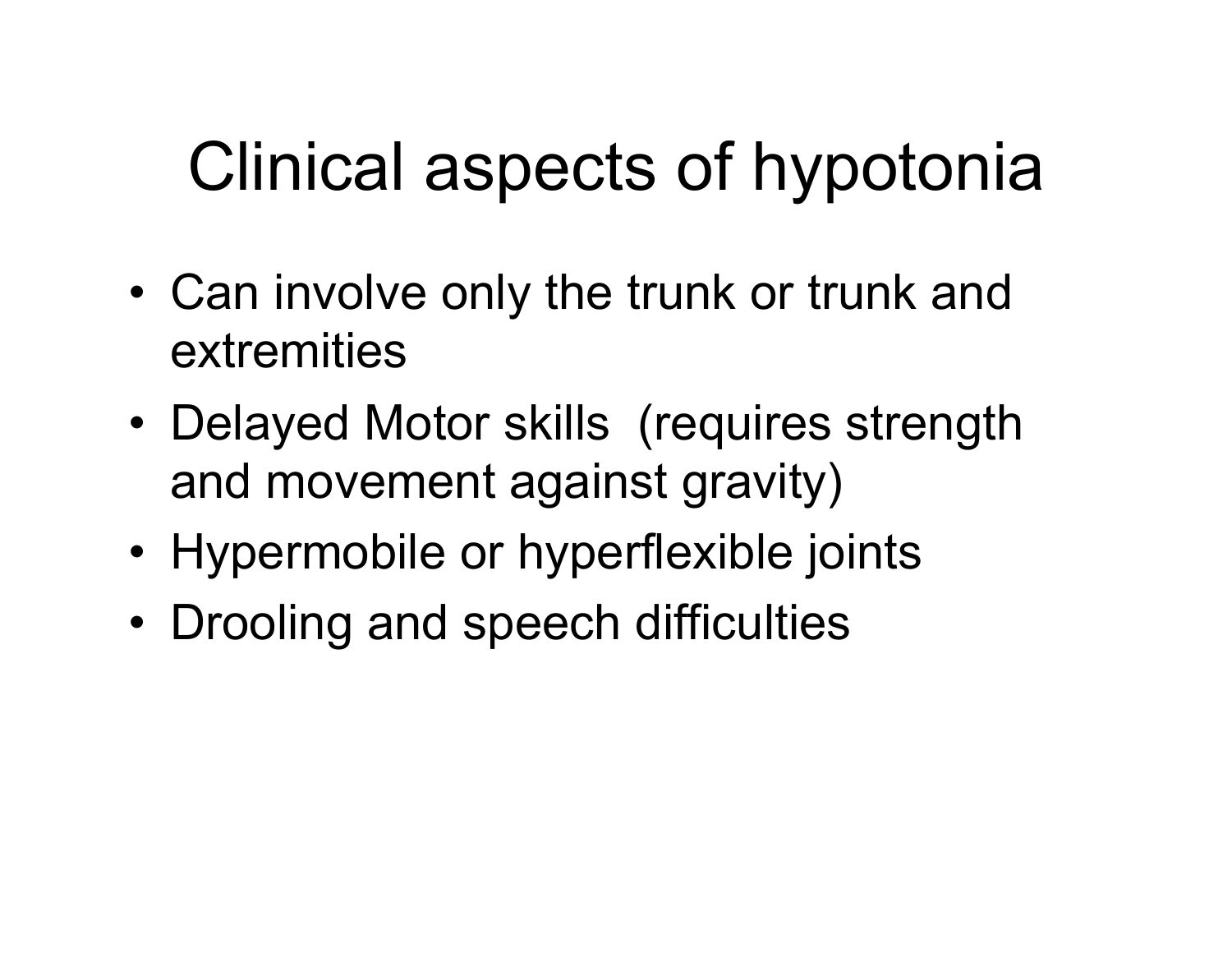# Clinical aspects of hypotonia

- Can involve only the trunk or trunk and extremities
- Delayed Motor skills (requires strength and movement against gravity)
- Hypermobile or hyperflexible joints
- Drooling and speech difficulties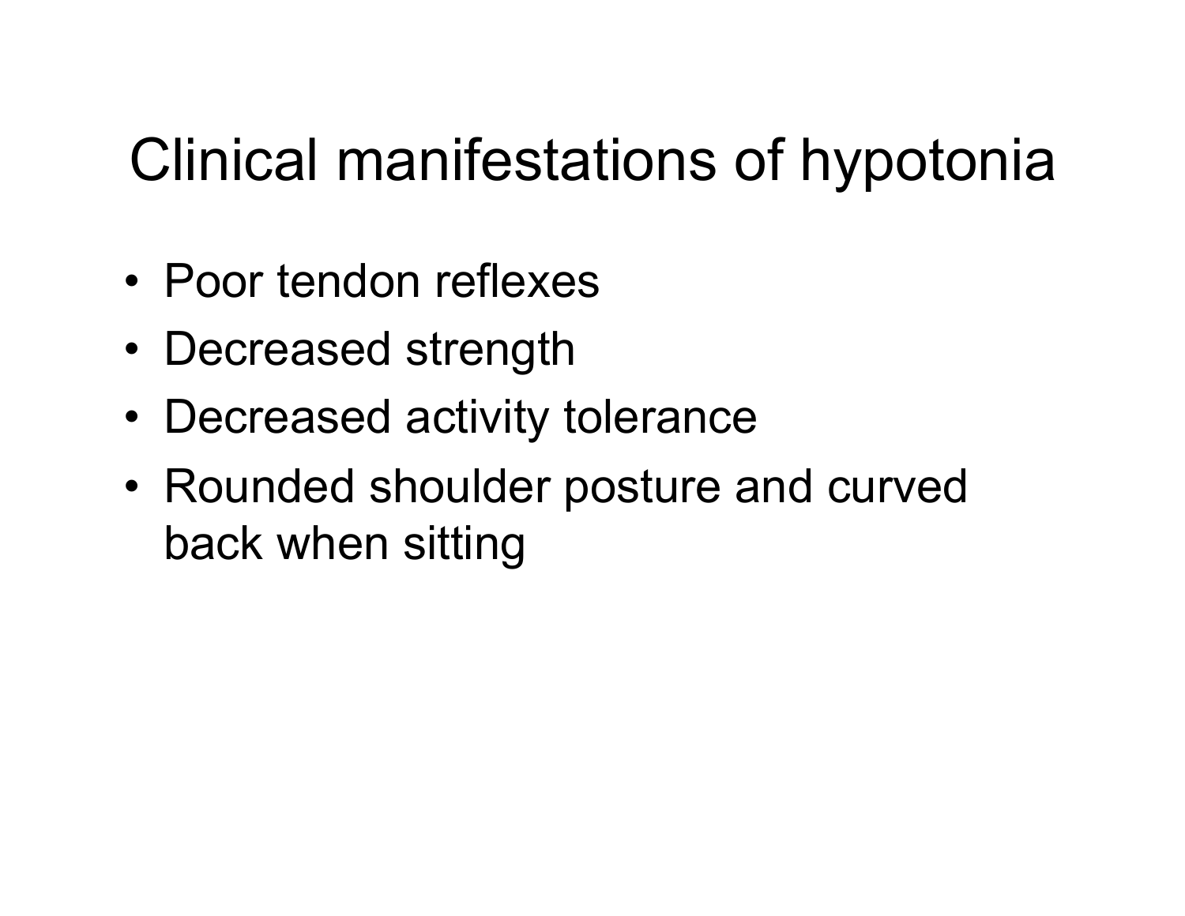# Clinical manifestations of hypotonia

- Poor tendon reflexes
- Decreased strength
- Decreased activity tolerance
- Rounded shoulder posture and curved back when sitting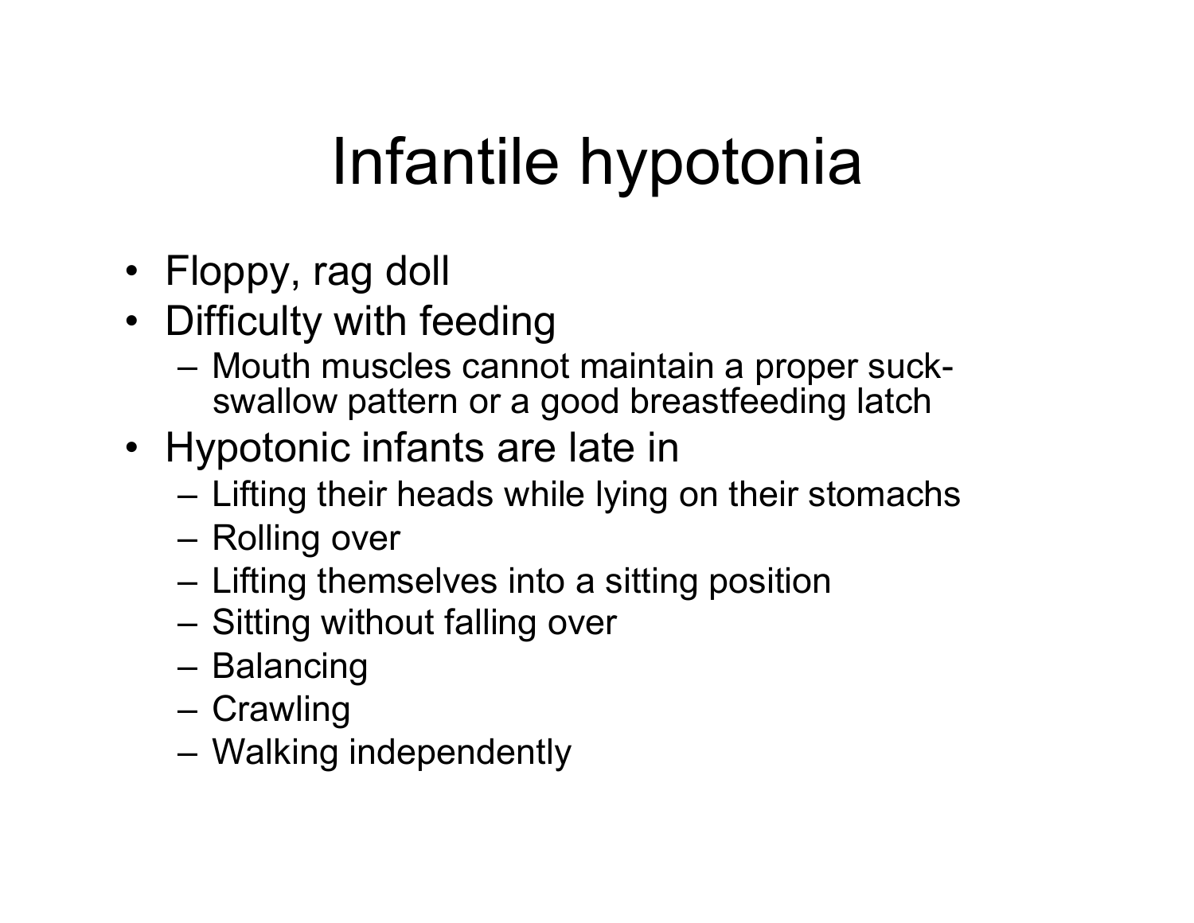# Infantile hypotonia

- Floppy, rag doll
- Difficulty with feeding
  - Mouth muscles cannot maintain a proper suck-swallow pattern or a good breastfeeding latch
- Hypotonic infants are late in
  - Lifting their heads while lying on their stomachs
  - Rolling over
  - Lifting themselves into a sitting position
  - Sitting without falling over
  - Balancing
  - Crawling
  - Walking independently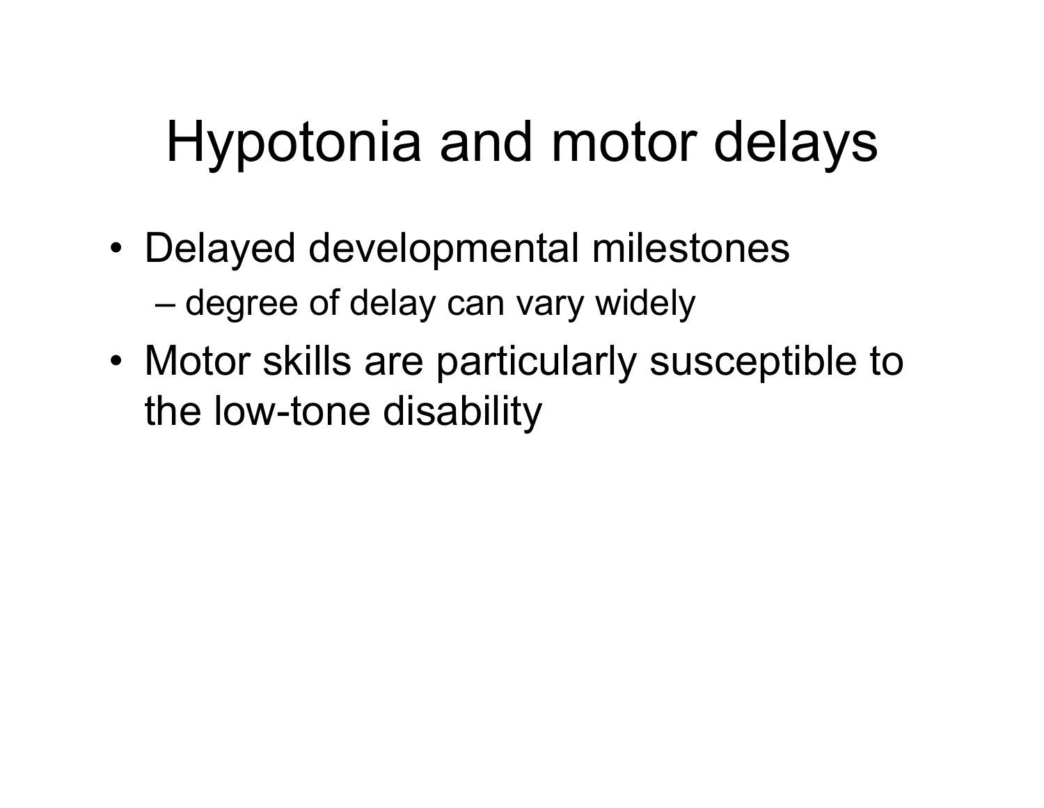# Hypotonia and motor delays

- Delayed developmental milestones
  - degree of delay can vary widely
- Motor skills are particularly susceptible to the low-tone disability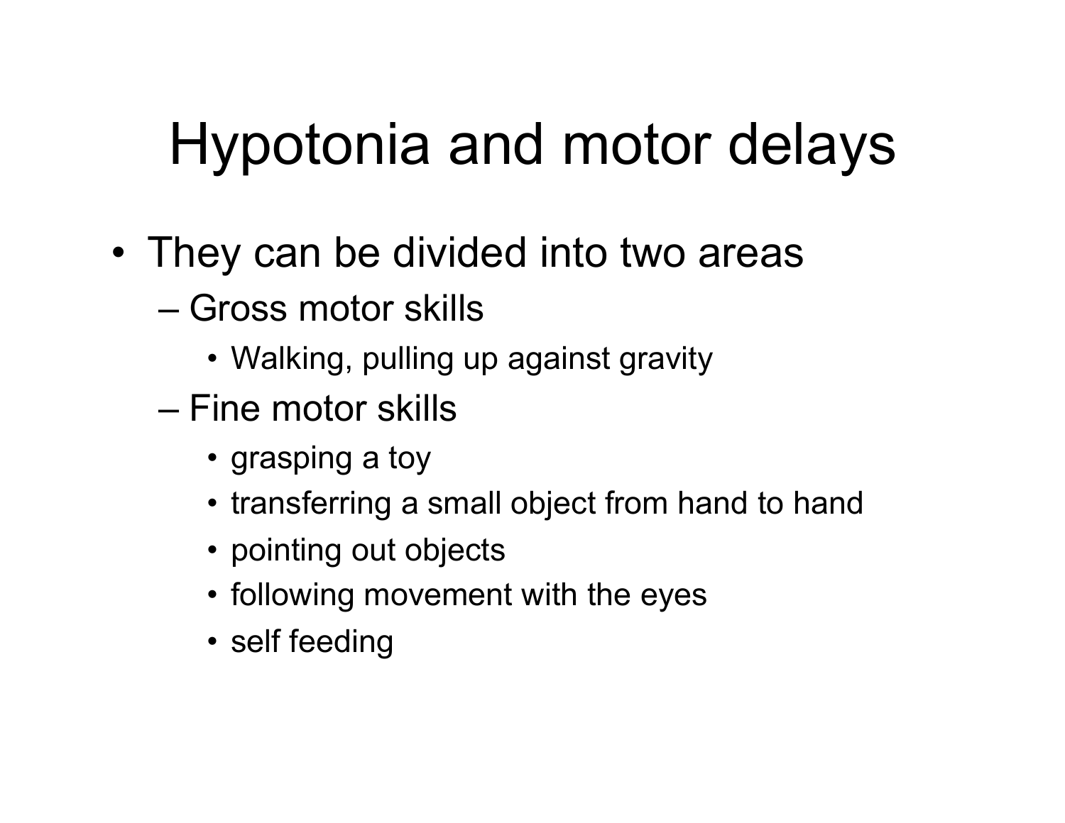# Hypotonia and motor delays

- They can be divided into two areas
  - Gross motor skills
    - Walking, pulling up against gravity
  - Fine motor skills
    - grasping a toy
    - transferring a small object from hand to hand
    - pointing out objects
    - following movement with the eyes
    - self feeding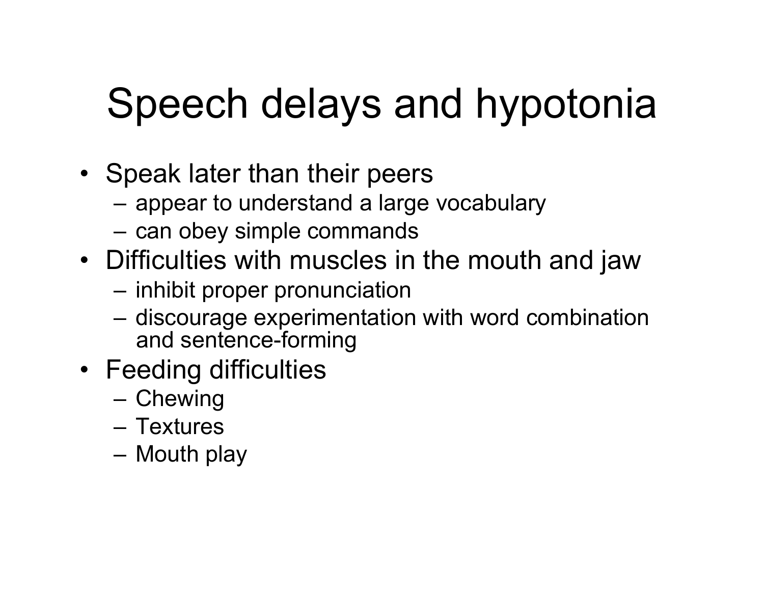# Speech delays and hypotonia

- Speak later than their peers
  - appear to understand a large vocabulary
  - can obey simple commands
- Difficulties with muscles in the mouth and jaw
  - inhibit proper pronunciation
  - discourage experimentation with word combination and sentence-forming
- Feeding difficulties
  - Chewing
  - Textures
  - Mouth play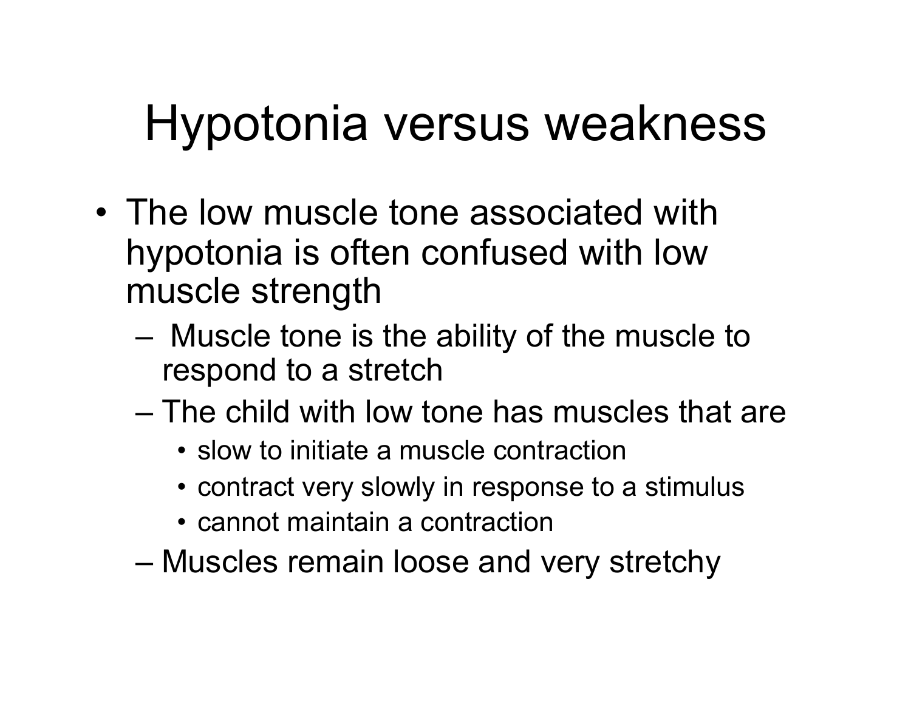# Hypotonia versus weakness

- The low muscle tone associated with hypotonia is often confused with low muscle strength
  - Muscle tone is the ability of the muscle to respond to a stretch
  - The child with low tone has muscles that are
    - slow to initiate a muscle contraction
    - contract very slowly in response to a stimulus
    - cannot maintain a contraction
  - Muscles remain loose and very stretchy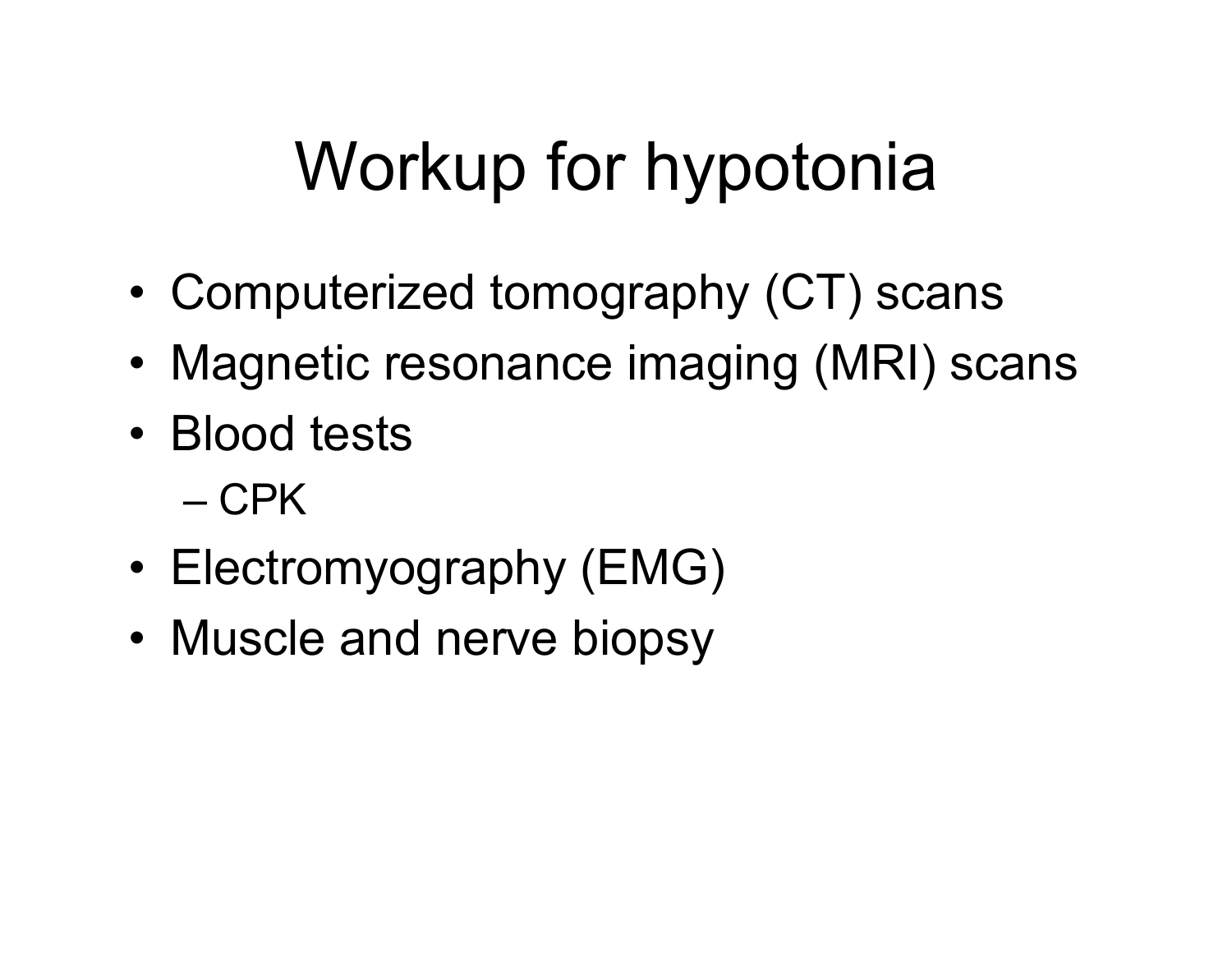# Workup for hypotonia

- Computerized tomography (CT) scans
- Magnetic resonance imaging (MRI) scans
- Blood tests
  - CPK
- Electromyography (EMG)
- Muscle and nerve biopsy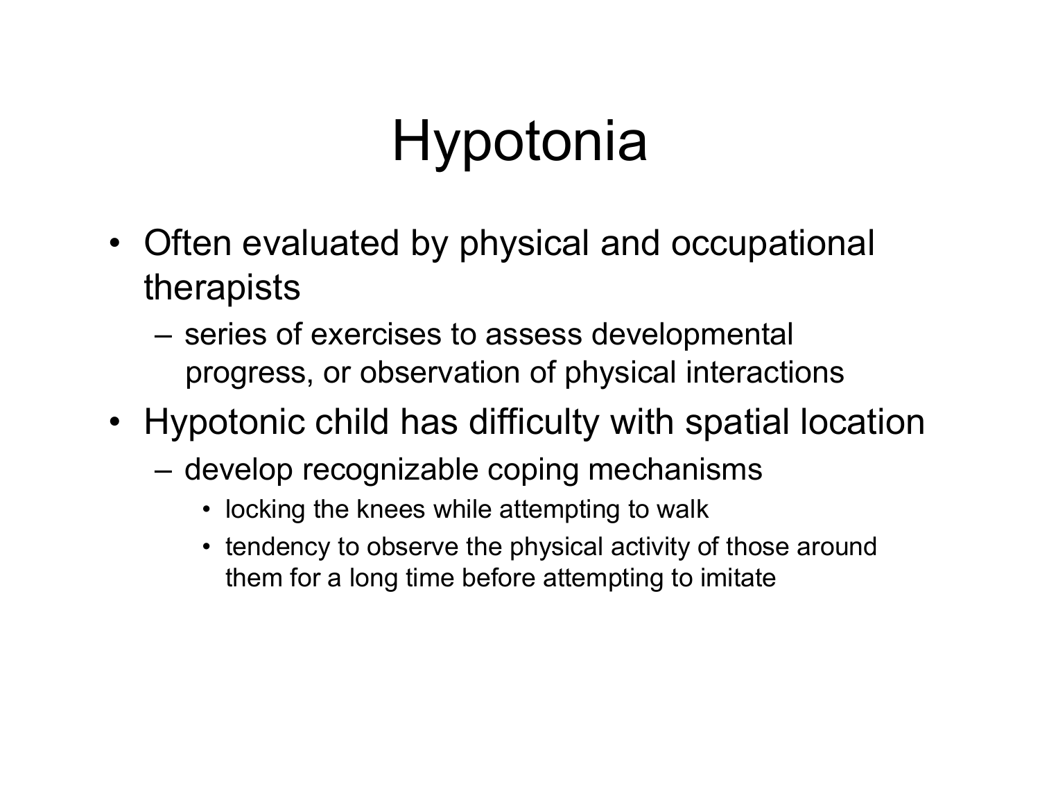# Hypotonia

- Often evaluated by physical and occupational therapists
  - series of exercises to assess developmental progress, or observation of physical interactions
- Hypotonic child has difficulty with spatial location
  - develop recognizable coping mechanisms
    - locking the knees while attempting to walk
    - tendency to observe the physical activity of those around them for a long time before attempting to imitate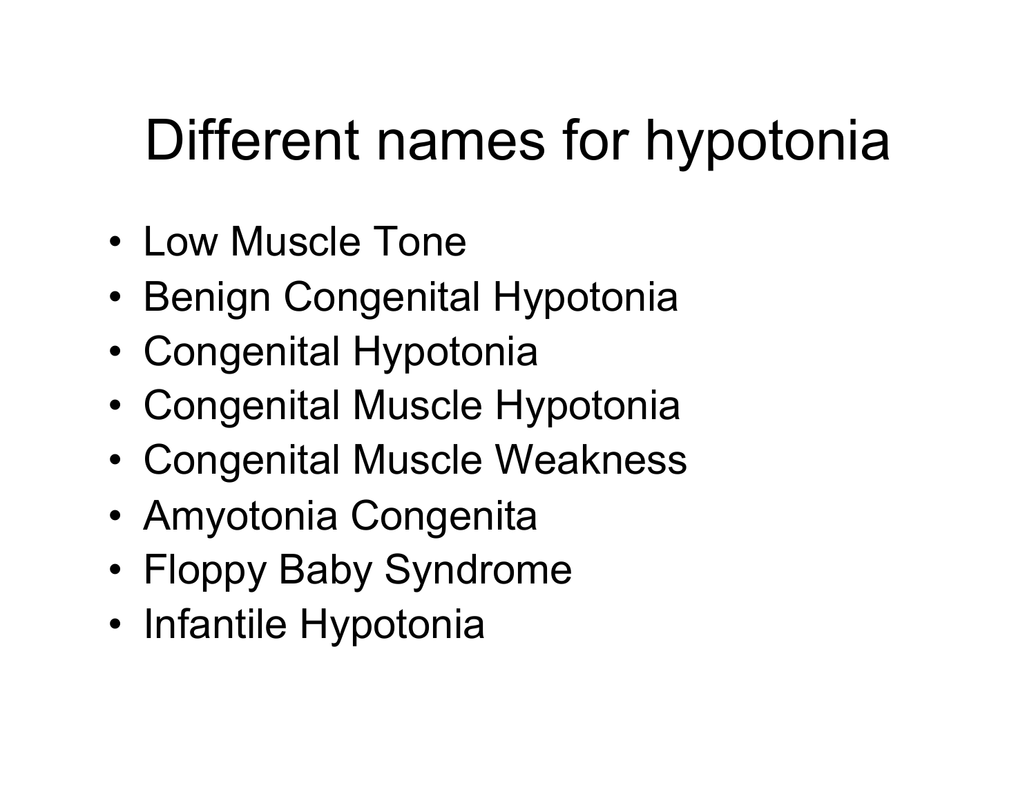# Different names for hypotonia

- Low Muscle Tone
- Benign Congenital Hypotonia
- Congenital Hypotonia
- Congenital Muscle Hypotonia
- Congenital Muscle Weakness
- Amyotonia Congenita
- Floppy Baby Syndrome
- Infantile Hypotonia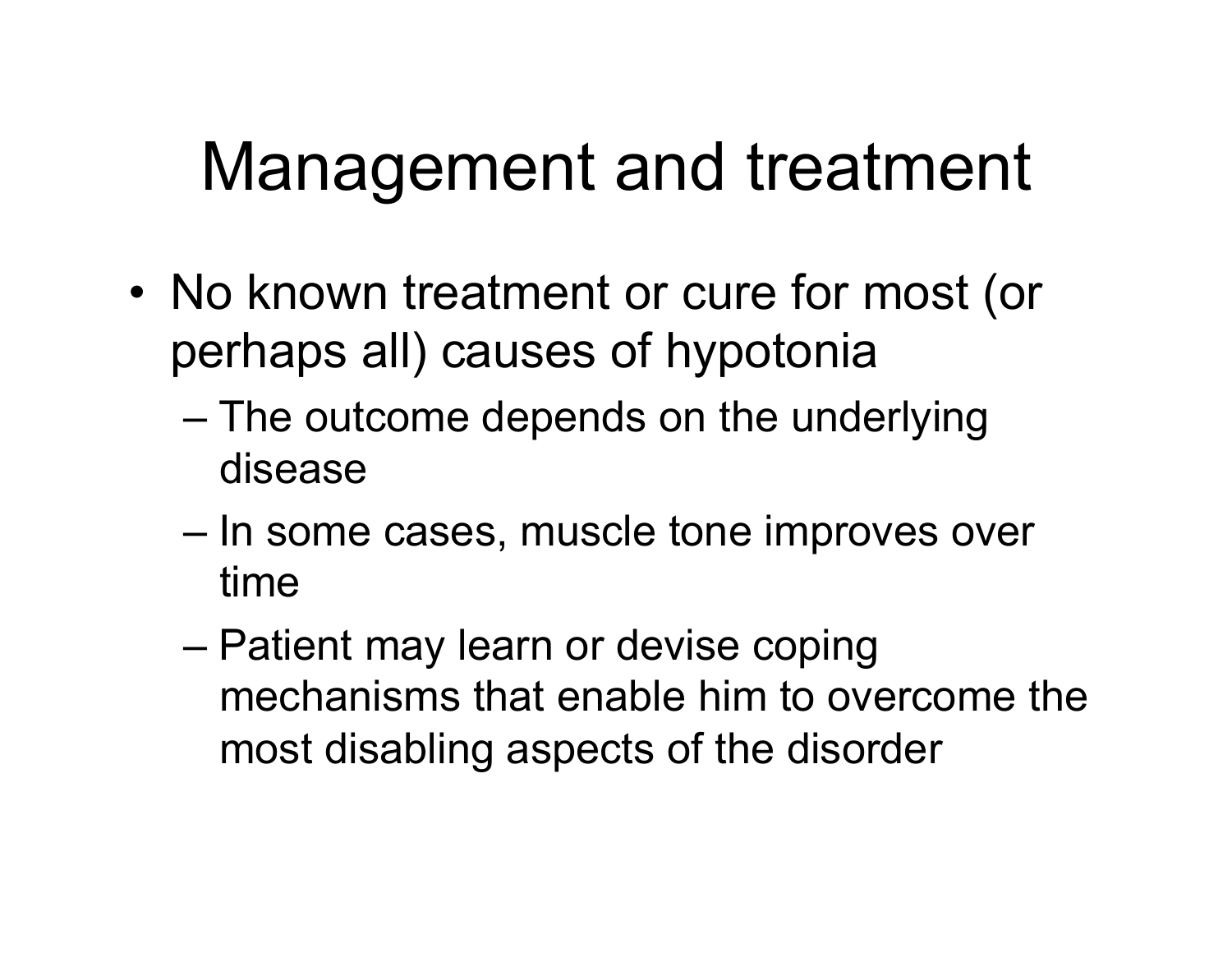# Management and treatment

- No known treatment or cure for most (or perhaps all) causes of hypotonia
  - The outcome depends on the underlying disease
  - In some cases, muscle tone improves over time
  - Patient may learn or devise coping mechanisms that enable him to overcome the most disabling aspects of the disorder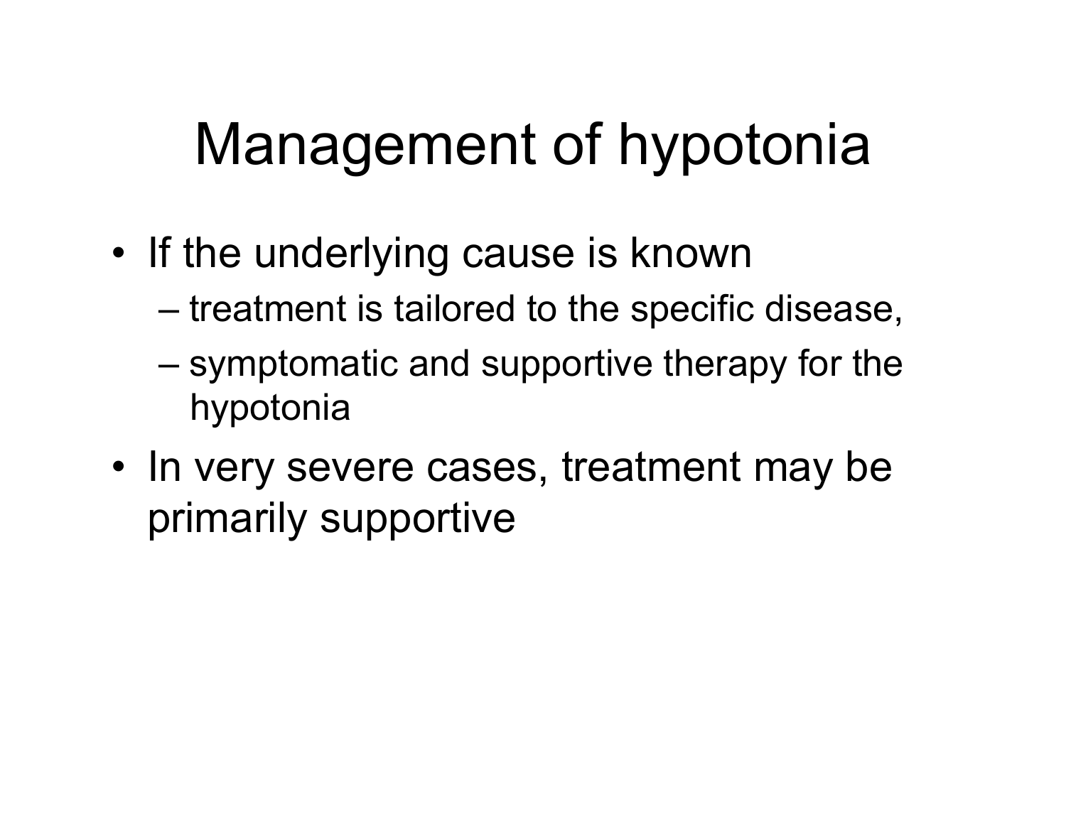# Management of hypotonia

- If the underlying cause is known
  - treatment is tailored to the specific disease,
  - symptomatic and supportive therapy for the hypotonia
- In very severe cases, treatment may be primarily supportive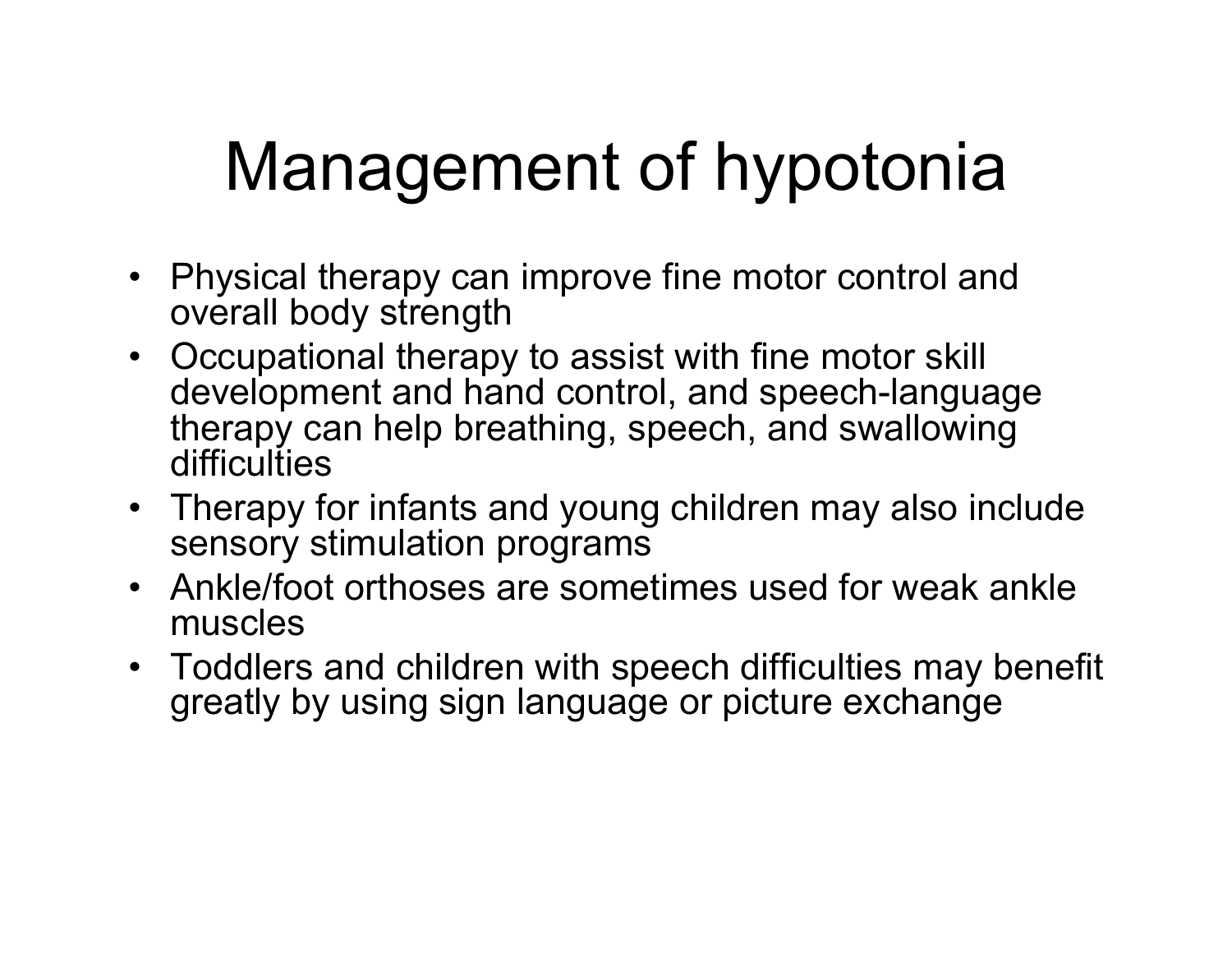# Management of hypotonia

- Physical therapy can improve fine motor control and overall body strength
- Occupational therapy to assist with fine motor skill development and hand control, and speech-language therapy can help breathing, speech, and swallowing difficulties
- Therapy for infants and young children may also include sensory stimulation programs
- Ankle/foot orthoses are sometimes used for weak ankle muscles
- Toddlers and children with speech difficulties may benefit greatly by using sign language or picture exchange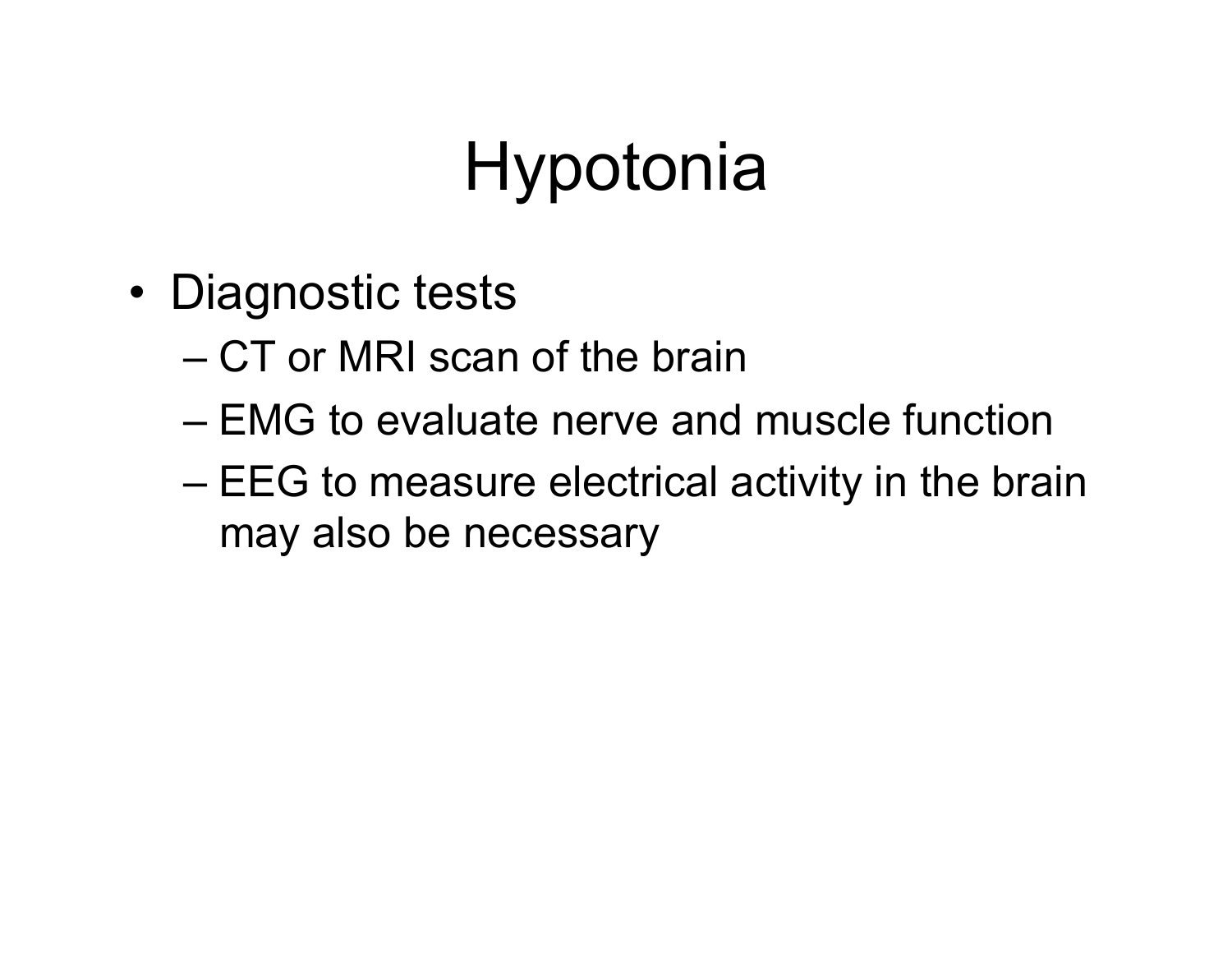# Hypotonia

- Diagnostic tests
  - CT or MRI scan of the brain
  - EMG to evaluate nerve and muscle function
  - EEG to measure electrical activity in the brain may also be necessary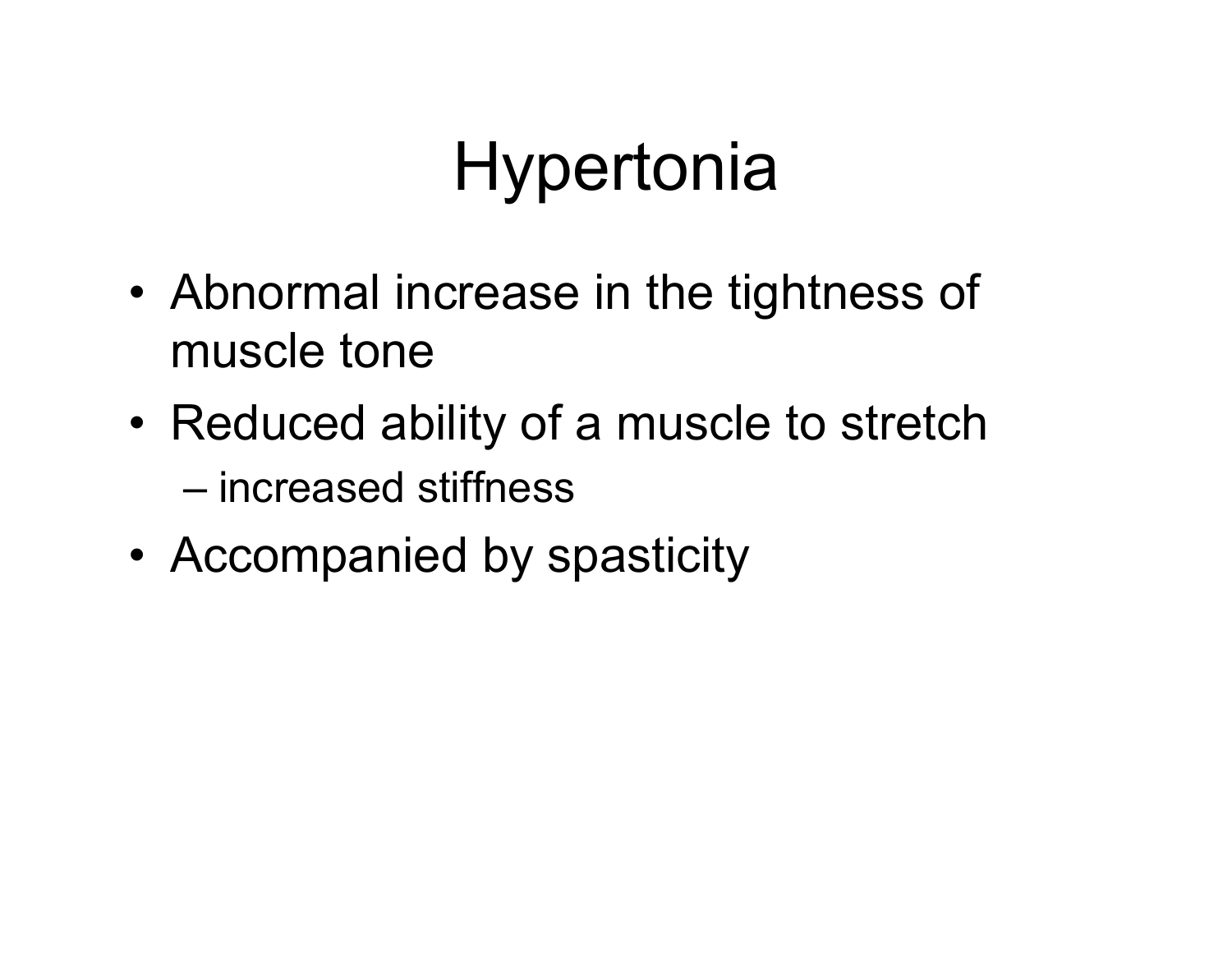# Hypertonia

- Abnormal increase in the tightness of muscle tone
- Reduced ability of a muscle to stretch
  - increased stiffness
- Accompanied by spasticity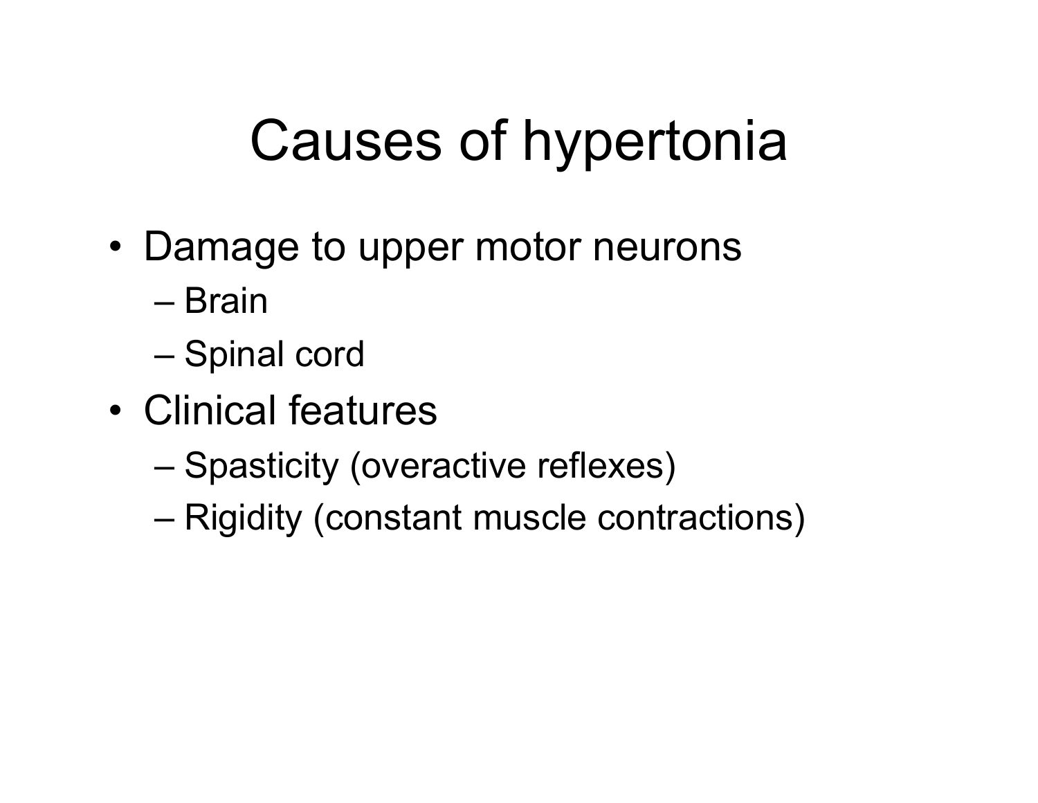# Causes of hypertonia

- Damage to upper motor neurons
  - Brain
  - Spinal cord
- Clinical features
  - Spasticity (overactive reflexes)
  - Rigidity (constant muscle contractions)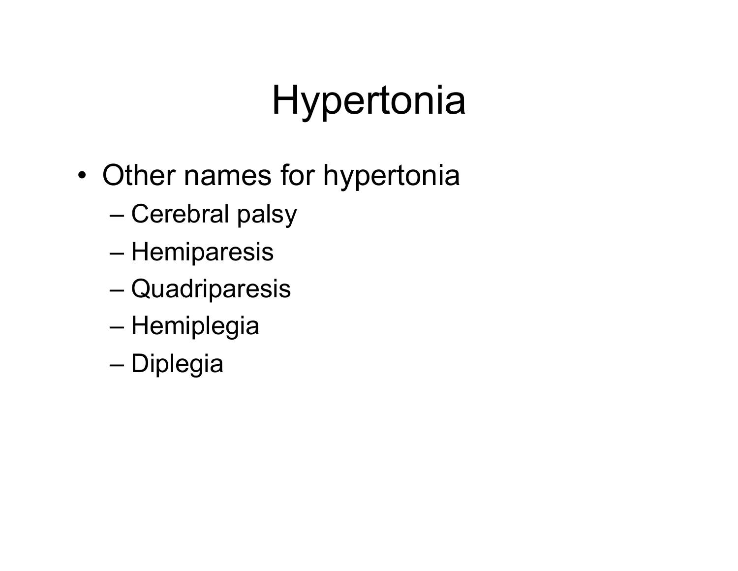# Hypertonia

- Other names for hypertonia
  - Cerebral palsy
  - Hemiparesis
  - Quadriparesis
  - Hemiplegia
  - Diplegia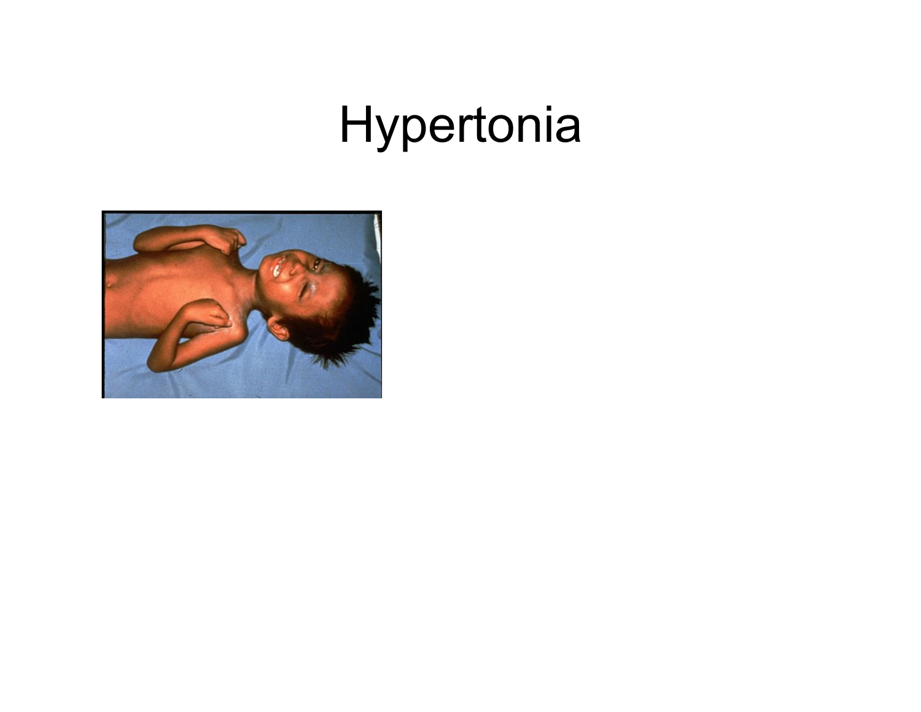# Hypertonia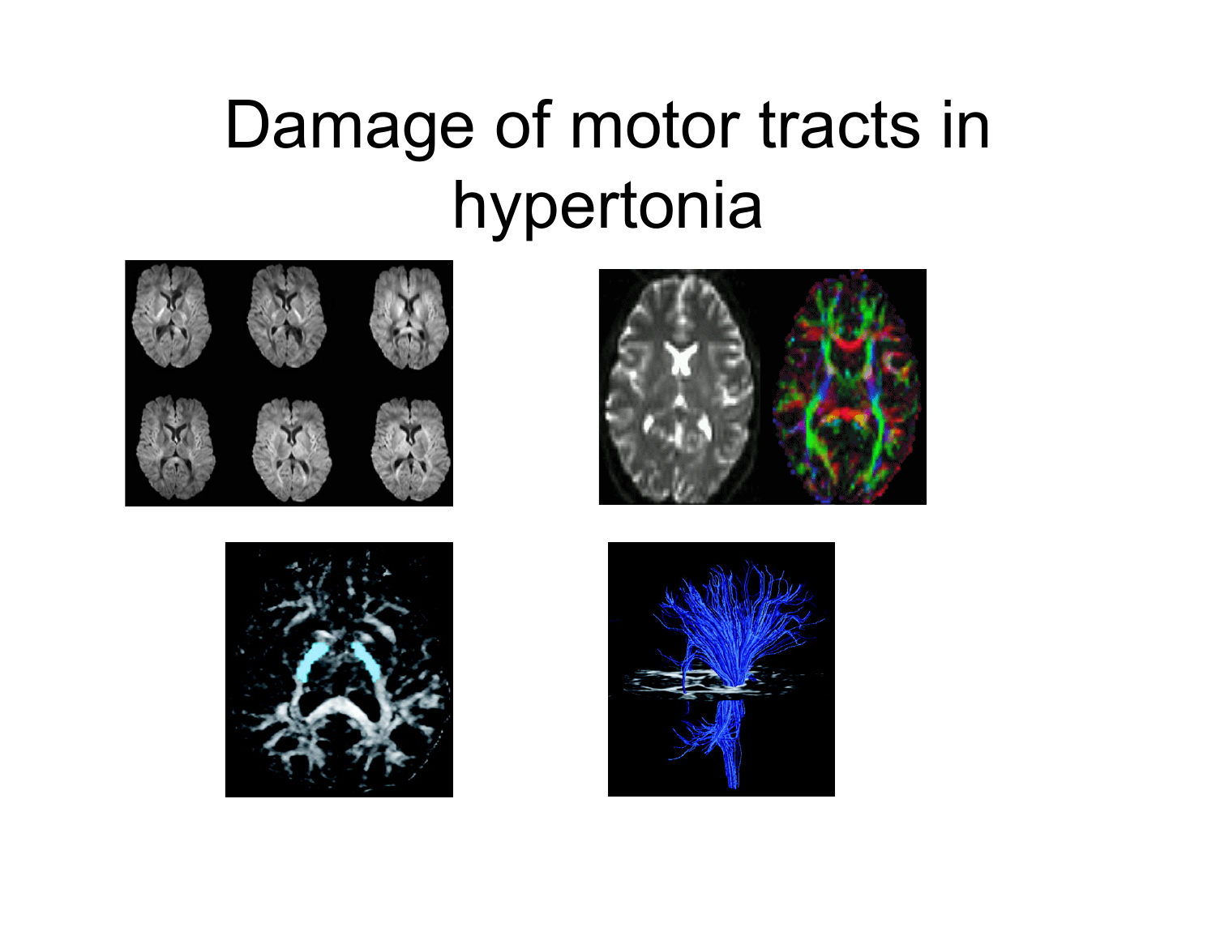# Damage of motor tracts in hypertonia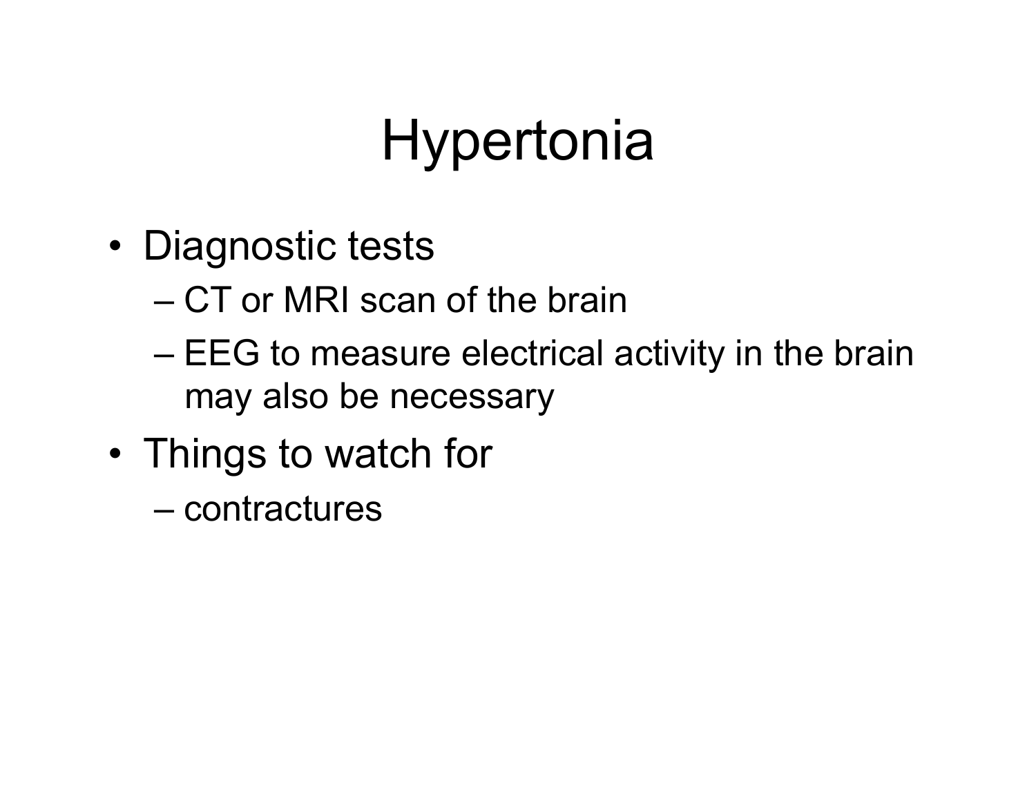# Hypertonia

- Diagnostic tests
  - CT or MRI scan of the brain
  - EEG to measure electrical activity in the brain may also be necessary
- Things to watch for
  - contractures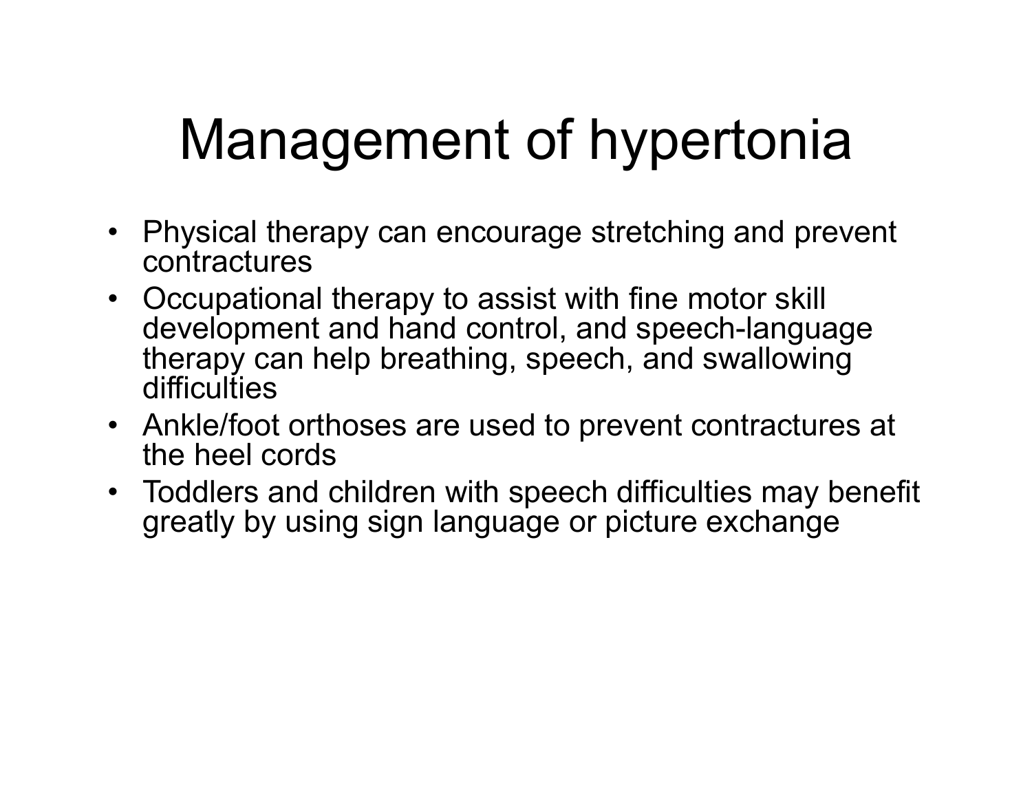# Management of hypertonia

- Physical therapy can encourage stretching and prevent contractures
- Occupational therapy to assist with fine motor skill development and hand control, and speech-language therapy can help breathing, speech, and swallowing difficulties
- Ankle/foot orthoses are used to prevent contractures at the heel cords
- Toddlers and children with speech difficulties may benefit greatly by using sign language or picture exchange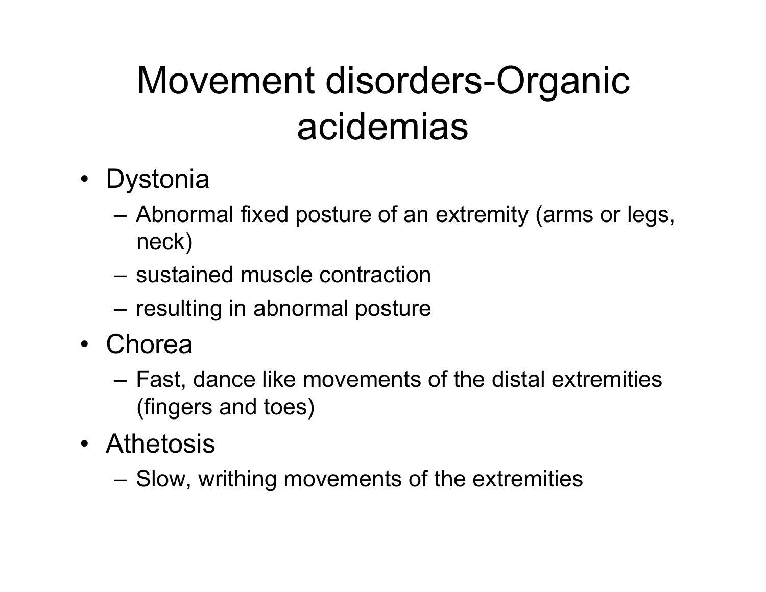# Movement disorders-Organic acidemias

- Dystonia
  - Abnormal fixed posture of an extremity (arms or legs, neck)
  - sustained muscle contraction
  - resulting in abnormal posture
- Chorea
  - Fast, dance like movements of the distal extremities (fingers and toes)
- Athetosis
  - Slow, writhing movements of the extremities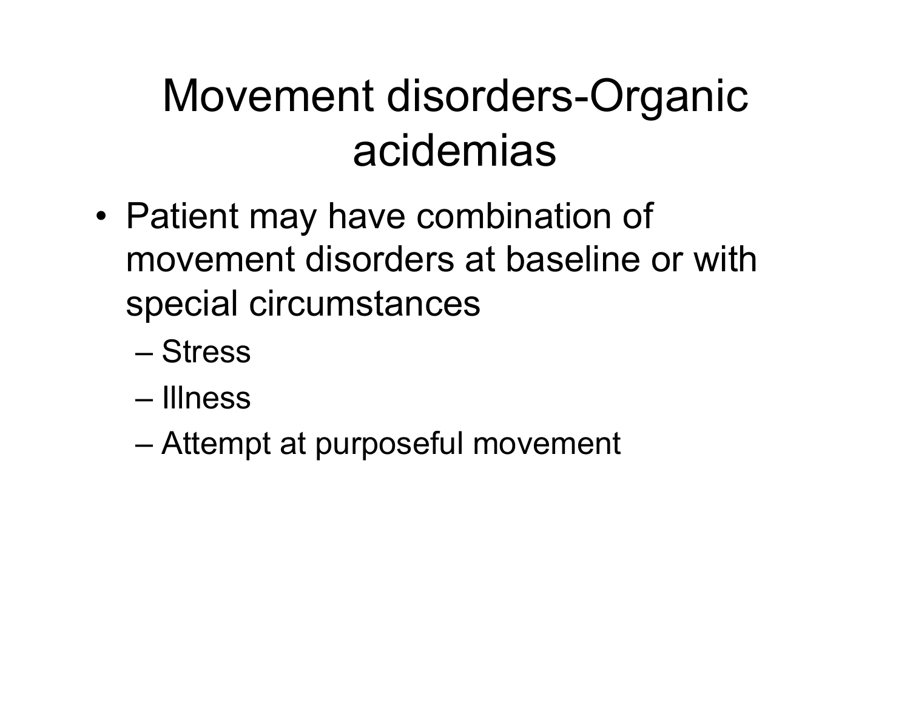# Movement disorders-Organic acidemias

- Patient may have combination of movement disorders at baseline or with special circumstances
  - Stress
  - Illness
  - Attempt at purposeful movement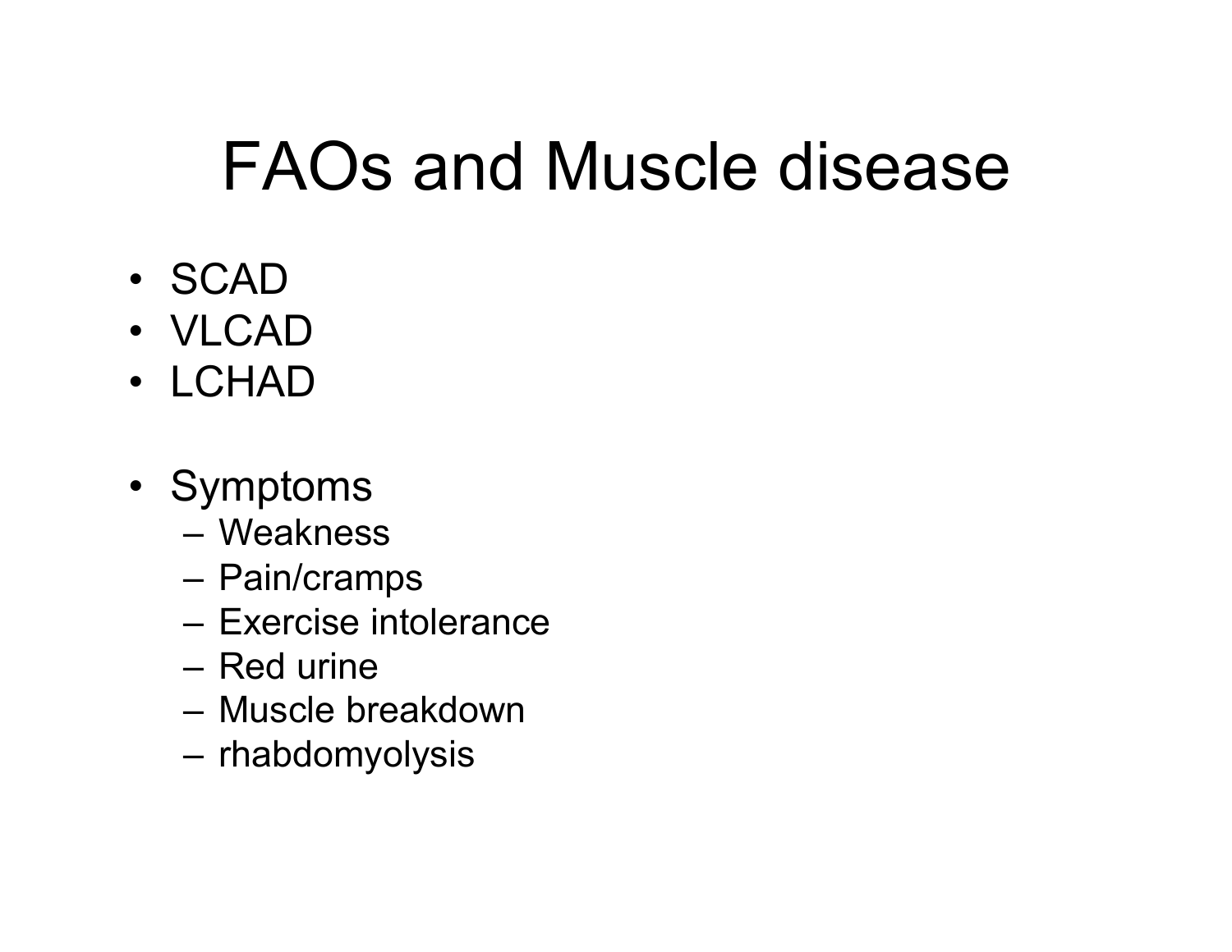# FAOs and Muscle disease

- SCAD
- VLCAD
- LCHAD

- Symptoms
  - Weakness
  - Pain/cramps
  - Exercise intolerance
  - Red urine
  - Muscle breakdown
  - rhabdomyolysis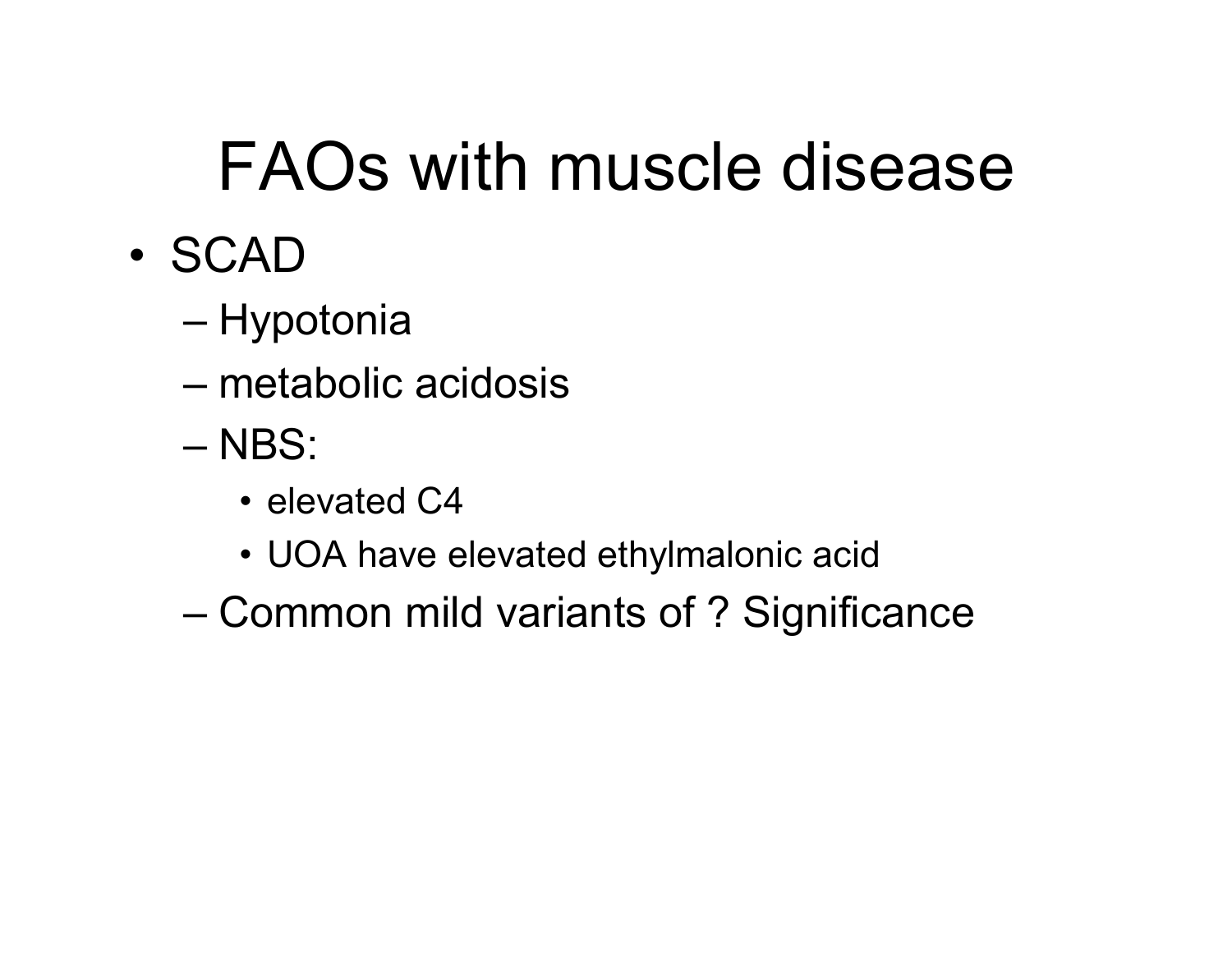# FAOs with muscle disease

- SCAD
  - Hypotonia
  - metabolic acidosis
  - NBS:
    - elevated C4
    - UOA have elevated ethylmalonic acid
  - Common mild variants of ? Significance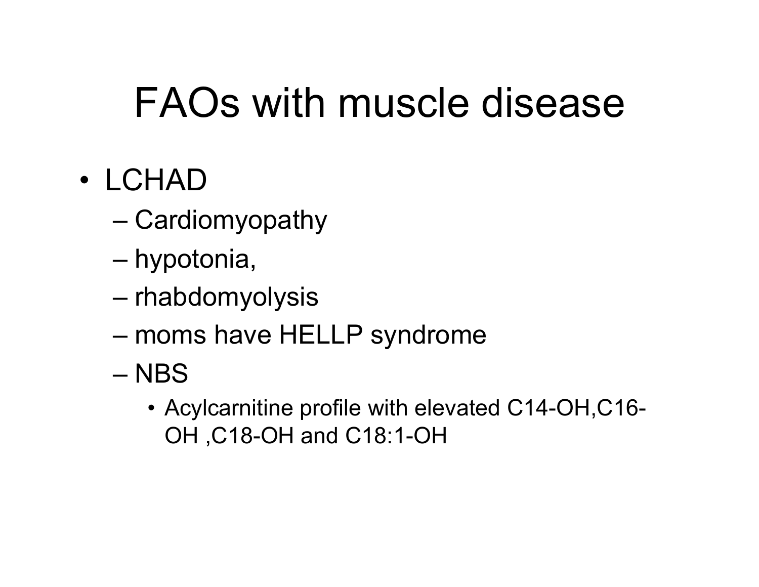# FAOs with muscle disease

- LCHAD
  - Cardiomyopathy
  - hypotonia,
  - rhabdomyolysis
  - moms have HELLP syndrome
  - NBS
    - Acylcarnitine profile with elevated C14-OH,C16-OH ,C18-OH and C18:1-OH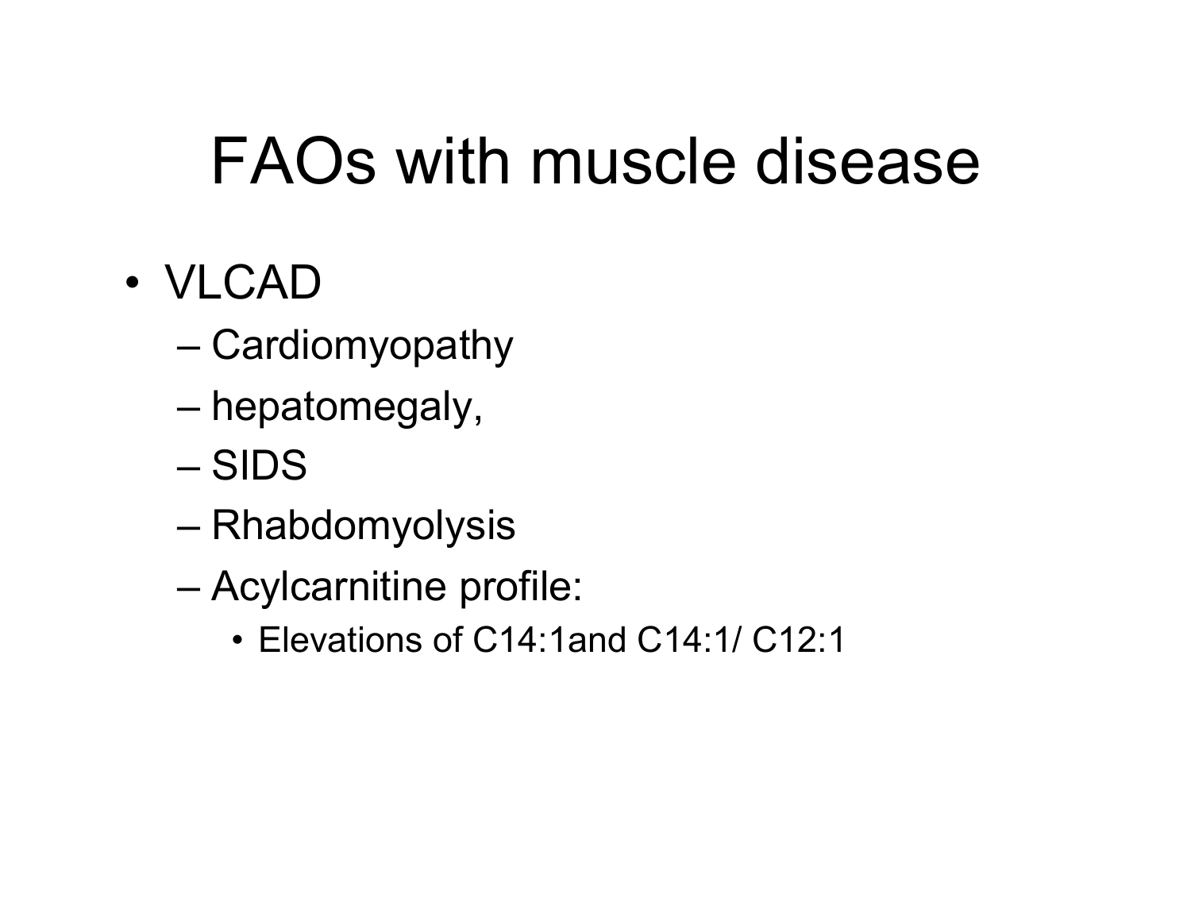# FAOs with muscle disease

- VLCAD
  - Cardiomyopathy
  - hepatomegaly,
  - SIDS
  - Rhabdomyolysis
  - Acylcarnitine profile:
    - Elevations of C14:1and C14:1/ C12:1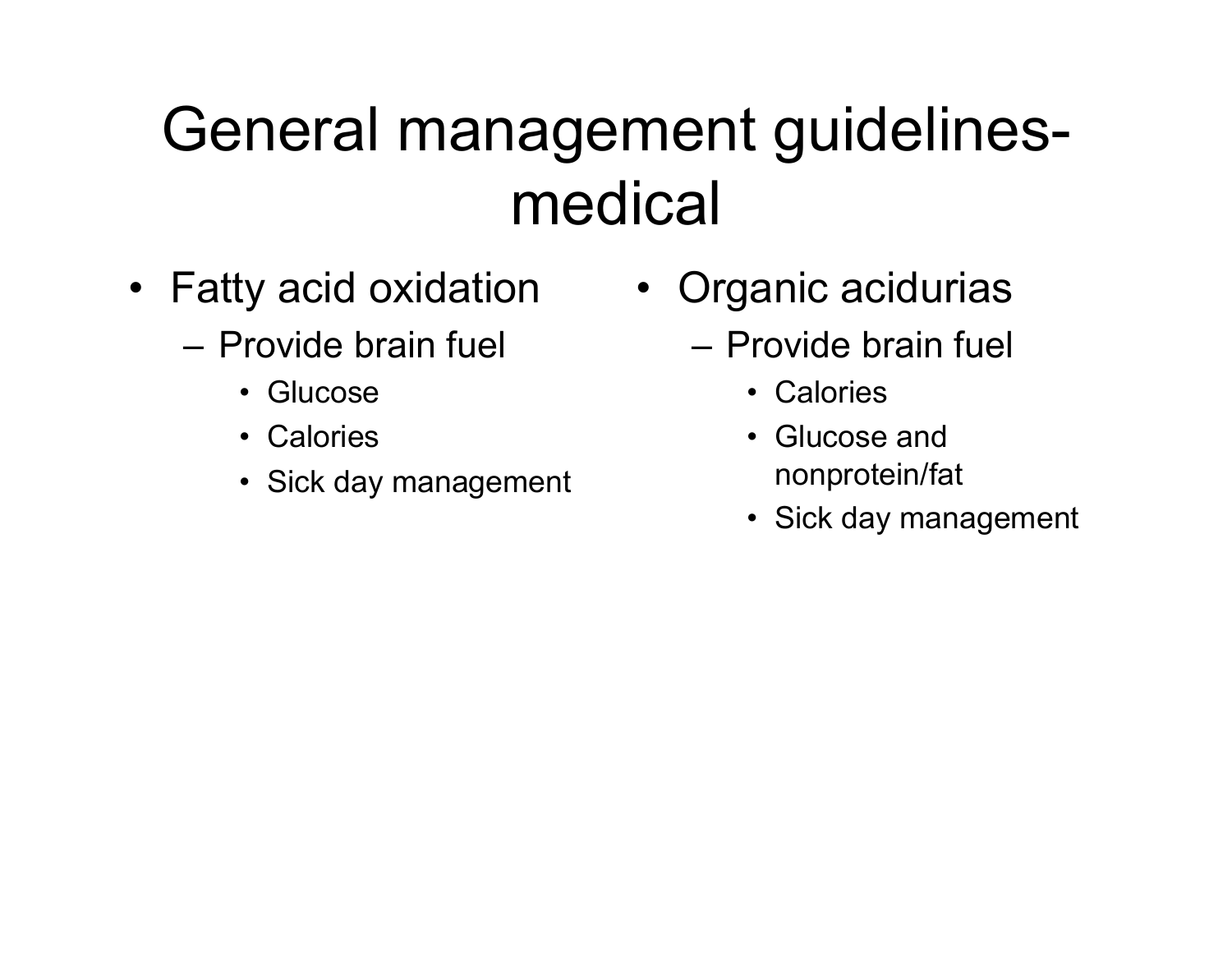# General management guidelines-medical

- Fatty acid oxidation
  - Provide brain fuel
    - Glucose
    - Calories
    - Sick day management
- Organic acidurias
  - Provide brain fuel
    - Calories
    - Glucose and nonprotein/fat
    - Sick day management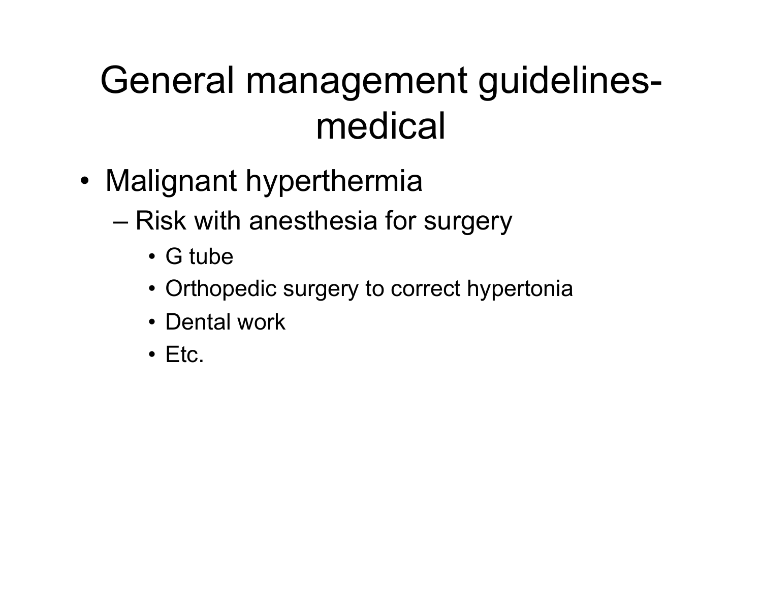# General management guidelines-medical

- Malignant hyperthermia
  - Risk with anesthesia for surgery
    - G tube
    - Orthopedic surgery to correct hypertonia
    - Dental work
    - Etc.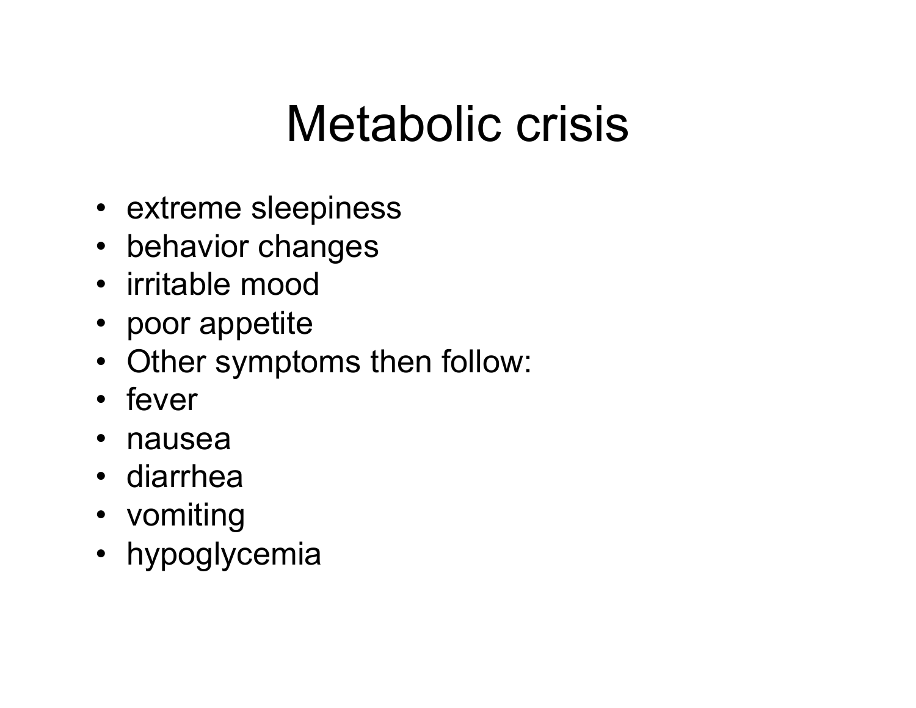# Metabolic crisis

- extreme sleepiness
- behavior changes
- irritable mood
- poor appetite
- Other symptoms then follow:
- fever
- nausea
- diarrhea
- vomiting
- hypoglycemia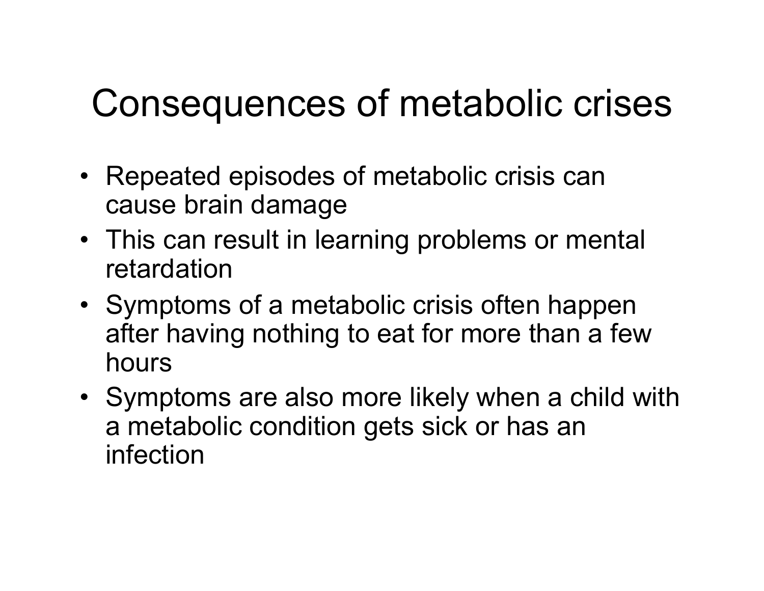# Consequences of metabolic crises

- Repeated episodes of metabolic crisis can cause brain damage
- This can result in learning problems or mental retardation
- Symptoms of a metabolic crisis often happen after having nothing to eat for more than a few hours
- Symptoms are also more likely when a child with a metabolic condition gets sick or has an infection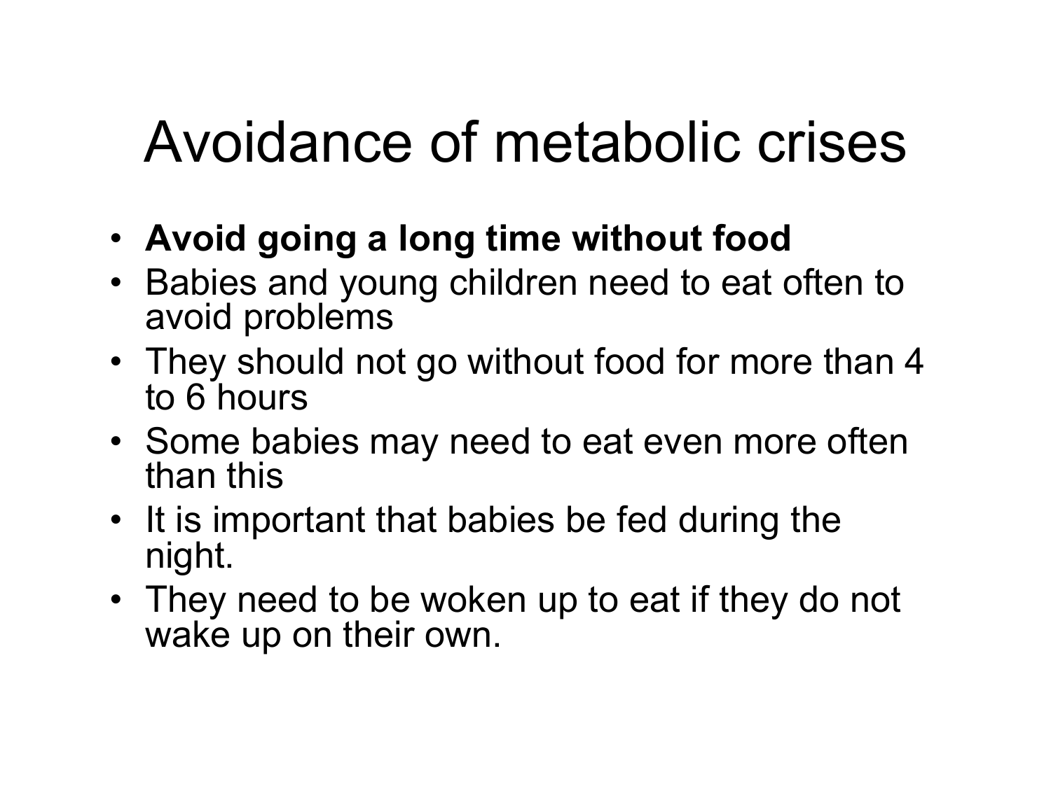# Avoidance of metabolic crises

- **Avoid going a long time without food**
- Babies and young children need to eat often to avoid problems
- They should not go without food for more than 4 to 6 hours
- Some babies may need to eat even more often than this
- It is important that babies be fed during the night.
- They need to be woken up to eat if they do not wake up on their own.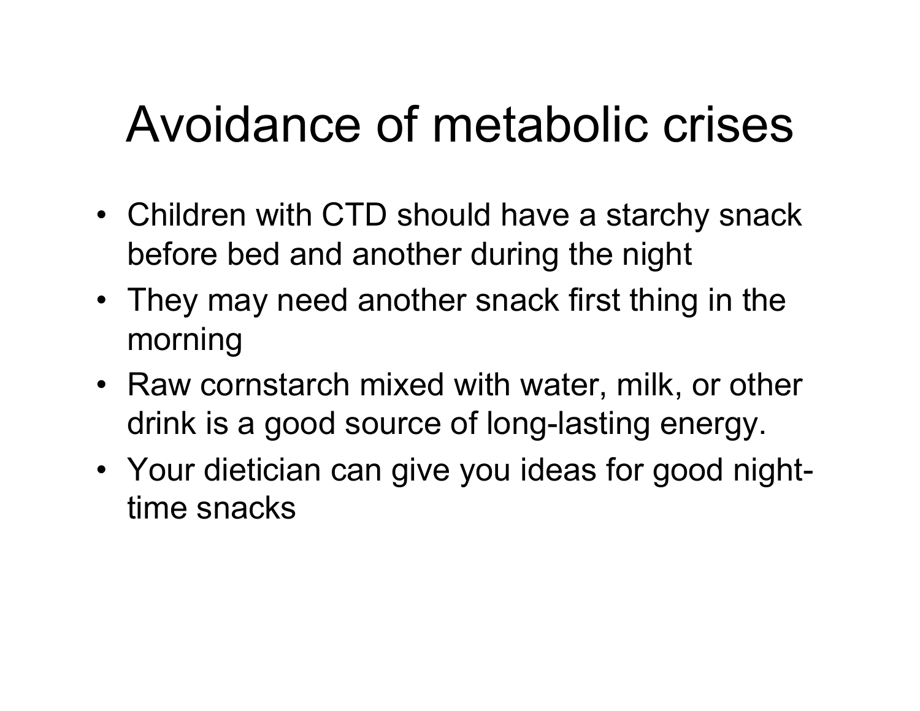# Avoidance of metabolic crises

- Children with CTD should have a starchy snack before bed and another during the night
- They may need another snack first thing in the morning
- Raw cornstarch mixed with water, milk, or other drink is a good source of long-lasting energy.
- Your dietician can give you ideas for good night-time snacks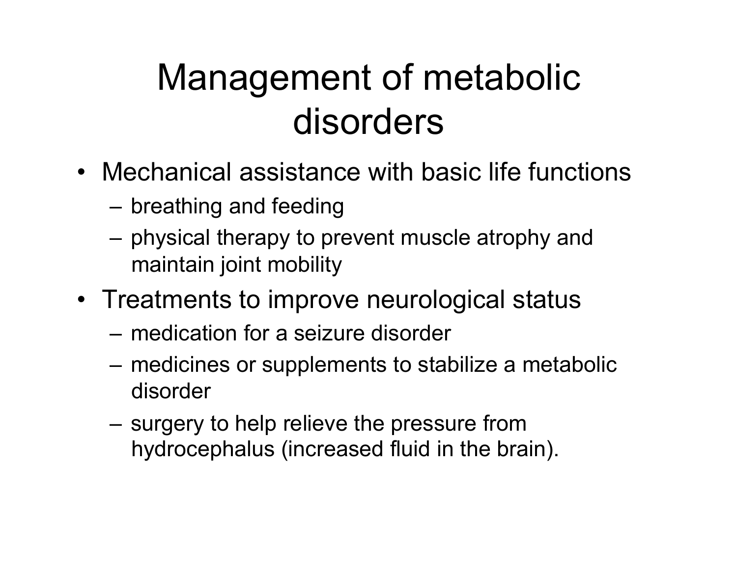# Management of metabolic disorders

- Mechanical assistance with basic life functions
  - breathing and feeding
  - physical therapy to prevent muscle atrophy and maintain joint mobility
- Treatments to improve neurological status
  - medication for a seizure disorder
  - medicines or supplements to stabilize a metabolic disorder
  - surgery to help relieve the pressure from hydrocephalus (increased fluid in the brain).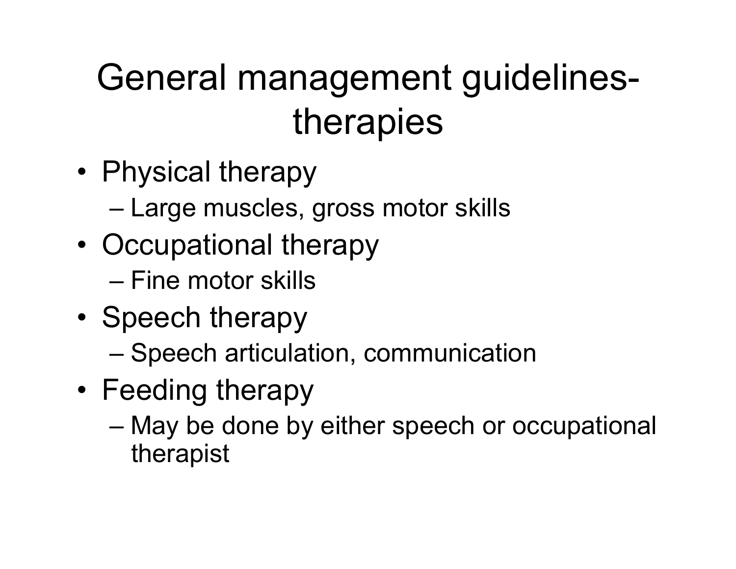# General management guidelines-therapies

- Physical therapy
  - Large muscles, gross motor skills
- Occupational therapy
  - Fine motor skills
- Speech therapy
  - Speech articulation, communication
- Feeding therapy
  - May be done by either speech or occupational therapist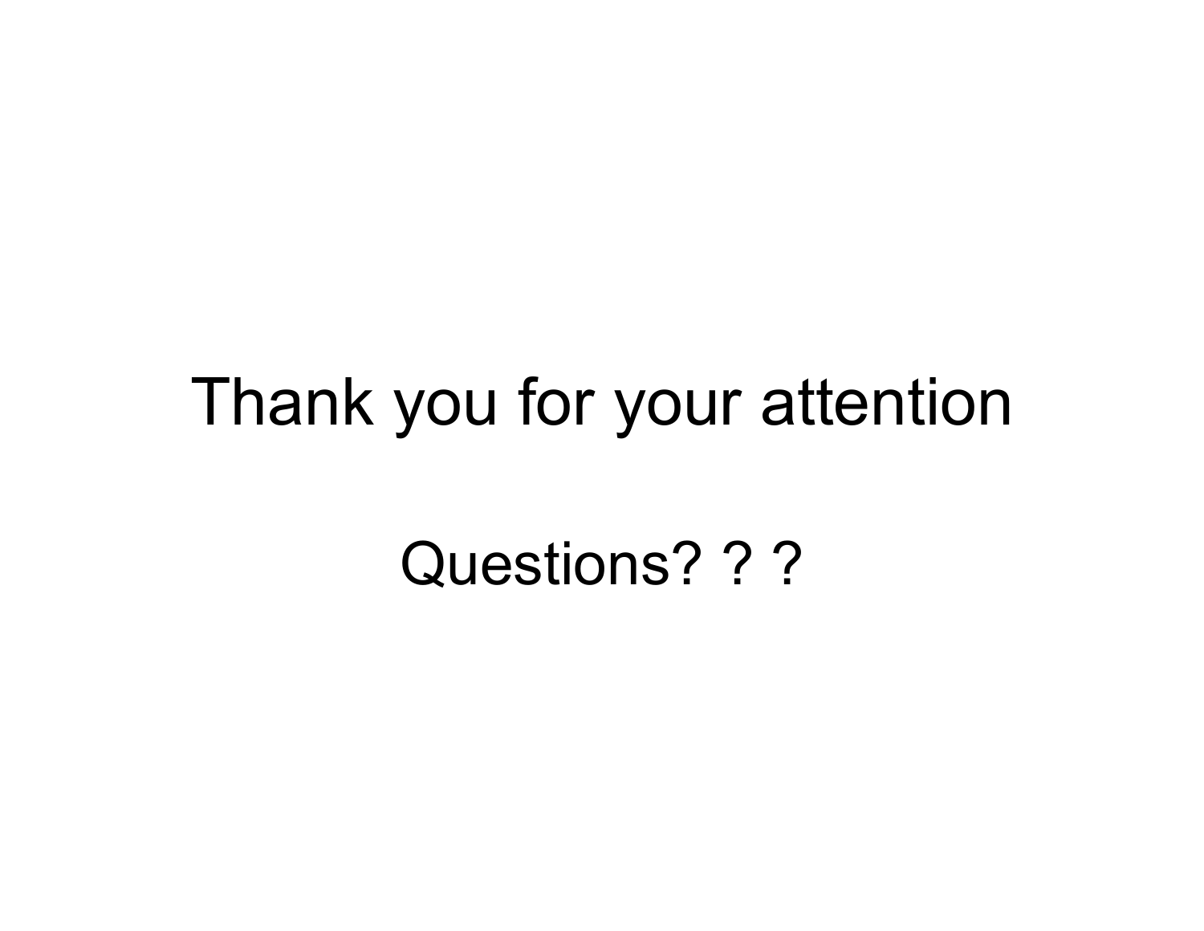Thank you for your attention

Questions? ? ?